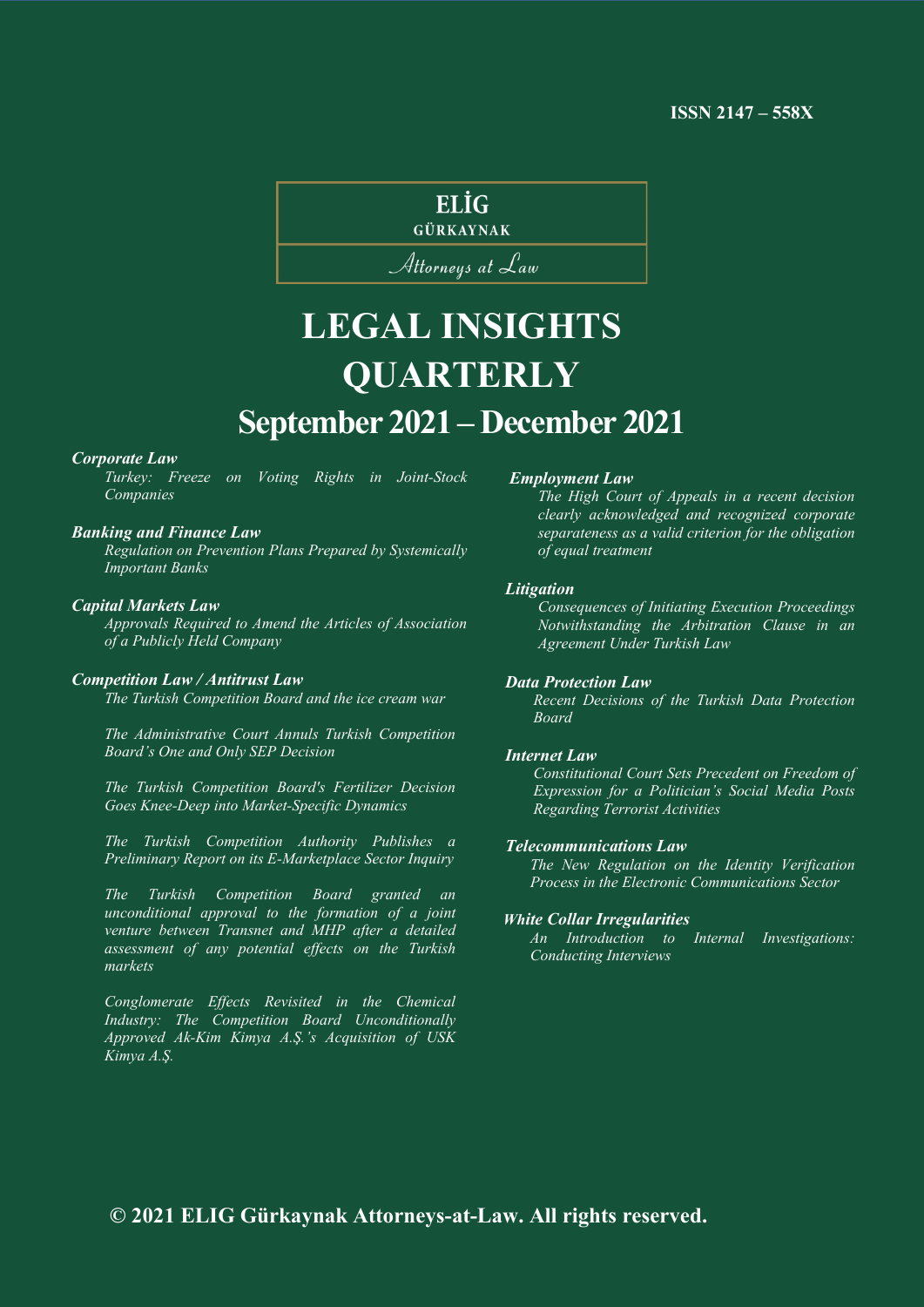ISSN 2147 – 558X

ELİG
GÜRKAYNAK
Attorneys at Law

# LEGAL INSIGHTS QUARTERLY

## September 2021 – December 2021

***Corporate Law***

*Turkey: Freeze on Voting Rights in Joint-Stock Companies*

***Banking and Finance Law***

*Regulation on Prevention Plans Prepared by Systemically Important Banks*

***Capital Markets Law***

*Approvals Required to Amend the Articles of Association of a Publicly Held Company*

***Competition Law / Antitrust Law***

*The Turkish Competition Board and the ice cream war*

*The Administrative Court Annuls Turkish Competition Board's One and Only SEP Decision*

*The Turkish Competition Board's Fertilizer Decision Goes Knee-Deep into Market-Specific Dynamics*

*The Turkish Competition Authority Publishes a Preliminary Report on its E-Marketplace Sector Inquiry*

*The Turkish Competition Board granted an unconditional approval to the formation of a joint venture between Transnet and MHP after a detailed assessment of any potential effects on the Turkish markets*

*Conglomerate Effects Revisited in the Chemical Industry: The Competition Board Unconditionally Approved Ak-Kim Kimya A.Ş.'s Acquisition of USK Kimya A.Ş.*

***Employment Law***

*The High Court of Appeals in a recent decision clearly acknowledged and recognized corporate separateness as a valid criterion for the obligation of equal treatment*

***Litigation***

*Consequences of Initiating Execution Proceedings Notwithstanding the Arbitration Clause in an Agreement Under Turkish Law*

***Data Protection Law***

*Recent Decisions of the Turkish Data Protection Board*

***Internet Law***

*Constitutional Court Sets Precedent on Freedom of Expression for a Politician's Social Media Posts Regarding Terrorist Activities*

***Telecommunications Law***

*The New Regulation on the Identity Verification Process in the Electronic Communications Sector*

***White Collar Irregularities***

*An Introduction to Internal Investigations: Conducting Interviews*

**© 2021 ELIG Gürkaynak Attorneys-at-Law. All rights reserved.**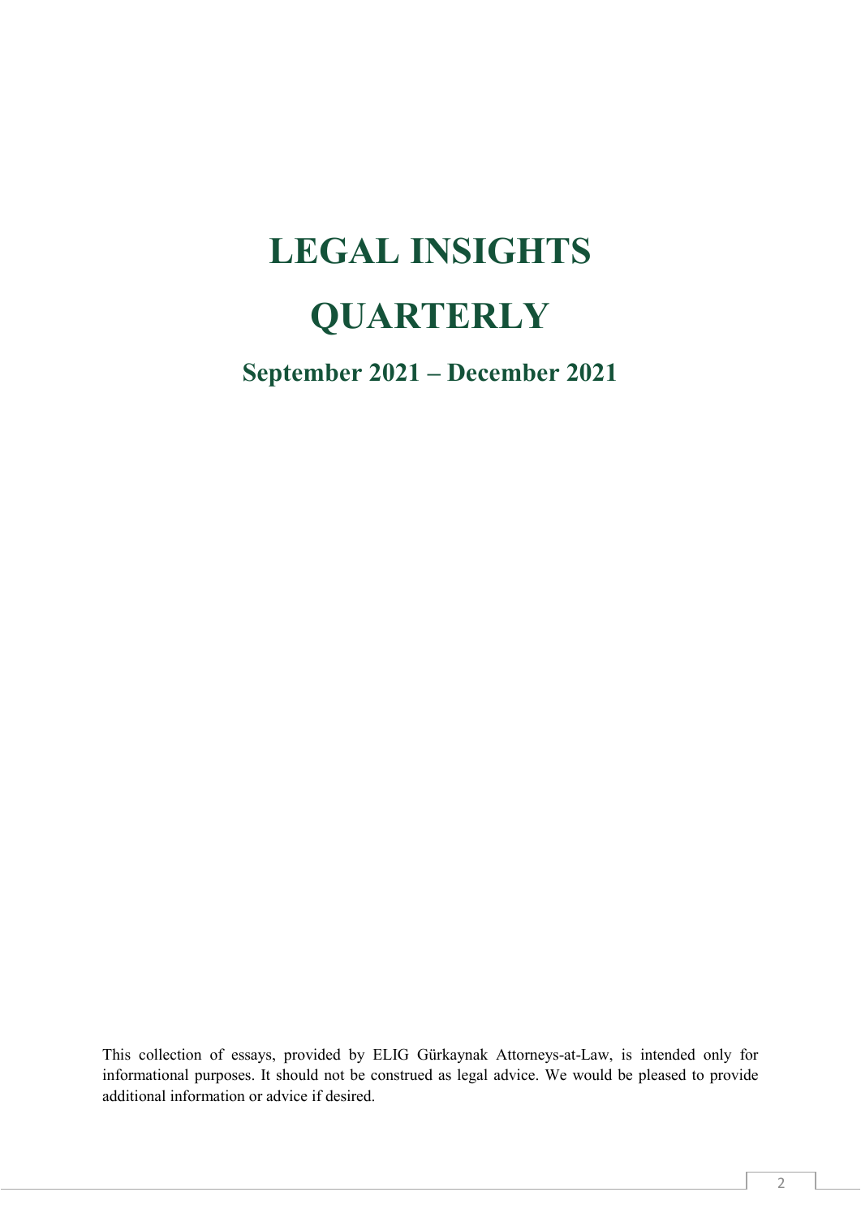# LEGAL INSIGHTS

# QUARTERLY

## September 2021 – December 2021

This collection of essays, provided by ELIG Gürkaynak Attorneys-at-Law, is intended only for informational purposes. It should not be construed as legal advice. We would be pleased to provide additional information or advice if desired.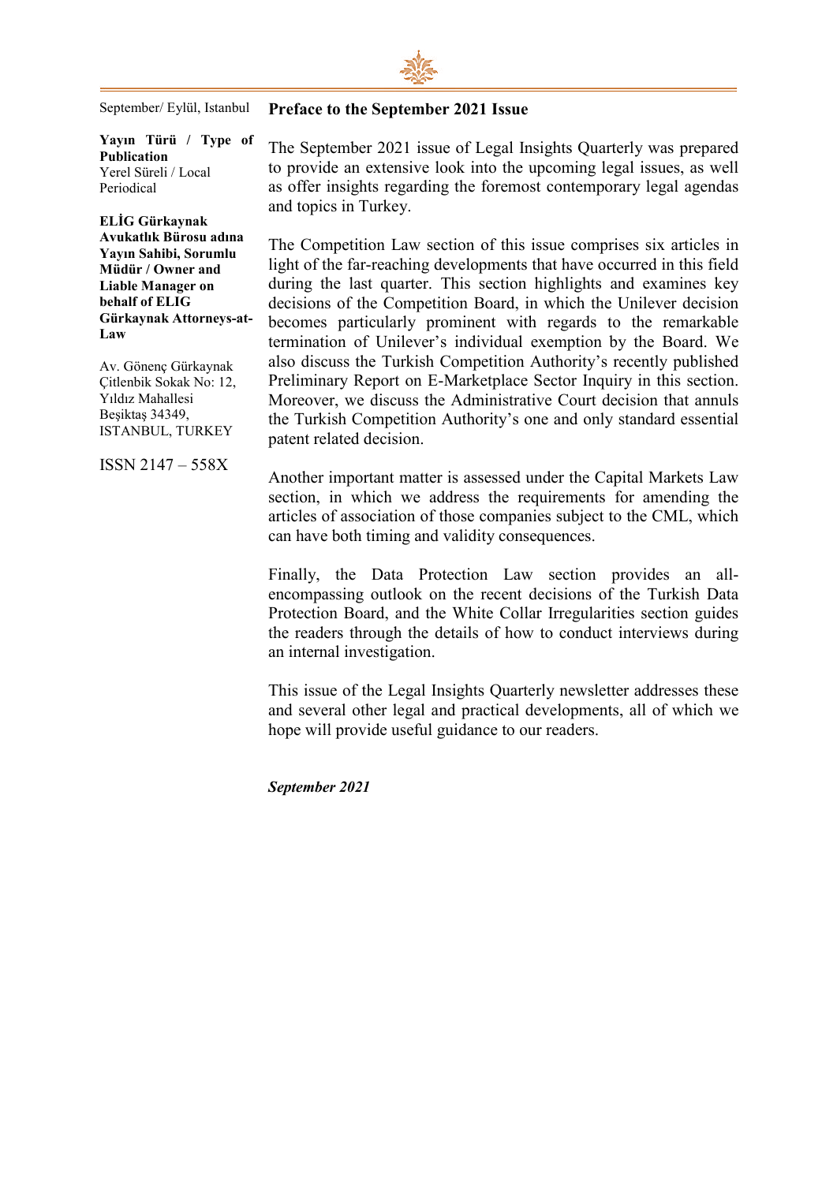September/ Eylül, Istanbul

**Yayın Türü / Type of Publication**
Yerel Süreli / Local Periodical

**ELİG Gürkaynak Avukatlık Bürosu adına Yayın Sahibi, Sorumlu Müdür / Owner and Liable Manager on behalf of ELIG Gürkaynak Attorneys-at-Law**

Av. Gönenç Gürkaynak
Çitlenbik Sokak No: 12,
Yıldız Mahallesi
Beşiktaş 34349,
ISTANBUL, TURKEY

ISSN 2147 – 558X

## Preface to the September 2021 Issue

The September 2021 issue of Legal Insights Quarterly was prepared to provide an extensive look into the upcoming legal issues, as well as offer insights regarding the foremost contemporary legal agendas and topics in Turkey.

The Competition Law section of this issue comprises six articles in light of the far-reaching developments that have occurred in this field during the last quarter. This section highlights and examines key decisions of the Competition Board, in which the Unilever decision becomes particularly prominent with regards to the remarkable termination of Unilever's individual exemption by the Board. We also discuss the Turkish Competition Authority's recently published Preliminary Report on E-Marketplace Sector Inquiry in this section. Moreover, we discuss the Administrative Court decision that annuls the Turkish Competition Authority's one and only standard essential patent related decision.

Another important matter is assessed under the Capital Markets Law section, in which we address the requirements for amending the articles of association of those companies subject to the CML, which can have both timing and validity consequences.

Finally, the Data Protection Law section provides an all-encompassing outlook on the recent decisions of the Turkish Data Protection Board, and the White Collar Irregularities section guides the readers through the details of how to conduct interviews during an internal investigation.

This issue of the Legal Insights Quarterly newsletter addresses these and several other legal and practical developments, all of which we hope will provide useful guidance to our readers.

***September 2021***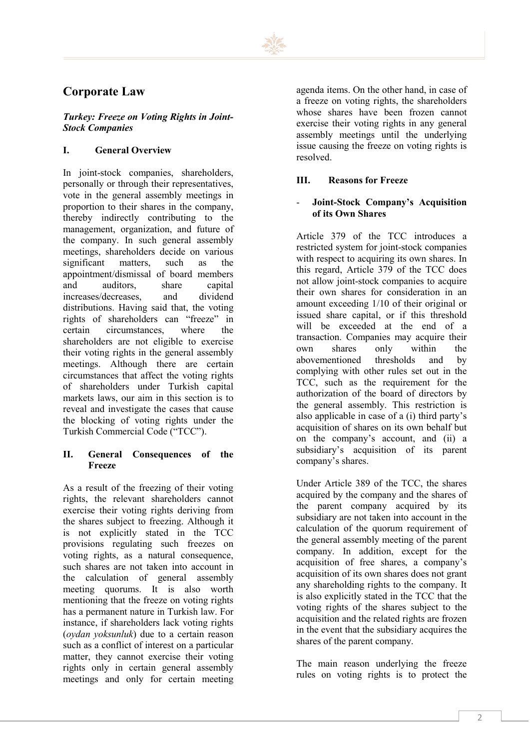# Corporate Law

***Turkey: Freeze on Voting Rights in Joint-Stock Companies***

## I. General Overview

In joint-stock companies, shareholders, personally or through their representatives, vote in the general assembly meetings in proportion to their shares in the company, thereby indirectly contributing to the management, organization, and future of the company. In such general assembly meetings, shareholders decide on various significant matters, such as the appointment/dismissal of board members and auditors, share capital increases/decreases, and dividend distributions. Having said that, the voting rights of shareholders can "freeze" in certain circumstances, where the shareholders are not eligible to exercise their voting rights in the general assembly meetings. Although there are certain circumstances that affect the voting rights of shareholders under Turkish capital markets laws, our aim in this section is to reveal and investigate the cases that cause the blocking of voting rights under the Turkish Commercial Code ("TCC").

## II. General Consequences of the Freeze

As a result of the freezing of their voting rights, the relevant shareholders cannot exercise their voting rights deriving from the shares subject to freezing. Although it is not explicitly stated in the TCC provisions regulating such freezes on voting rights, as a natural consequence, such shares are not taken into account in the calculation of general assembly meeting quorums. It is also worth mentioning that the freeze on voting rights has a permanent nature in Turkish law. For instance, if shareholders lack voting rights (*oydan yoksunluk*) due to a certain reason such as a conflict of interest on a particular matter, they cannot exercise their voting rights only in certain general assembly meetings and only for certain meeting agenda items. On the other hand, in case of a freeze on voting rights, the shareholders whose shares have been frozen cannot exercise their voting rights in any general assembly meetings until the underlying issue causing the freeze on voting rights is resolved.

## III. Reasons for Freeze

- **Joint-Stock Company's Acquisition of its Own Shares**

Article 379 of the TCC introduces a restricted system for joint-stock companies with respect to acquiring its own shares. In this regard, Article 379 of the TCC does not allow joint-stock companies to acquire their own shares for consideration in an amount exceeding 1/10 of their original or issued share capital, or if this threshold will be exceeded at the end of a transaction. Companies may acquire their own shares only within the abovementioned thresholds and by complying with other rules set out in the TCC, such as the requirement for the authorization of the board of directors by the general assembly. This restriction is also applicable in case of a (i) third party's acquisition of shares on its own behalf but on the company's account, and (ii) a subsidiary's acquisition of its parent company's shares.

Under Article 389 of the TCC, the shares acquired by the company and the shares of the parent company acquired by its subsidiary are not taken into account in the calculation of the quorum requirement of the general assembly meeting of the parent company. In addition, except for the acquisition of free shares, a company's acquisition of its own shares does not grant any shareholding rights to the company. It is also explicitly stated in the TCC that the voting rights of the shares subject to the acquisition and the related rights are frozen in the event that the subsidiary acquires the shares of the parent company.

The main reason underlying the freeze rules on voting rights is to protect the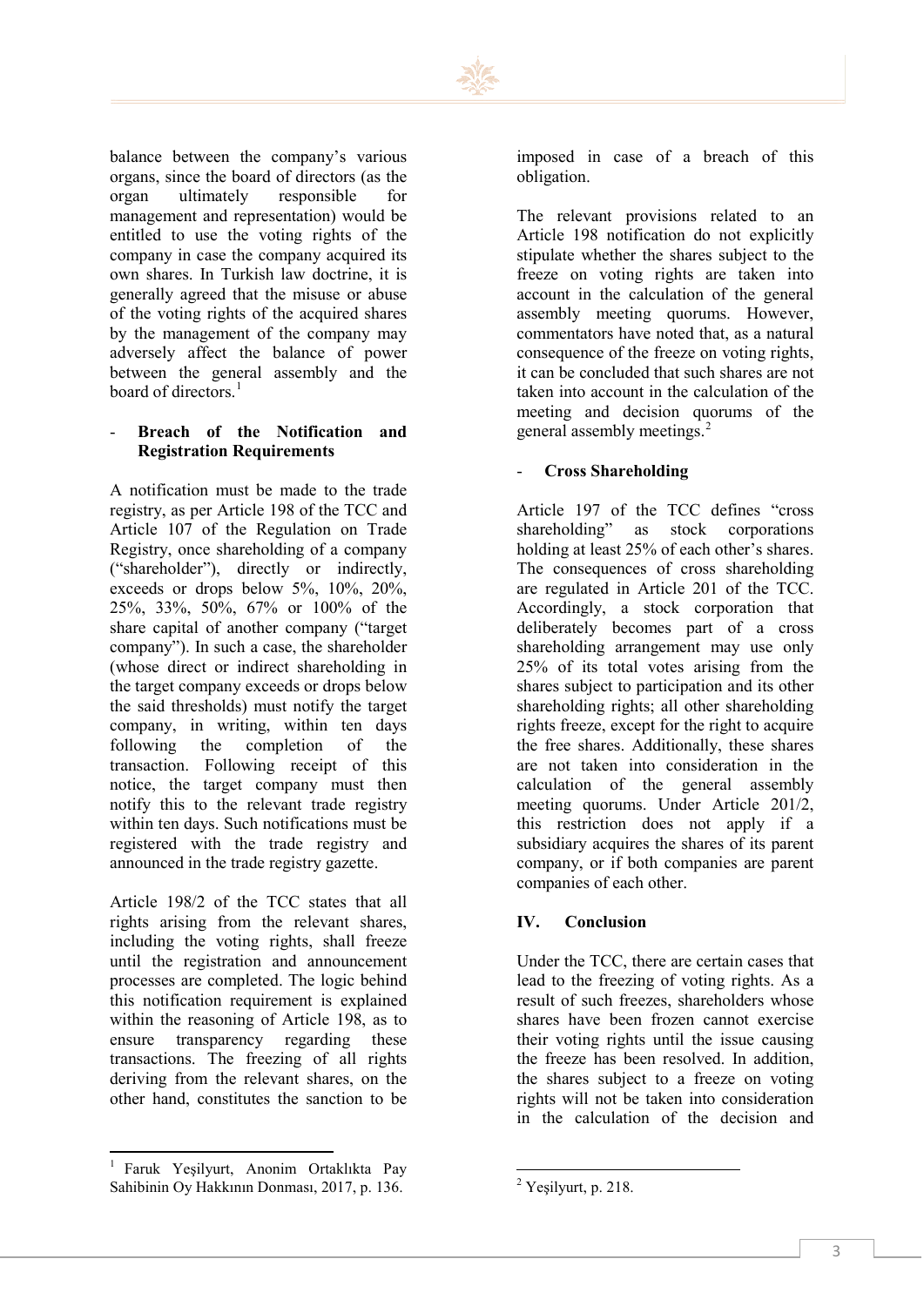balance between the company's various organs, since the board of directors (as the organ ultimately responsible for management and representation) would be entitled to use the voting rights of the company in case the company acquired its own shares. In Turkish law doctrine, it is generally agreed that the misuse or abuse of the voting rights of the acquired shares by the management of the company may adversely affect the balance of power between the general assembly and the board of directors.[1]

- **Breach of the Notification and Registration Requirements**

A notification must be made to the trade registry, as per Article 198 of the TCC and Article 107 of the Regulation on Trade Registry, once shareholding of a company ("shareholder"), directly or indirectly, exceeds or drops below 5%, 10%, 20%, 25%, 33%, 50%, 67% or 100% of the share capital of another company ("target company"). In such a case, the shareholder (whose direct or indirect shareholding in the target company exceeds or drops below the said thresholds) must notify the target company, in writing, within ten days following the completion of the transaction. Following receipt of this notice, the target company must then notify this to the relevant trade registry within ten days. Such notifications must be registered with the trade registry and announced in the trade registry gazette.

Article 198/2 of the TCC states that all rights arising from the relevant shares, including the voting rights, shall freeze until the registration and announcement processes are completed. The logic behind this notification requirement is explained within the reasoning of Article 198, as to ensure transparency regarding these transactions. The freezing of all rights deriving from the relevant shares, on the other hand, constitutes the sanction to be imposed in case of a breach of this obligation.

The relevant provisions related to an Article 198 notification do not explicitly stipulate whether the shares subject to the freeze on voting rights are taken into account in the calculation of the general assembly meeting quorums. However, commentators have noted that, as a natural consequence of the freeze on voting rights, it can be concluded that such shares are not taken into account in the calculation of the meeting and decision quorums of the general assembly meetings.[2]

- **Cross Shareholding**

Article 197 of the TCC defines "cross shareholding" as stock corporations holding at least 25% of each other's shares. The consequences of cross shareholding are regulated in Article 201 of the TCC. Accordingly, a stock corporation that deliberately becomes part of a cross shareholding arrangement may use only 25% of its total votes arising from the shares subject to participation and its other shareholding rights; all other shareholding rights freeze, except for the right to acquire the free shares. Additionally, these shares are not taken into consideration in the calculation of the general assembly meeting quorums. Under Article 201/2, this restriction does not apply if a subsidiary acquires the shares of its parent company, or if both companies are parent companies of each other.

## IV. Conclusion

Under the TCC, there are certain cases that lead to the freezing of voting rights. As a result of such freezes, shareholders whose shares have been frozen cannot exercise their voting rights until the issue causing the freeze has been resolved. In addition, the shares subject to a freeze on voting rights will not be taken into consideration in the calculation of the decision and

[1] Faruk Yeşilyurt, Anonim Ortaklıkta Pay Sahibinin Oy Hakkının Donması, 2017, p. 136.

[2] Yeşilyurt, p. 218.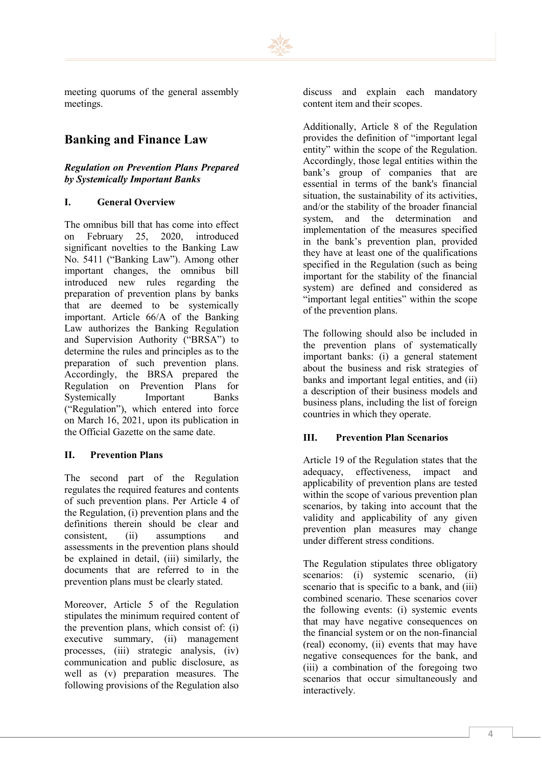meeting quorums of the general assembly meetings.

## Banking and Finance Law

### *Regulation on Prevention Plans Prepared by Systemically Important Banks*

#### I. General Overview

The omnibus bill that has come into effect on February 25, 2020, introduced significant novelties to the Banking Law No. 5411 ("Banking Law"). Among other important changes, the omnibus bill introduced new rules regarding the preparation of prevention plans by banks that are deemed to be systemically important. Article 66/A of the Banking Law authorizes the Banking Regulation and Supervision Authority ("BRSA") to determine the rules and principles as to the preparation of such prevention plans. Accordingly, the BRSA prepared the Regulation on Prevention Plans for Systemically Important Banks ("Regulation"), which entered into force on March 16, 2021, upon its publication in the Official Gazette on the same date.

#### II. Prevention Plans

The second part of the Regulation regulates the required features and contents of such prevention plans. Per Article 4 of the Regulation, (i) prevention plans and the definitions therein should be clear and consistent, (ii) assumptions and assessments in the prevention plans should be explained in detail, (iii) similarly, the documents that are referred to in the prevention plans must be clearly stated.

Moreover, Article 5 of the Regulation stipulates the minimum required content of the prevention plans, which consist of: (i) executive summary, (ii) management processes, (iii) strategic analysis, (iv) communication and public disclosure, as well as (v) preparation measures. The following provisions of the Regulation also discuss and explain each mandatory content item and their scopes.

Additionally, Article 8 of the Regulation provides the definition of "important legal entity" within the scope of the Regulation. Accordingly, those legal entities within the bank's group of companies that are essential in terms of the bank's financial situation, the sustainability of its activities, and/or the stability of the broader financial system, and the determination and implementation of the measures specified in the bank's prevention plan, provided they have at least one of the qualifications specified in the Regulation (such as being important for the stability of the financial system) are defined and considered as "important legal entities" within the scope of the prevention plans.

The following should also be included in the prevention plans of systematically important banks: (i) a general statement about the business and risk strategies of banks and important legal entities, and (ii) a description of their business models and business plans, including the list of foreign countries in which they operate.

#### III. Prevention Plan Scenarios

Article 19 of the Regulation states that the adequacy, effectiveness, impact and applicability of prevention plans are tested within the scope of various prevention plan scenarios, by taking into account that the validity and applicability of any given prevention plan measures may change under different stress conditions.

The Regulation stipulates three obligatory scenarios: (i) systemic scenario, (ii) scenario that is specific to a bank, and (iii) combined scenario. These scenarios cover the following events: (i) systemic events that may have negative consequences on the financial system or on the non-financial (real) economy, (ii) events that may have negative consequences for the bank, and (iii) a combination of the foregoing two scenarios that occur simultaneously and interactively.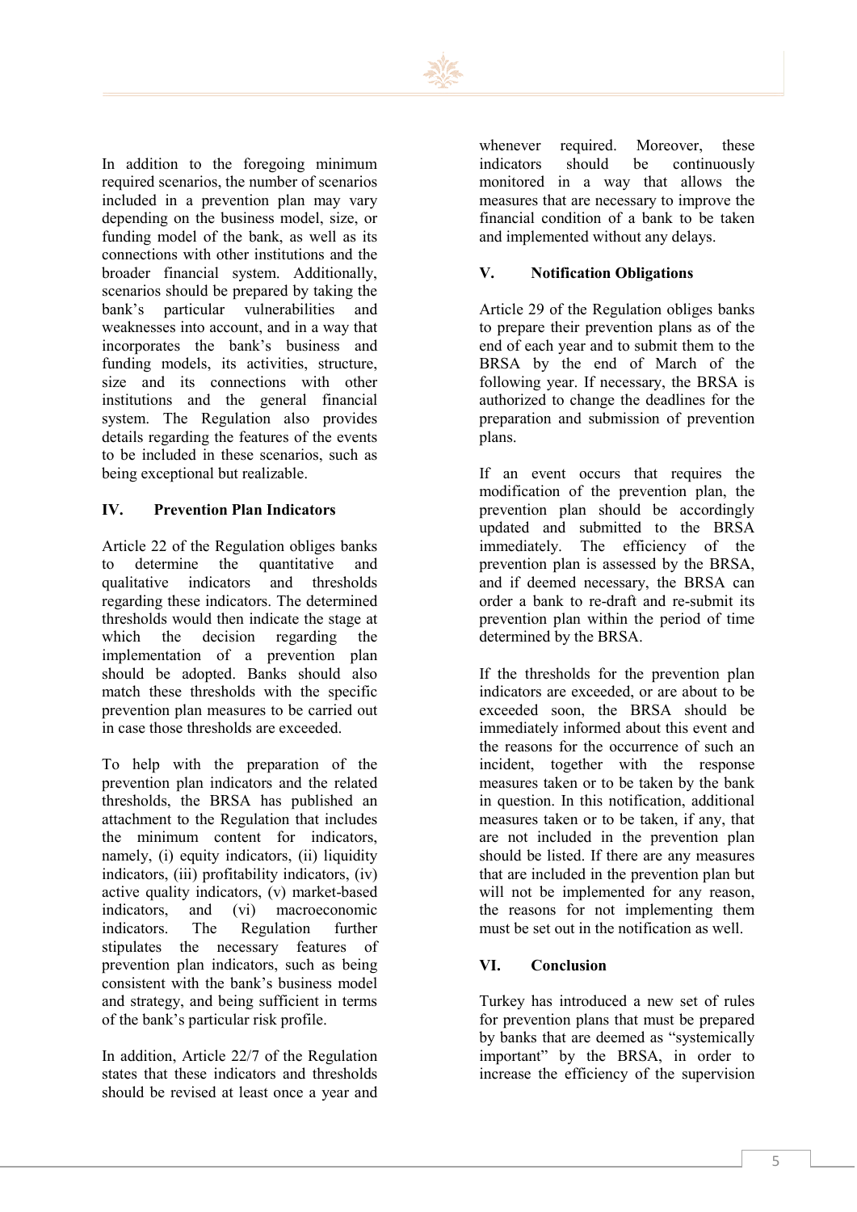In addition to the foregoing minimum required scenarios, the number of scenarios included in a prevention plan may vary depending on the business model, size, or funding model of the bank, as well as its connections with other institutions and the broader financial system. Additionally, scenarios should be prepared by taking the bank's particular vulnerabilities and weaknesses into account, and in a way that incorporates the bank's business and funding models, its activities, structure, size and its connections with other institutions and the general financial system. The Regulation also provides details regarding the features of the events to be included in these scenarios, such as being exceptional but realizable.

## IV. Prevention Plan Indicators

Article 22 of the Regulation obliges banks to determine the quantitative and qualitative indicators and thresholds regarding these indicators. The determined thresholds would then indicate the stage at which the decision regarding the implementation of a prevention plan should be adopted. Banks should also match these thresholds with the specific prevention plan measures to be carried out in case those thresholds are exceeded.

To help with the preparation of the prevention plan indicators and the related thresholds, the BRSA has published an attachment to the Regulation that includes the minimum content for indicators, namely, (i) equity indicators, (ii) liquidity indicators, (iii) profitability indicators, (iv) active quality indicators, (v) market-based indicators, and (vi) macroeconomic indicators. The Regulation further stipulates the necessary features of prevention plan indicators, such as being consistent with the bank's business model and strategy, and being sufficient in terms of the bank's particular risk profile.

In addition, Article 22/7 of the Regulation states that these indicators and thresholds should be revised at least once a year and whenever required. Moreover, these indicators should be continuously monitored in a way that allows the measures that are necessary to improve the financial condition of a bank to be taken and implemented without any delays.

## V. Notification Obligations

Article 29 of the Regulation obliges banks to prepare their prevention plans as of the end of each year and to submit them to the BRSA by the end of March of the following year. If necessary, the BRSA is authorized to change the deadlines for the preparation and submission of prevention plans.

If an event occurs that requires the modification of the prevention plan, the prevention plan should be accordingly updated and submitted to the BRSA immediately. The efficiency of the prevention plan is assessed by the BRSA, and if deemed necessary, the BRSA can order a bank to re-draft and re-submit its prevention plan within the period of time determined by the BRSA.

If the thresholds for the prevention plan indicators are exceeded, or are about to be exceeded soon, the BRSA should be immediately informed about this event and the reasons for the occurrence of such an incident, together with the response measures taken or to be taken by the bank in question. In this notification, additional measures taken or to be taken, if any, that are not included in the prevention plan should be listed. If there are any measures that are included in the prevention plan but will not be implemented for any reason, the reasons for not implementing them must be set out in the notification as well.

## VI. Conclusion

Turkey has introduced a new set of rules for prevention plans that must be prepared by banks that are deemed as "systemically important" by the BRSA, in order to increase the efficiency of the supervision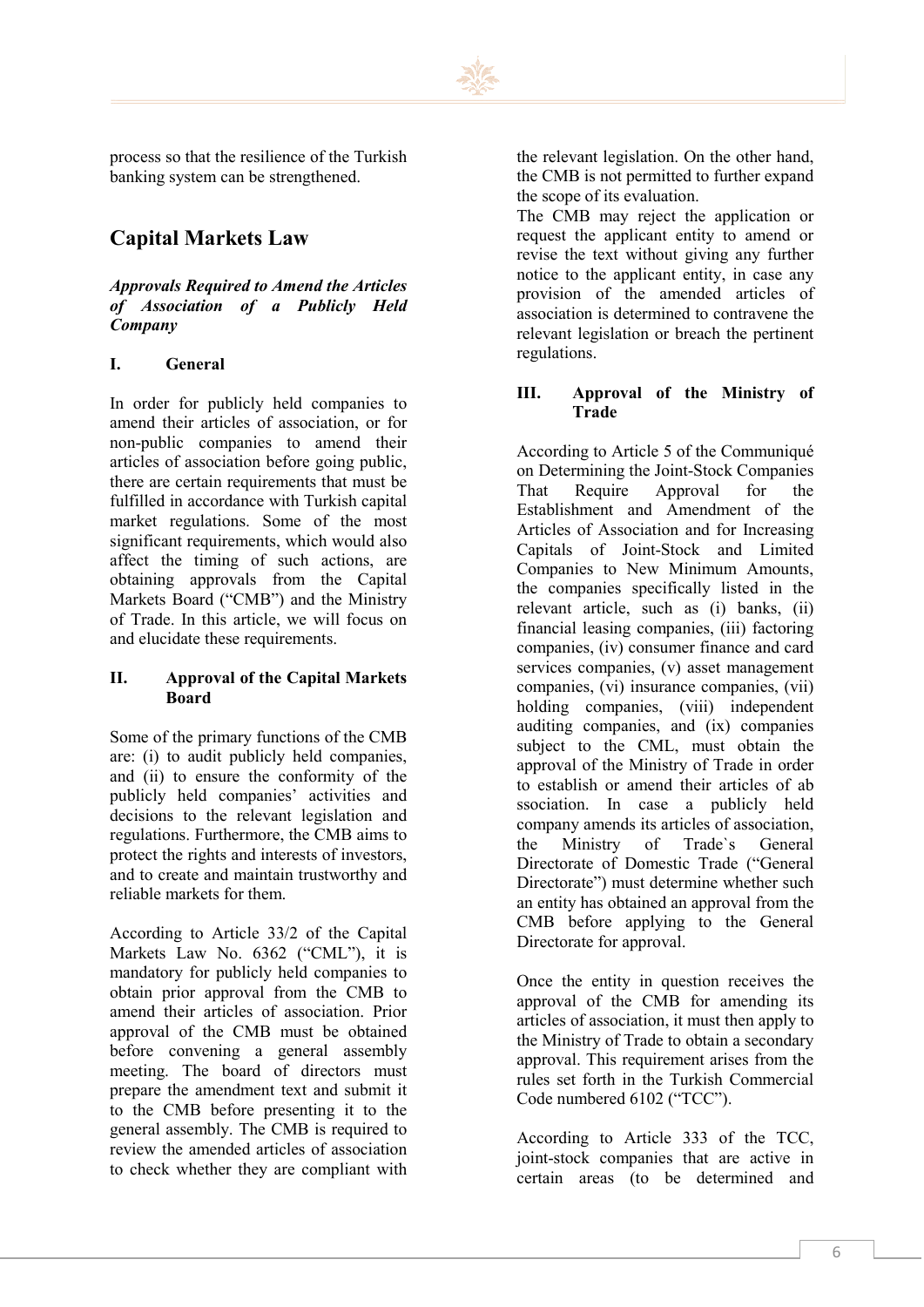process so that the resilience of the Turkish banking system can be strengthened.

## Capital Markets Law

***Approvals Required to Amend the Articles of Association of a Publicly Held Company***

### I. General

In order for publicly held companies to amend their articles of association, or for non-public companies to amend their articles of association before going public, there are certain requirements that must be fulfilled in accordance with Turkish capital market regulations. Some of the most significant requirements, which would also affect the timing of such actions, are obtaining approvals from the Capital Markets Board ("CMB") and the Ministry of Trade. In this article, we will focus on and elucidate these requirements.

### II. Approval of the Capital Markets Board

Some of the primary functions of the CMB are: (i) to audit publicly held companies, and (ii) to ensure the conformity of the publicly held companies' activities and decisions to the relevant legislation and regulations. Furthermore, the CMB aims to protect the rights and interests of investors, and to create and maintain trustworthy and reliable markets for them.

According to Article 33/2 of the Capital Markets Law No. 6362 ("CML"), it is mandatory for publicly held companies to obtain prior approval from the CMB to amend their articles of association. Prior approval of the CMB must be obtained before convening a general assembly meeting. The board of directors must prepare the amendment text and submit it to the CMB before presenting it to the general assembly. The CMB is required to review the amended articles of association to check whether they are compliant with the relevant legislation. On the other hand, the CMB is not permitted to further expand the scope of its evaluation.

The CMB may reject the application or request the applicant entity to amend or revise the text without giving any further notice to the applicant entity, in case any provision of the amended articles of association is determined to contravene the relevant legislation or breach the pertinent regulations.

### III. Approval of the Ministry of Trade

According to Article 5 of the Communiqué on Determining the Joint-Stock Companies That Require Approval for the Establishment and Amendment of the Articles of Association and for Increasing Capitals of Joint-Stock and Limited Companies to New Minimum Amounts, the companies specifically listed in the relevant article, such as (i) banks, (ii) financial leasing companies, (iii) factoring companies, (iv) consumer finance and card services companies, (v) asset management companies, (vi) insurance companies, (vii) holding companies, (viii) independent auditing companies, and (ix) companies subject to the CML, must obtain the approval of the Ministry of Trade in order to establish or amend their articles of ab ssociation. In case a publicly held company amends its articles of association, the Ministry of Trade`s General Directorate of Domestic Trade ("General Directorate") must determine whether such an entity has obtained an approval from the CMB before applying to the General Directorate for approval.

Once the entity in question receives the approval of the CMB for amending its articles of association, it must then apply to the Ministry of Trade to obtain a secondary approval. This requirement arises from the rules set forth in the Turkish Commercial Code numbered 6102 ("TCC").

According to Article 333 of the TCC, joint-stock companies that are active in certain areas (to be determined and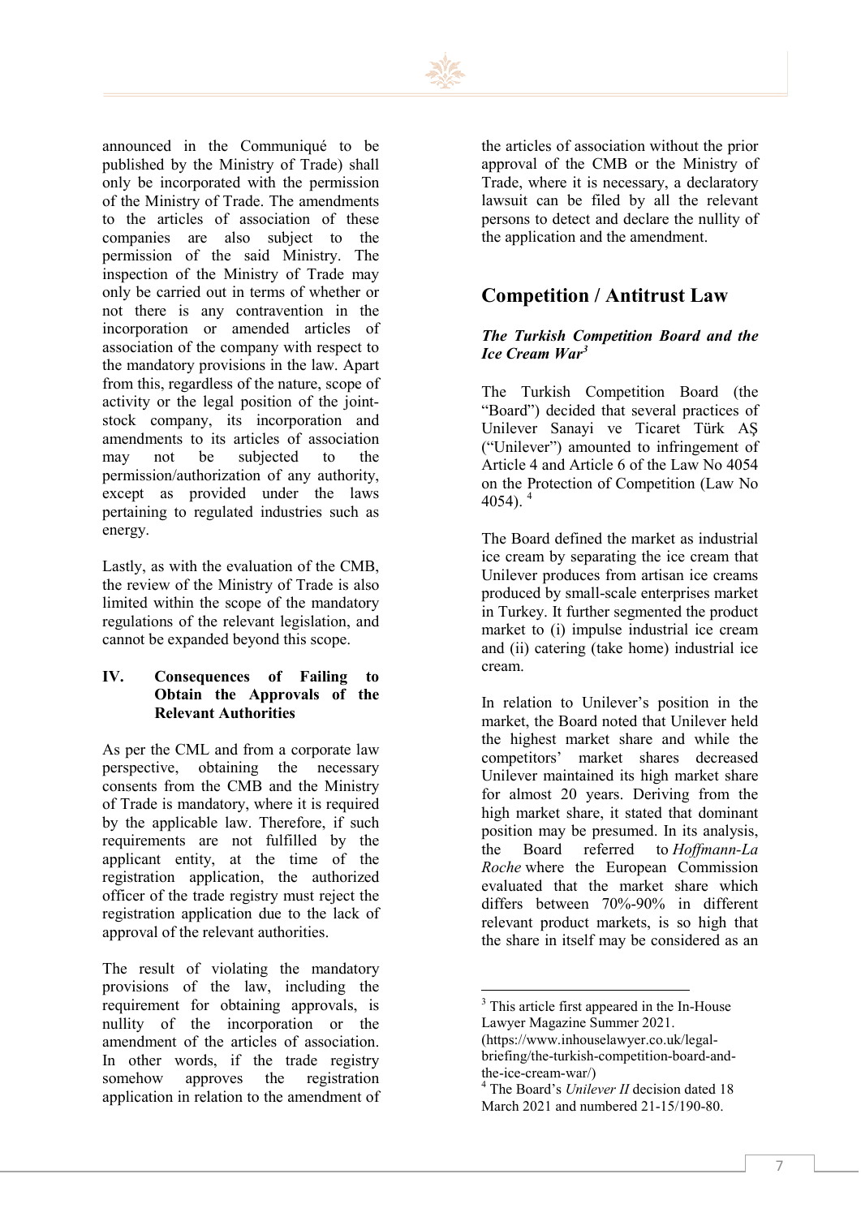announced in the Communiqué to be published by the Ministry of Trade) shall only be incorporated with the permission of the Ministry of Trade. The amendments to the articles of association of these companies are also subject to the permission of the said Ministry. The inspection of the Ministry of Trade may only be carried out in terms of whether or not there is any contravention in the incorporation or amended articles of association of the company with respect to the mandatory provisions in the law. Apart from this, regardless of the nature, scope of activity or the legal position of the joint-stock company, its incorporation and amendments to its articles of association may not be subjected to the permission/authorization of any authority, except as provided under the laws pertaining to regulated industries such as energy.

Lastly, as with the evaluation of the CMB, the review of the Ministry of Trade is also limited within the scope of the mandatory regulations of the relevant legislation, and cannot be expanded beyond this scope.

### IV. Consequences of Failing to Obtain the Approvals of the Relevant Authorities

As per the CML and from a corporate law perspective, obtaining the necessary consents from the CMB and the Ministry of Trade is mandatory, where it is required by the applicable law. Therefore, if such requirements are not fulfilled by the applicant entity, at the time of the registration application, the authorized officer of the trade registry must reject the registration application due to the lack of approval of the relevant authorities.

The result of violating the mandatory provisions of the law, including the requirement for obtaining approvals, is nullity of the incorporation or the amendment of the articles of association. In other words, if the trade registry somehow approves the registration application in relation to the amendment of the articles of association without the prior approval of the CMB or the Ministry of Trade, where it is necessary, a declaratory lawsuit can be filed by all the relevant persons to detect and declare the nullity of the application and the amendment.

## Competition / Antitrust Law

### *The Turkish Competition Board and the Ice Cream War*[3]

The Turkish Competition Board (the "Board") decided that several practices of Unilever Sanayi ve Ticaret Türk AŞ ("Unilever") amounted to infringement of Article 4 and Article 6 of the Law No 4054 on the Protection of Competition (Law No 4054).[4]

The Board defined the market as industrial ice cream by separating the ice cream that Unilever produces from artisan ice creams produced by small-scale enterprises market in Turkey. It further segmented the product market to (i) impulse industrial ice cream and (ii) catering (take home) industrial ice cream.

In relation to Unilever's position in the market, the Board noted that Unilever held the highest market share and while the competitors' market shares decreased Unilever maintained its high market share for almost 20 years. Deriving from the high market share, it stated that dominant position may be presumed. In its analysis, the Board referred to *Hoffmann-La Roche* where the European Commission evaluated that the market share which differs between 70%-90% in different relevant product markets, is so high that the share in itself may be considered as an

---

[3] This article first appeared in the In-House Lawyer Magazine Summer 2021. (https://www.inhouselawyer.co.uk/legal-briefing/the-turkish-competition-board-and-the-ice-cream-war/)

[4] The Board's *Unilever II* decision dated 18 March 2021 and numbered 21-15/190-80.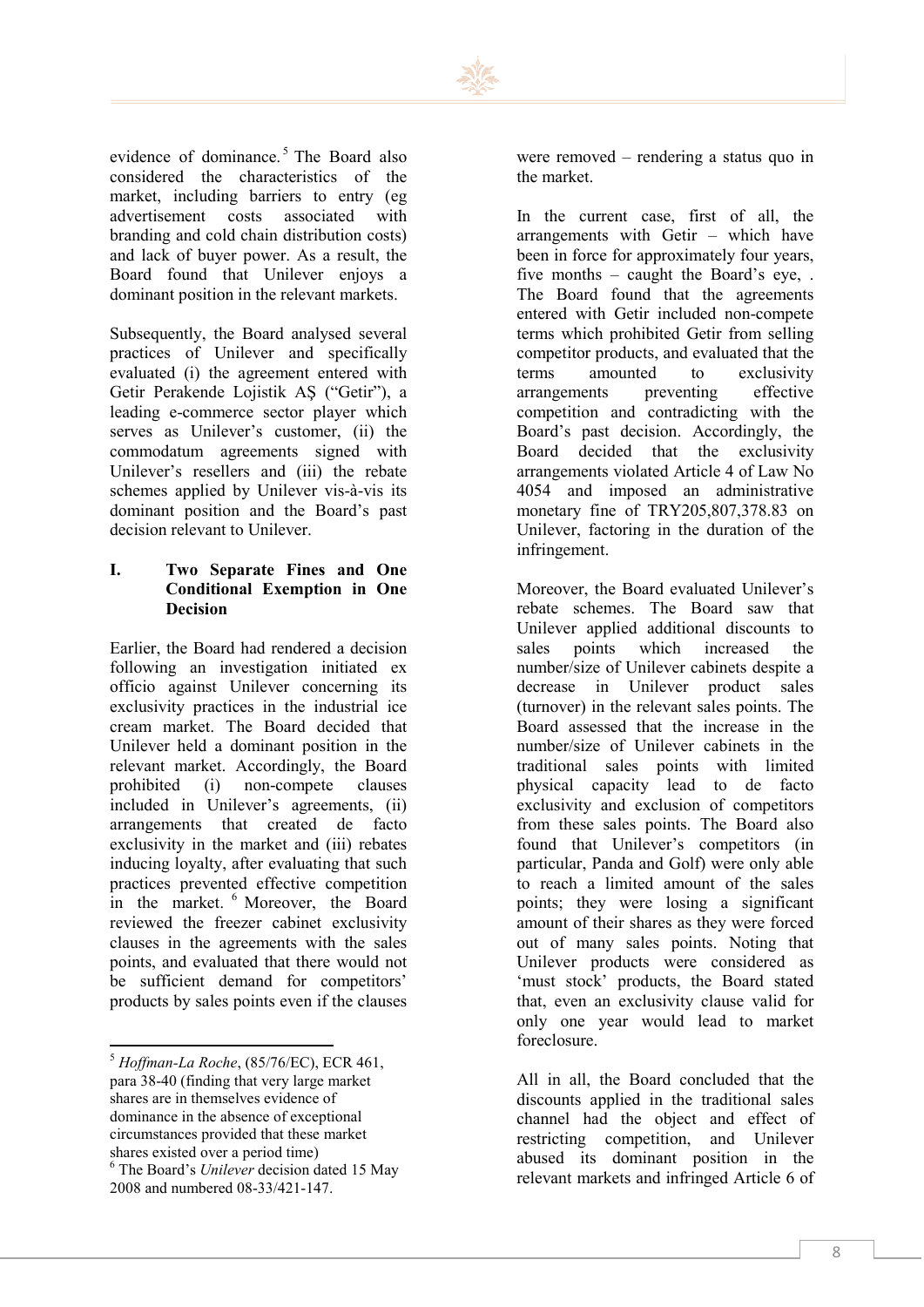evidence of dominance.[5] The Board also considered the characteristics of the market, including barriers to entry (eg advertisement costs associated with branding and cold chain distribution costs) and lack of buyer power. As a result, the Board found that Unilever enjoys a dominant position in the relevant markets.

Subsequently, the Board analysed several practices of Unilever and specifically evaluated (i) the agreement entered with Getir Perakende Lojistik AŞ ("Getir"), a leading e-commerce sector player which serves as Unilever's customer, (ii) the commodatum agreements signed with Unilever's resellers and (iii) the rebate schemes applied by Unilever vis-à-vis its dominant position and the Board's past decision relevant to Unilever.

### I. Two Separate Fines and One Conditional Exemption in One Decision

Earlier, the Board had rendered a decision following an investigation initiated ex officio against Unilever concerning its exclusivity practices in the industrial ice cream market. The Board decided that Unilever held a dominant position in the relevant market. Accordingly, the Board prohibited (i) non-compete clauses included in Unilever's agreements, (ii) arrangements that created de facto exclusivity in the market and (iii) rebates inducing loyalty, after evaluating that such practices prevented effective competition in the market.[6] Moreover, the Board reviewed the freezer cabinet exclusivity clauses in the agreements with the sales points, and evaluated that there would not be sufficient demand for competitors' products by sales points even if the clauses were removed – rendering a status quo in the market.

In the current case, first of all, the arrangements with Getir – which have been in force for approximately four years, five months – caught the Board's eye, . The Board found that the agreements entered with Getir included non-compete terms which prohibited Getir from selling competitor products, and evaluated that the terms amounted to exclusivity arrangements preventing effective competition and contradicting with the Board's past decision. Accordingly, the Board decided that the exclusivity arrangements violated Article 4 of Law No 4054 and imposed an administrative monetary fine of TRY205,807,378.83 on Unilever, factoring in the duration of the infringement.

Moreover, the Board evaluated Unilever's rebate schemes. The Board saw that Unilever applied additional discounts to sales points which increased the number/size of Unilever cabinets despite a decrease in Unilever product sales (turnover) in the relevant sales points. The Board assessed that the increase in the number/size of Unilever cabinets in the traditional sales points with limited physical capacity lead to de facto exclusivity and exclusion of competitors from these sales points. The Board also found that Unilever's competitors (in particular, Panda and Golf) were only able to reach a limited amount of the sales points; they were losing a significant amount of their shares as they were forced out of many sales points. Noting that Unilever products were considered as 'must stock' products, the Board stated that, even an exclusivity clause valid for only one year would lead to market foreclosure.

All in all, the Board concluded that the discounts applied in the traditional sales channel had the object and effect of restricting competition, and Unilever abused its dominant position in the relevant markets and infringed Article 6 of

---

[5] *Hoffman-La Roche*, (85/76/EC), ECR 461, para 38-40 (finding that very large market shares are in themselves evidence of dominance in the absence of exceptional circumstances provided that these market shares existed over a period time)

[6] The Board's *Unilever* decision dated 15 May 2008 and numbered 08-33/421-147.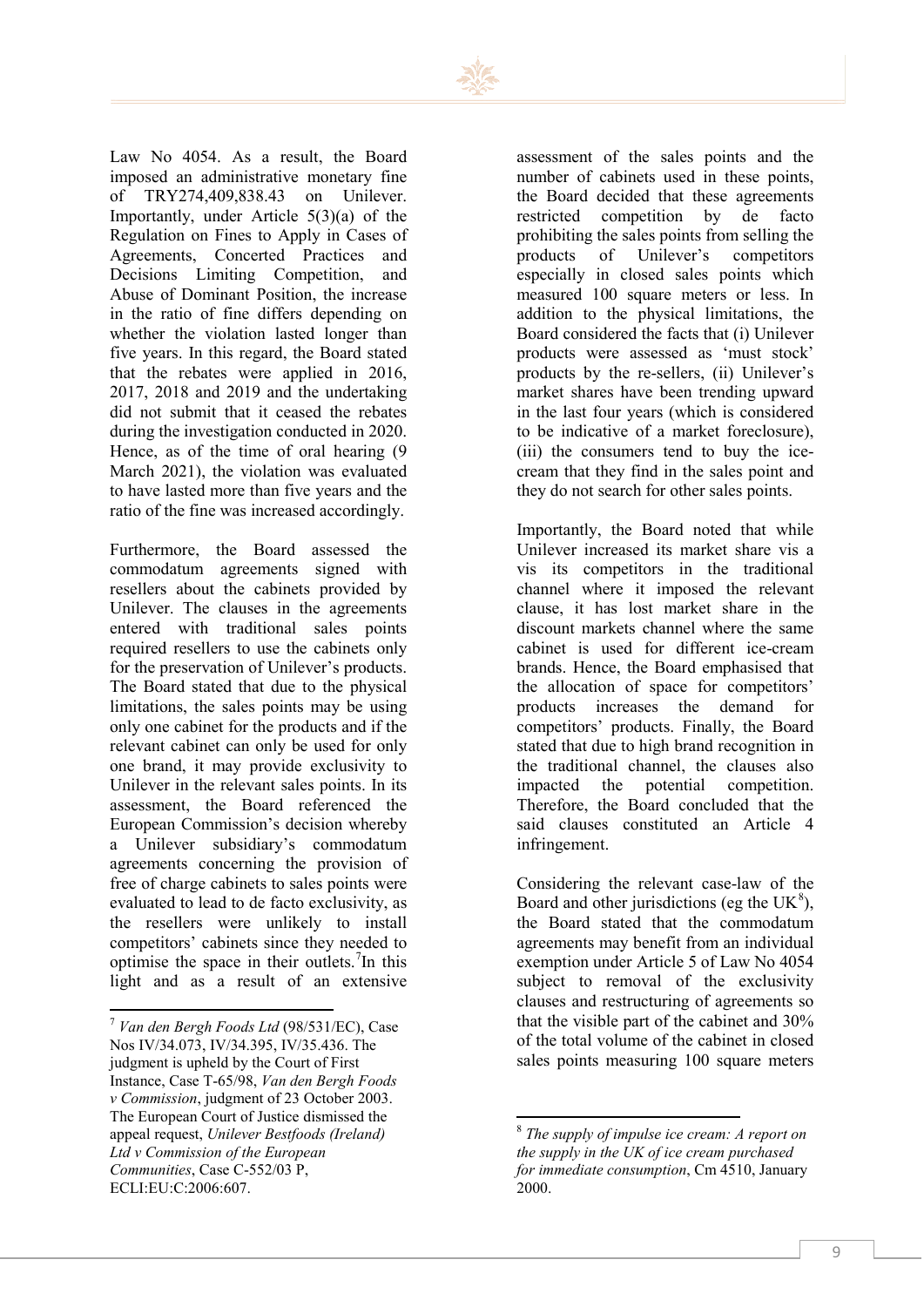Law No 4054. As a result, the Board imposed an administrative monetary fine of TRY274,409,838.43 on Unilever. Importantly, under Article 5(3)(a) of the Regulation on Fines to Apply in Cases of Agreements, Concerted Practices and Decisions Limiting Competition, and Abuse of Dominant Position, the increase in the ratio of fine differs depending on whether the violation lasted longer than five years. In this regard, the Board stated that the rebates were applied in 2016, 2017, 2018 and 2019 and the undertaking did not submit that it ceased the rebates during the investigation conducted in 2020. Hence, as of the time of oral hearing (9 March 2021), the violation was evaluated to have lasted more than five years and the ratio of the fine was increased accordingly.

Furthermore, the Board assessed the commodatum agreements signed with resellers about the cabinets provided by Unilever. The clauses in the agreements entered with traditional sales points required resellers to use the cabinets only for the preservation of Unilever's products. The Board stated that due to the physical limitations, the sales points may be using only one cabinet for the products and if the relevant cabinet can only be used for only one brand, it may provide exclusivity to Unilever in the relevant sales points. In its assessment, the Board referenced the European Commission's decision whereby a Unilever subsidiary's commodatum agreements concerning the provision of free of charge cabinets to sales points were evaluated to lead to de facto exclusivity, as the resellers were unlikely to install competitors' cabinets since they needed to optimise the space in their outlets.[7] In this light and as a result of an extensive assessment of the sales points and the number of cabinets used in these points, the Board decided that these agreements restricted competition by de facto prohibiting the sales points from selling the products of Unilever's competitors especially in closed sales points which measured 100 square meters or less. In addition to the physical limitations, the Board considered the facts that (i) Unilever products were assessed as 'must stock' products by the re-sellers, (ii) Unilever's market shares have been trending upward in the last four years (which is considered to be indicative of a market foreclosure), (iii) the consumers tend to buy the ice-cream that they find in the sales point and they do not search for other sales points.

Importantly, the Board noted that while Unilever increased its market share vis a vis its competitors in the traditional channel where it imposed the relevant clause, it has lost market share in the discount markets channel where the same cabinet is used for different ice-cream brands. Hence, the Board emphasised that the allocation of space for competitors' products increases the demand for competitors' products. Finally, the Board stated that due to high brand recognition in the traditional channel, the clauses also impacted the potential competition. Therefore, the Board concluded that the said clauses constituted an Article 4 infringement.

Considering the relevant case-law of the Board and other jurisdictions (eg the UK[8]), the Board stated that the commodatum agreements may benefit from an individual exemption under Article 5 of Law No 4054 subject to removal of the exclusivity clauses and restructuring of agreements so that the visible part of the cabinet and 30% of the total volume of the cabinet in closed sales points measuring 100 square meters

[7] *Van den Bergh Foods Ltd* (98/531/EC), Case Nos IV/34.073, IV/34.395, IV/35.436. The judgment is upheld by the Court of First Instance, Case T-65/98, *Van den Bergh Foods v Commission*, judgment of 23 October 2003. The European Court of Justice dismissed the appeal request, *Unilever Bestfoods (Ireland) Ltd v Commission of the European Communities*, Case C-552/03 P, ECLI:EU:C:2006:607.

[8] *The supply of impulse ice cream: A report on the supply in the UK of ice cream purchased for immediate consumption*, Cm 4510, January 2000.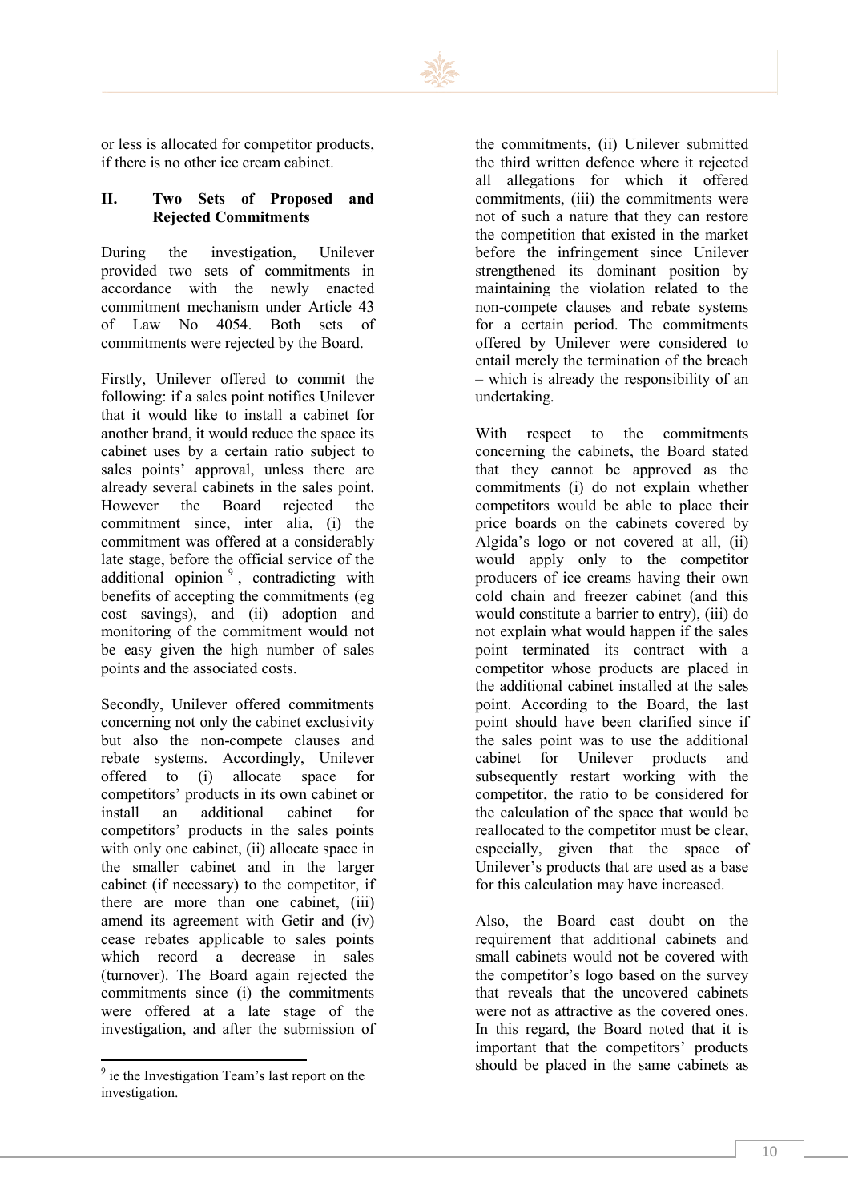or less is allocated for competitor products, if there is no other ice cream cabinet.

## II. Two Sets of Proposed and Rejected Commitments

During the investigation, Unilever provided two sets of commitments in accordance with the newly enacted commitment mechanism under Article 43 of Law No 4054. Both sets of commitments were rejected by the Board.

Firstly, Unilever offered to commit the following: if a sales point notifies Unilever that it would like to install a cabinet for another brand, it would reduce the space its cabinet uses by a certain ratio subject to sales points' approval, unless there are already several cabinets in the sales point. However the Board rejected the commitment since, inter alia, (i) the commitment was offered at a considerably late stage, before the official service of the additional opinion[9], contradicting with benefits of accepting the commitments (eg cost savings), and (ii) adoption and monitoring of the commitment would not be easy given the high number of sales points and the associated costs.

Secondly, Unilever offered commitments concerning not only the cabinet exclusivity but also the non-compete clauses and rebate systems. Accordingly, Unilever offered to (i) allocate space for competitors' products in its own cabinet or install an additional cabinet for competitors' products in the sales points with only one cabinet, (ii) allocate space in the smaller cabinet and in the larger cabinet (if necessary) to the competitor, if there are more than one cabinet, (iii) amend its agreement with Getir and (iv) cease rebates applicable to sales points which record a decrease in sales (turnover). The Board again rejected the commitments since (i) the commitments were offered at a late stage of the investigation, and after the submission of the commitments, (ii) Unilever submitted the third written defence where it rejected all allegations for which it offered commitments, (iii) the commitments were not of such a nature that they can restore the competition that existed in the market before the infringement since Unilever strengthened its dominant position by maintaining the violation related to the non-compete clauses and rebate systems for a certain period. The commitments offered by Unilever were considered to entail merely the termination of the breach – which is already the responsibility of an undertaking.

With respect to the commitments concerning the cabinets, the Board stated that they cannot be approved as the commitments (i) do not explain whether competitors would be able to place their price boards on the cabinets covered by Algida's logo or not covered at all, (ii) would apply only to the competitor producers of ice creams having their own cold chain and freezer cabinet (and this would constitute a barrier to entry), (iii) do not explain what would happen if the sales point terminated its contract with a competitor whose products are placed in the additional cabinet installed at the sales point. According to the Board, the last point should have been clarified since if the sales point was to use the additional cabinet for Unilever products and subsequently restart working with the competitor, the ratio to be considered for the calculation of the space that would be reallocated to the competitor must be clear, especially, given that the space of Unilever's products that are used as a base for this calculation may have increased.

Also, the Board cast doubt on the requirement that additional cabinets and small cabinets would not be covered with the competitor's logo based on the survey that reveals that the uncovered cabinets were not as attractive as the covered ones. In this regard, the Board noted that it is important that the competitors' products should be placed in the same cabinets as

[9] ie the Investigation Team's last report on the investigation.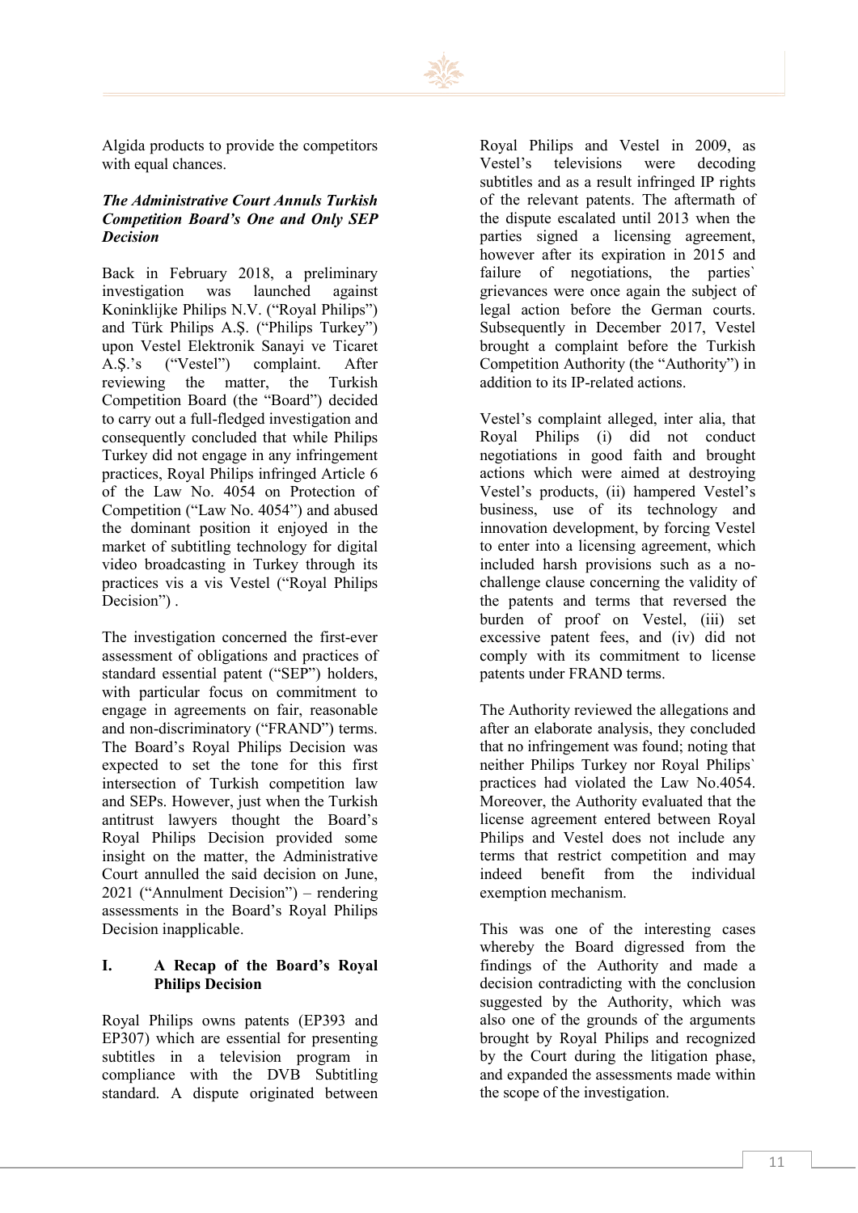Algida products to provide the competitors with equal chances.

### *The Administrative Court Annuls Turkish Competition Board's One and Only SEP Decision*

Back in February 2018, a preliminary investigation was launched against Koninklijke Philips N.V. ("Royal Philips") and Türk Philips A.Ş. ("Philips Turkey") upon Vestel Elektronik Sanayi ve Ticaret A.Ş.'s ("Vestel") complaint. After reviewing the matter, the Turkish Competition Board (the "Board") decided to carry out a full-fledged investigation and consequently concluded that while Philips Turkey did not engage in any infringement practices, Royal Philips infringed Article 6 of the Law No. 4054 on Protection of Competition ("Law No. 4054") and abused the dominant position it enjoyed in the market of subtitling technology for digital video broadcasting in Turkey through its practices vis a vis Vestel ("Royal Philips Decision") .

The investigation concerned the first-ever assessment of obligations and practices of standard essential patent ("SEP") holders, with particular focus on commitment to engage in agreements on fair, reasonable and non-discriminatory ("FRAND") terms. The Board's Royal Philips Decision was expected to set the tone for this first intersection of Turkish competition law and SEPs. However, just when the Turkish antitrust lawyers thought the Board's Royal Philips Decision provided some insight on the matter, the Administrative Court annulled the said decision on June, 2021 ("Annulment Decision") – rendering assessments in the Board's Royal Philips Decision inapplicable.

#### I. A Recap of the Board's Royal Philips Decision

Royal Philips owns patents (EP393 and EP307) which are essential for presenting subtitles in a television program in compliance with the DVB Subtitling standard. A dispute originated between Royal Philips and Vestel in 2009, as Vestel's televisions were decoding subtitles and as a result infringed IP rights of the relevant patents. The aftermath of the dispute escalated until 2013 when the parties signed a licensing agreement, however after its expiration in 2015 and failure of negotiations, the parties` grievances were once again the subject of legal action before the German courts. Subsequently in December 2017, Vestel brought a complaint before the Turkish Competition Authority (the "Authority") in addition to its IP-related actions.

Vestel's complaint alleged, inter alia, that Royal Philips (i) did not conduct negotiations in good faith and brought actions which were aimed at destroying Vestel's products, (ii) hampered Vestel's business, use of its technology and innovation development, by forcing Vestel to enter into a licensing agreement, which included harsh provisions such as a no-challenge clause concerning the validity of the patents and terms that reversed the burden of proof on Vestel, (iii) set excessive patent fees, and (iv) did not comply with its commitment to license patents under FRAND terms.

The Authority reviewed the allegations and after an elaborate analysis, they concluded that no infringement was found; noting that neither Philips Turkey nor Royal Philips` practices had violated the Law No.4054. Moreover, the Authority evaluated that the license agreement entered between Royal Philips and Vestel does not include any terms that restrict competition and may indeed benefit from the individual exemption mechanism.

This was one of the interesting cases whereby the Board digressed from the findings of the Authority and made a decision contradicting with the conclusion suggested by the Authority, which was also one of the grounds of the arguments brought by Royal Philips and recognized by the Court during the litigation phase, and expanded the assessments made within the scope of the investigation.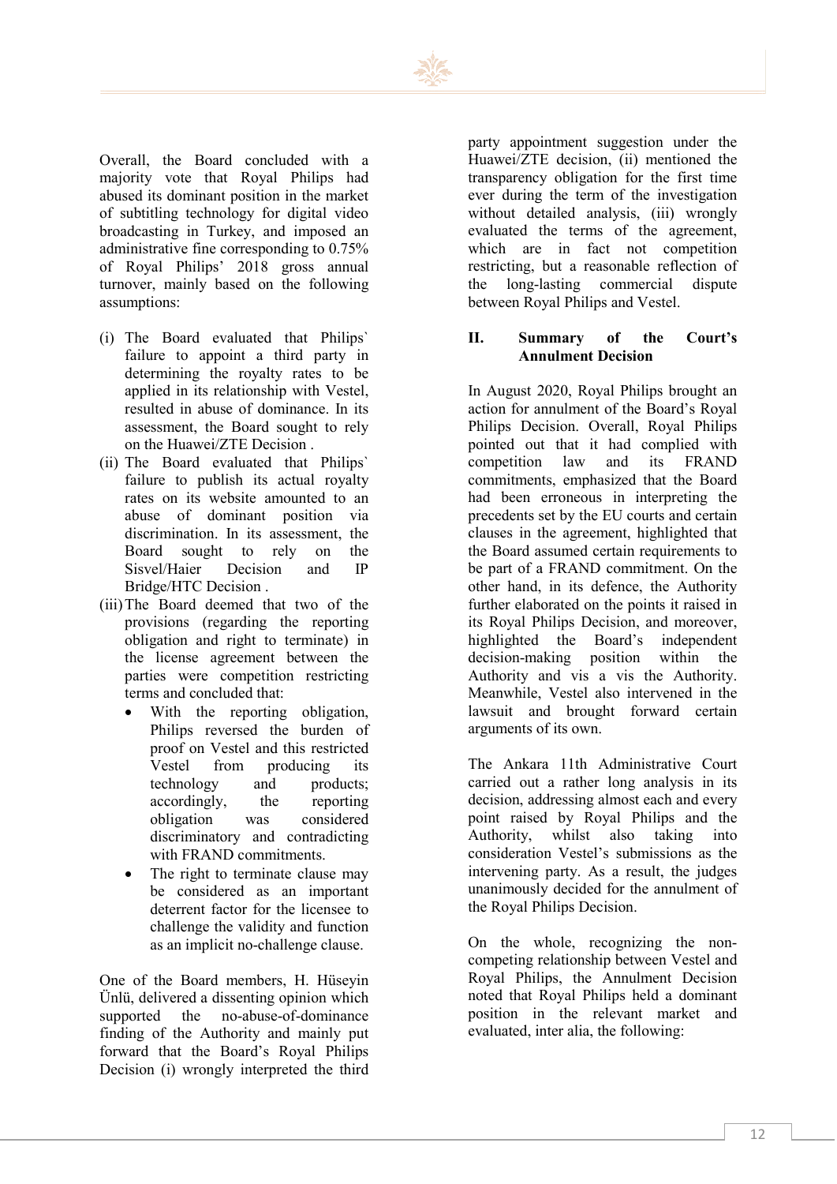Overall, the Board concluded with a majority vote that Royal Philips had abused its dominant position in the market of subtitling technology for digital video broadcasting in Turkey, and imposed an administrative fine corresponding to 0.75% of Royal Philips' 2018 gross annual turnover, mainly based on the following assumptions:

(i) The Board evaluated that Philips` failure to appoint a third party in determining the royalty rates to be applied in its relationship with Vestel, resulted in abuse of dominance. In its assessment, the Board sought to rely on the Huawei/ZTE Decision .

(ii) The Board evaluated that Philips` failure to publish its actual royalty rates on its website amounted to an abuse of dominant position via discrimination. In its assessment, the Board sought to rely on the Sisvel/Haier Decision and IP Bridge/HTC Decision .

(iii) The Board deemed that two of the provisions (regarding the reporting obligation and right to terminate) in the license agreement between the parties were competition restricting terms and concluded that:

- With the reporting obligation, Philips reversed the burden of proof on Vestel and this restricted Vestel from producing its technology and products; accordingly, the reporting obligation was considered discriminatory and contradicting with FRAND commitments.
- The right to terminate clause may be considered as an important deterrent factor for the licensee to challenge the validity and function as an implicit no-challenge clause.

One of the Board members, H. Hüseyin Ünlü, delivered a dissenting opinion which supported the no-abuse-of-dominance finding of the Authority and mainly put forward that the Board's Royal Philips Decision (i) wrongly interpreted the third party appointment suggestion under the Huawei/ZTE decision, (ii) mentioned the transparency obligation for the first time ever during the term of the investigation without detailed analysis, (iii) wrongly evaluated the terms of the agreement, which are in fact not competition restricting, but a reasonable reflection of the long-lasting commercial dispute between Royal Philips and Vestel.

## II. Summary of the Court's Annulment Decision

In August 2020, Royal Philips brought an action for annulment of the Board's Royal Philips Decision. Overall, Royal Philips pointed out that it had complied with competition law and its FRAND commitments, emphasized that the Board had been erroneous in interpreting the precedents set by the EU courts and certain clauses in the agreement, highlighted that the Board assumed certain requirements to be part of a FRAND commitment. On the other hand, in its defence, the Authority further elaborated on the points it raised in its Royal Philips Decision, and moreover, highlighted the Board's independent decision-making position within the Authority and vis a vis the Authority. Meanwhile, Vestel also intervened in the lawsuit and brought forward certain arguments of its own.

The Ankara 11th Administrative Court carried out a rather long analysis in its decision, addressing almost each and every point raised by Royal Philips and the Authority, whilst also taking into consideration Vestel's submissions as the intervening party. As a result, the judges unanimously decided for the annulment of the Royal Philips Decision.

On the whole, recognizing the non-competing relationship between Vestel and Royal Philips, the Annulment Decision noted that Royal Philips held a dominant position in the relevant market and evaluated, inter alia, the following: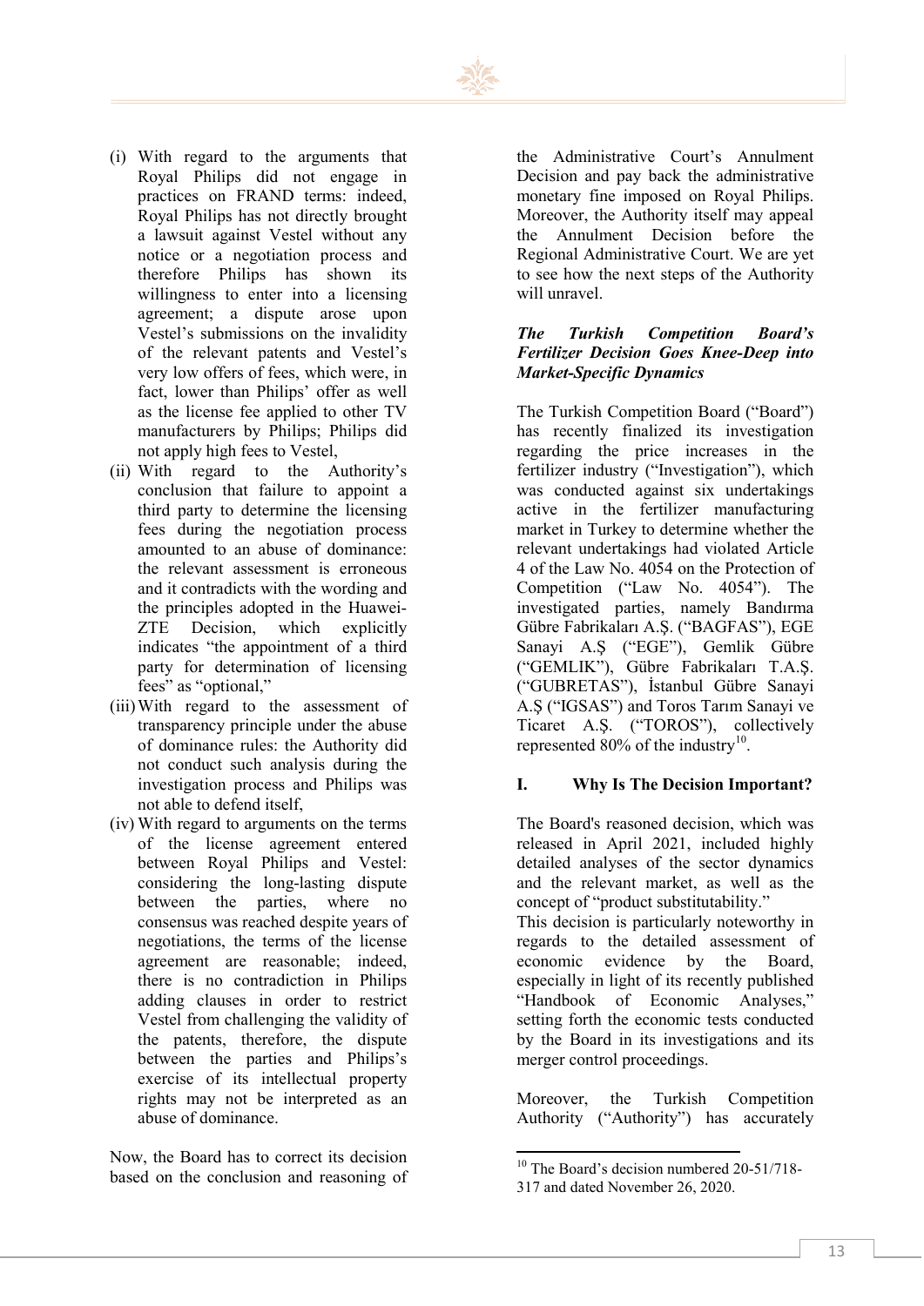(i) With regard to the arguments that Royal Philips did not engage in practices on FRAND terms: indeed, Royal Philips has not directly brought a lawsuit against Vestel without any notice or a negotiation process and therefore Philips has shown its willingness to enter into a licensing agreement; a dispute arose upon Vestel's submissions on the invalidity of the relevant patents and Vestel's very low offers of fees, which were, in fact, lower than Philips' offer as well as the license fee applied to other TV manufacturers by Philips; Philips did not apply high fees to Vestel,

(ii) With regard to the Authority's conclusion that failure to appoint a third party to determine the licensing fees during the negotiation process amounted to an abuse of dominance: the relevant assessment is erroneous and it contradicts with the wording and the principles adopted in the Huawei-ZTE Decision, which explicitly indicates "the appointment of a third party for determination of licensing fees" as "optional,"

(iii) With regard to the assessment of transparency principle under the abuse of dominance rules: the Authority did not conduct such analysis during the investigation process and Philips was not able to defend itself,

(iv) With regard to arguments on the terms of the license agreement entered between Royal Philips and Vestel: considering the long-lasting dispute between the parties, where no consensus was reached despite years of negotiations, the terms of the license agreement are reasonable; indeed, there is no contradiction in Philips adding clauses in order to restrict Vestel from challenging the validity of the patents, therefore, the dispute between the parties and Philips's exercise of its intellectual property rights may not be interpreted as an abuse of dominance.

Now, the Board has to correct its decision based on the conclusion and reasoning of the Administrative Court's Annulment Decision and pay back the administrative monetary fine imposed on Royal Philips. Moreover, the Authority itself may appeal the Annulment Decision before the Regional Administrative Court. We are yet to see how the next steps of the Authority will unravel.

***The Turkish Competition Board's Fertilizer Decision Goes Knee-Deep into Market-Specific Dynamics***

The Turkish Competition Board ("Board") has recently finalized its investigation regarding the price increases in the fertilizer industry ("Investigation"), which was conducted against six undertakings active in the fertilizer manufacturing market in Turkey to determine whether the relevant undertakings had violated Article 4 of the Law No. 4054 on the Protection of Competition ("Law No. 4054"). The investigated parties, namely Bandırma Gübre Fabrikaları A.Ş. ("BAGFAS"), EGE Sanayi A.Ş ("EGE"), Gemlik Gübre ("GEMLIK"), Gübre Fabrikaları T.A.Ş. ("GUBRETAS"), İstanbul Gübre Sanayi A.Ş ("IGSAS") and Toros Tarım Sanayi ve Ticaret A.Ş. ("TOROS"), collectively represented 80% of the industry[10].

## I. Why Is The Decision Important?

The Board's reasoned decision, which was released in April 2021, included highly detailed analyses of the sector dynamics and the relevant market, as well as the concept of "product substitutability."

This decision is particularly noteworthy in regards to the detailed assessment of economic evidence by the Board, especially in light of its recently published "Handbook of Economic Analyses," setting forth the economic tests conducted by the Board in its investigations and its merger control proceedings.

Moreover, the Turkish Competition Authority ("Authority") has accurately

[10] The Board's decision numbered 20-51/718-317 and dated November 26, 2020.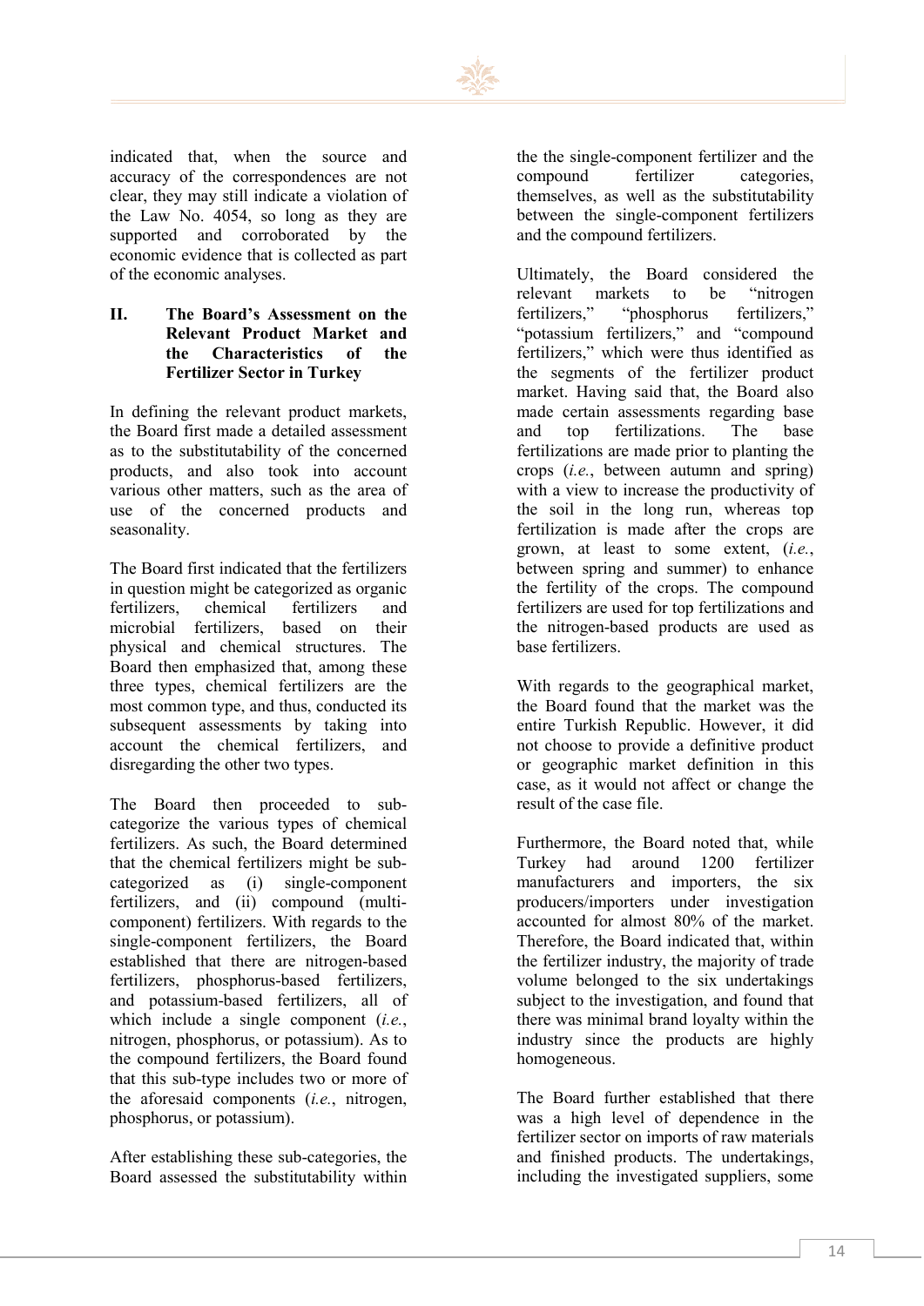indicated that, when the source and accuracy of the correspondences are not clear, they may still indicate a violation of the Law No. 4054, so long as they are supported and corroborated by the economic evidence that is collected as part of the economic analyses.

## II. The Board's Assessment on the Relevant Product Market and the Characteristics of the Fertilizer Sector in Turkey

In defining the relevant product markets, the Board first made a detailed assessment as to the substitutability of the concerned products, and also took into account various other matters, such as the area of use of the concerned products and seasonality.

The Board first indicated that the fertilizers in question might be categorized as organic fertilizers, chemical fertilizers and microbial fertilizers, based on their physical and chemical structures. The Board then emphasized that, among these three types, chemical fertilizers are the most common type, and thus, conducted its subsequent assessments by taking into account the chemical fertilizers, and disregarding the other two types.

The Board then proceeded to sub-categorize the various types of chemical fertilizers. As such, the Board determined that the chemical fertilizers might be sub-categorized as (i) single-component fertilizers, and (ii) compound (multi-component) fertilizers. With regards to the single-component fertilizers, the Board established that there are nitrogen-based fertilizers, phosphorus-based fertilizers, and potassium-based fertilizers, all of which include a single component (*i.e.*, nitrogen, phosphorus, or potassium). As to the compound fertilizers, the Board found that this sub-type includes two or more of the aforesaid components (*i.e.*, nitrogen, phosphorus, or potassium).

After establishing these sub-categories, the Board assessed the substitutability within the the single-component fertilizer and the compound fertilizer categories, themselves, as well as the substitutability between the single-component fertilizers and the compound fertilizers.

Ultimately, the Board considered the relevant markets to be "nitrogen fertilizers," "phosphorus fertilizers," "potassium fertilizers," and "compound fertilizers," which were thus identified as the segments of the fertilizer product market. Having said that, the Board also made certain assessments regarding base and top fertilizations. The base fertilizations are made prior to planting the crops (*i.e.*, between autumn and spring) with a view to increase the productivity of the soil in the long run, whereas top fertilization is made after the crops are grown, at least to some extent, (*i.e.*, between spring and summer) to enhance the fertility of the crops. The compound fertilizers are used for top fertilizations and the nitrogen-based products are used as base fertilizers.

With regards to the geographical market, the Board found that the market was the entire Turkish Republic. However, it did not choose to provide a definitive product or geographic market definition in this case, as it would not affect or change the result of the case file.

Furthermore, the Board noted that, while Turkey had around 1200 fertilizer manufacturers and importers, the six producers/importers under investigation accounted for almost 80% of the market. Therefore, the Board indicated that, within the fertilizer industry, the majority of trade volume belonged to the six undertakings subject to the investigation, and found that there was minimal brand loyalty within the industry since the products are highly homogeneous.

The Board further established that there was a high level of dependence in the fertilizer sector on imports of raw materials and finished products. The undertakings, including the investigated suppliers, some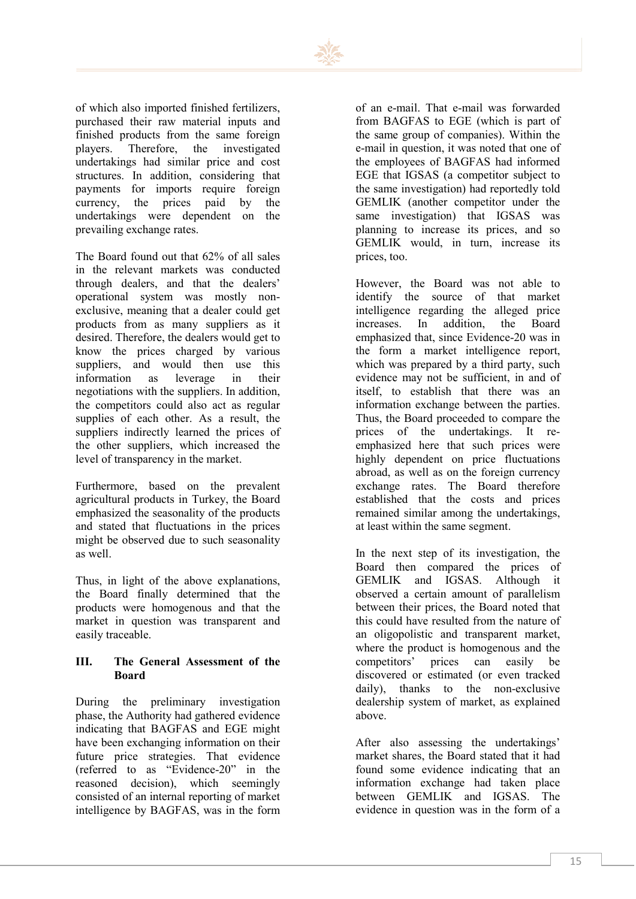of which also imported finished fertilizers, purchased their raw material inputs and finished products from the same foreign players. Therefore, the investigated undertakings had similar price and cost structures. In addition, considering that payments for imports require foreign currency, the prices paid by the undertakings were dependent on the prevailing exchange rates.

The Board found out that 62% of all sales in the relevant markets was conducted through dealers, and that the dealers' operational system was mostly non-exclusive, meaning that a dealer could get products from as many suppliers as it desired. Therefore, the dealers would get to know the prices charged by various suppliers, and would then use this information as leverage in their negotiations with the suppliers. In addition, the competitors could also act as regular supplies of each other. As a result, the suppliers indirectly learned the prices of the other suppliers, which increased the level of transparency in the market.

Furthermore, based on the prevalent agricultural products in Turkey, the Board emphasized the seasonality of the products and stated that fluctuations in the prices might be observed due to such seasonality as well.

Thus, in light of the above explanations, the Board finally determined that the products were homogenous and that the market in question was transparent and easily traceable.

### III. The General Assessment of the Board

During the preliminary investigation phase, the Authority had gathered evidence indicating that BAGFAS and EGE might have been exchanging information on their future price strategies. That evidence (referred to as "Evidence-20" in the reasoned decision), which seemingly consisted of an internal reporting of market intelligence by BAGFAS, was in the form of an e-mail. That e-mail was forwarded from BAGFAS to EGE (which is part of the same group of companies). Within the e-mail in question, it was noted that one of the employees of BAGFAS had informed EGE that IGSAS (a competitor subject to the same investigation) had reportedly told GEMLIK (another competitor under the same investigation) that IGSAS was planning to increase its prices, and so GEMLIK would, in turn, increase its prices, too.

However, the Board was not able to identify the source of that market intelligence regarding the alleged price increases. In addition, the Board emphasized that, since Evidence-20 was in the form a market intelligence report, which was prepared by a third party, such evidence may not be sufficient, in and of itself, to establish that there was an information exchange between the parties. Thus, the Board proceeded to compare the prices of the undertakings. It re-emphasized here that such prices were highly dependent on price fluctuations abroad, as well as on the foreign currency exchange rates. The Board therefore established that the costs and prices remained similar among the undertakings, at least within the same segment.

In the next step of its investigation, the Board then compared the prices of GEMLIK and IGSAS. Although it observed a certain amount of parallelism between their prices, the Board noted that this could have resulted from the nature of an oligopolistic and transparent market, where the product is homogenous and the competitors' prices can easily be discovered or estimated (or even tracked daily), thanks to the non-exclusive dealership system of market, as explained above.

After also assessing the undertakings' market shares, the Board stated that it had found some evidence indicating that an information exchange had taken place between GEMLIK and IGSAS. The evidence in question was in the form of a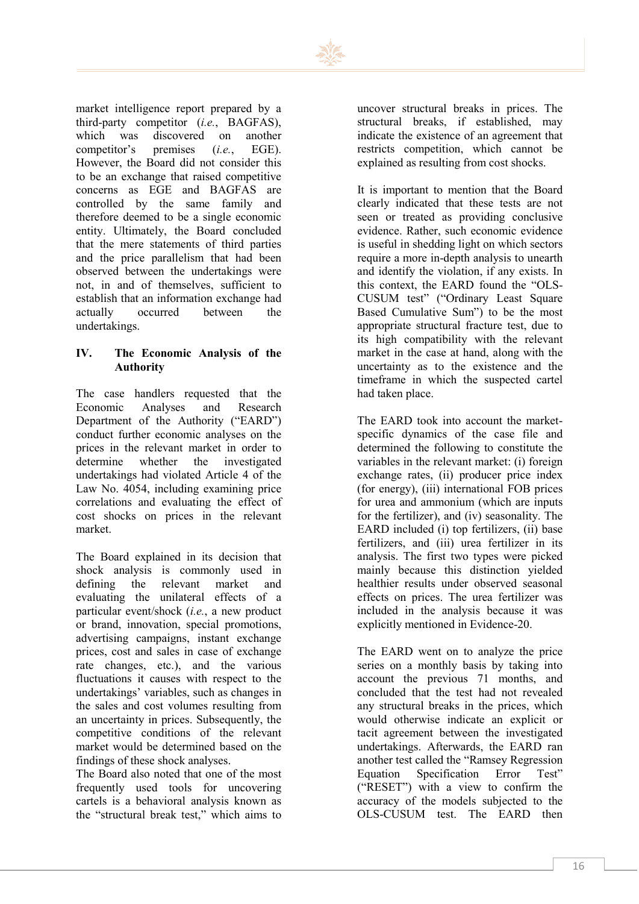market intelligence report prepared by a third-party competitor (*i.e.*, BAGFAS), which was discovered on another competitor's premises (*i.e.*, EGE). However, the Board did not consider this to be an exchange that raised competitive concerns as EGE and BAGFAS are controlled by the same family and therefore deemed to be a single economic entity. Ultimately, the Board concluded that the mere statements of third parties and the price parallelism that had been observed between the undertakings were not, in and of themselves, sufficient to establish that an information exchange had actually occurred between the undertakings.

## IV. The Economic Analysis of the Authority

The case handlers requested that the Economic Analyses and Research Department of the Authority ("EARD") conduct further economic analyses on the prices in the relevant market in order to determine whether the investigated undertakings had violated Article 4 of the Law No. 4054, including examining price correlations and evaluating the effect of cost shocks on prices in the relevant market.

The Board explained in its decision that shock analysis is commonly used in defining the relevant market and evaluating the unilateral effects of a particular event/shock (*i.e.*, a new product or brand, innovation, special promotions, advertising campaigns, instant exchange prices, cost and sales in case of exchange rate changes, etc.), and the various fluctuations it causes with respect to the undertakings' variables, such as changes in the sales and cost volumes resulting from an uncertainty in prices. Subsequently, the competitive conditions of the relevant market would be determined based on the findings of these shock analyses.

The Board also noted that one of the most frequently used tools for uncovering cartels is a behavioral analysis known as the "structural break test," which aims to uncover structural breaks in prices. The structural breaks, if established, may indicate the existence of an agreement that restricts competition, which cannot be explained as resulting from cost shocks.

It is important to mention that the Board clearly indicated that these tests are not seen or treated as providing conclusive evidence. Rather, such economic evidence is useful in shedding light on which sectors require a more in-depth analysis to unearth and identify the violation, if any exists. In this context, the EARD found the "OLS-CUSUM test" ("Ordinary Least Square Based Cumulative Sum") to be the most appropriate structural fracture test, due to its high compatibility with the relevant market in the case at hand, along with the uncertainty as to the existence and the timeframe in which the suspected cartel had taken place.

The EARD took into account the market-specific dynamics of the case file and determined the following to constitute the variables in the relevant market: (i) foreign exchange rates, (ii) producer price index (for energy), (iii) international FOB prices for urea and ammonium (which are inputs for the fertilizer), and (iv) seasonality. The EARD included (i) top fertilizers, (ii) base fertilizers, and (iii) urea fertilizer in its analysis. The first two types were picked mainly because this distinction yielded healthier results under observed seasonal effects on prices. The urea fertilizer was included in the analysis because it was explicitly mentioned in Evidence-20.

The EARD went on to analyze the price series on a monthly basis by taking into account the previous 71 months, and concluded that the test had not revealed any structural breaks in the prices, which would otherwise indicate an explicit or tacit agreement between the investigated undertakings. Afterwards, the EARD ran another test called the "Ramsey Regression Equation Specification Error Test" ("RESET") with a view to confirm the accuracy of the models subjected to the OLS-CUSUM test. The EARD then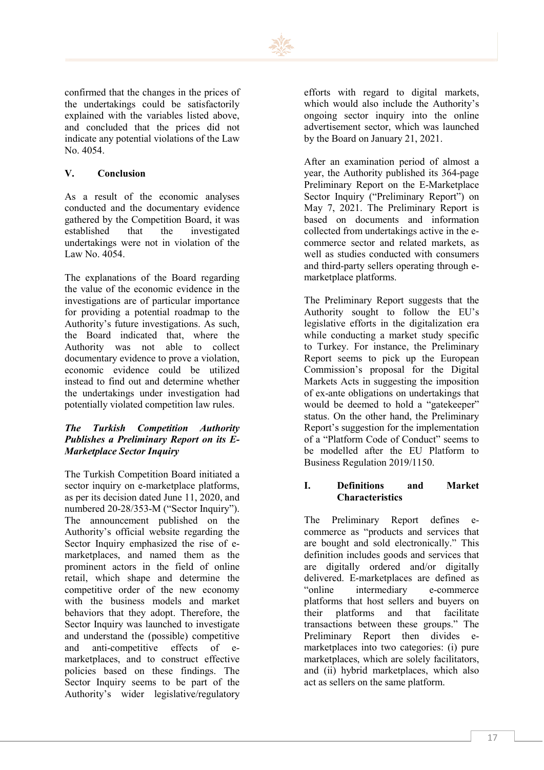confirmed that the changes in the prices of the undertakings could be satisfactorily explained with the variables listed above, and concluded that the prices did not indicate any potential violations of the Law No. 4054.

**V. Conclusion**

As a result of the economic analyses conducted and the documentary evidence gathered by the Competition Board, it was established that the investigated undertakings were not in violation of the Law No. 4054.

The explanations of the Board regarding the value of the economic evidence in the investigations are of particular importance for providing a potential roadmap to the Authority's future investigations. As such, the Board indicated that, where the Authority was not able to collect documentary evidence to prove a violation, economic evidence could be utilized instead to find out and determine whether the undertakings under investigation had potentially violated competition law rules.

***The Turkish Competition Authority Publishes a Preliminary Report on its E-Marketplace Sector Inquiry***

The Turkish Competition Board initiated a sector inquiry on e-marketplace platforms, as per its decision dated June 11, 2020, and numbered 20-28/353-M ("Sector Inquiry"). The announcement published on the Authority's official website regarding the Sector Inquiry emphasized the rise of e-marketplaces, and named them as the prominent actors in the field of online retail, which shape and determine the competitive order of the new economy with the business models and market behaviors that they adopt. Therefore, the Sector Inquiry was launched to investigate and understand the (possible) competitive and anti-competitive effects of e-marketplaces, and to construct effective policies based on these findings. The Sector Inquiry seems to be part of the Authority's wider legislative/regulatory efforts with regard to digital markets, which would also include the Authority's ongoing sector inquiry into the online advertisement sector, which was launched by the Board on January 21, 2021.

After an examination period of almost a year, the Authority published its 364-page Preliminary Report on the E-Marketplace Sector Inquiry ("Preliminary Report") on May 7, 2021. The Preliminary Report is based on documents and information collected from undertakings active in the e-commerce sector and related markets, as well as studies conducted with consumers and third-party sellers operating through e-marketplace platforms.

The Preliminary Report suggests that the Authority sought to follow the EU's legislative efforts in the digitalization era while conducting a market study specific to Turkey. For instance, the Preliminary Report seems to pick up the European Commission's proposal for the Digital Markets Acts in suggesting the imposition of ex-ante obligations on undertakings that would be deemed to hold a "gatekeeper" status. On the other hand, the Preliminary Report's suggestion for the implementation of a "Platform Code of Conduct" seems to be modelled after the EU Platform to Business Regulation 2019/1150.

**I. Definitions and Market Characteristics**

The Preliminary Report defines e-commerce as "products and services that are bought and sold electronically." This definition includes goods and services that are digitally ordered and/or digitally delivered. E-marketplaces are defined as "online intermediary e-commerce platforms that host sellers and buyers on their platforms and that facilitate transactions between these groups." The Preliminary Report then divides e-marketplaces into two categories: (i) pure marketplaces, which are solely facilitators, and (ii) hybrid marketplaces, which also act as sellers on the same platform.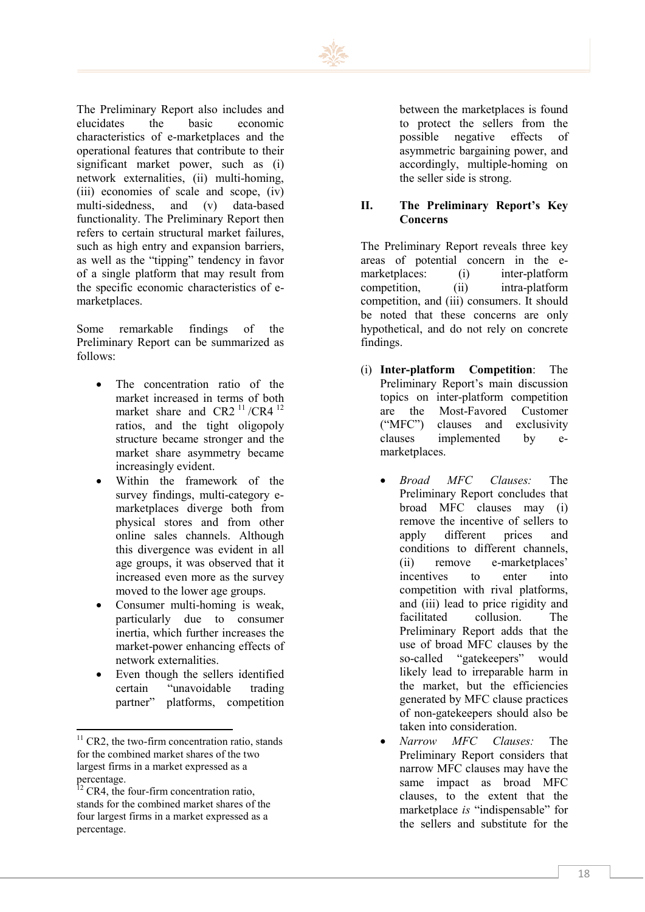The Preliminary Report also includes and elucidates the basic economic characteristics of e-marketplaces and the operational features that contribute to their significant market power, such as (i) network externalities, (ii) multi-homing, (iii) economies of scale and scope, (iv) multi-sidedness, and (v) data-based functionality. The Preliminary Report then refers to certain structural market failures, such as high entry and expansion barriers, as well as the "tipping" tendency in favor of a single platform that may result from the specific economic characteristics of e-marketplaces.

Some remarkable findings of the Preliminary Report can be summarized as follows:

- The concentration ratio of the market increased in terms of both market share and CR2[11]/CR4[12] ratios, and the tight oligopoly structure became stronger and the market share asymmetry became increasingly evident.
- Within the framework of the survey findings, multi-category e-marketplaces diverge both from physical stores and from other online sales channels. Although this divergence was evident in all age groups, it was observed that it increased even more as the survey moved to the lower age groups.
- Consumer multi-homing is weak, particularly due to consumer inertia, which further increases the market-power enhancing effects of network externalities.
- Even though the sellers identified certain "unavoidable trading partner" platforms, competition between the marketplaces is found to protect the sellers from the possible negative effects of asymmetric bargaining power, and accordingly, multiple-homing on the seller side is strong.

## II. The Preliminary Report's Key Concerns

The Preliminary Report reveals three key areas of potential concern in the e-marketplaces: (i) inter-platform competition, (ii) intra-platform competition, and (iii) consumers. It should be noted that these concerns are only hypothetical, and do not rely on concrete findings.

(i) **Inter-platform Competition**: The Preliminary Report's main discussion topics on inter-platform competition are the Most-Favored Customer ("MFC") clauses and exclusivity clauses implemented by e-marketplaces.

- *Broad MFC Clauses:* The Preliminary Report concludes that broad MFC clauses may (i) remove the incentive of sellers to apply different prices and conditions to different channels, (ii) remove e-marketplaces' incentives to enter into competition with rival platforms, and (iii) lead to price rigidity and facilitated collusion. The Preliminary Report adds that the use of broad MFC clauses by the so-called "gatekeepers" would likely lead to irreparable harm in the market, but the efficiencies generated by MFC clause practices of non-gatekeepers should also be taken into consideration.
- *Narrow MFC Clauses:* The Preliminary Report considers that narrow MFC clauses may have the same impact as broad MFC clauses, to the extent that the marketplace *is* "indispensable" for the sellers and substitute for the

[11] CR2, the two-firm concentration ratio, stands for the combined market shares of the two largest firms in a market expressed as a percentage.

[12] CR4, the four-firm concentration ratio, stands for the combined market shares of the four largest firms in a market expressed as a percentage.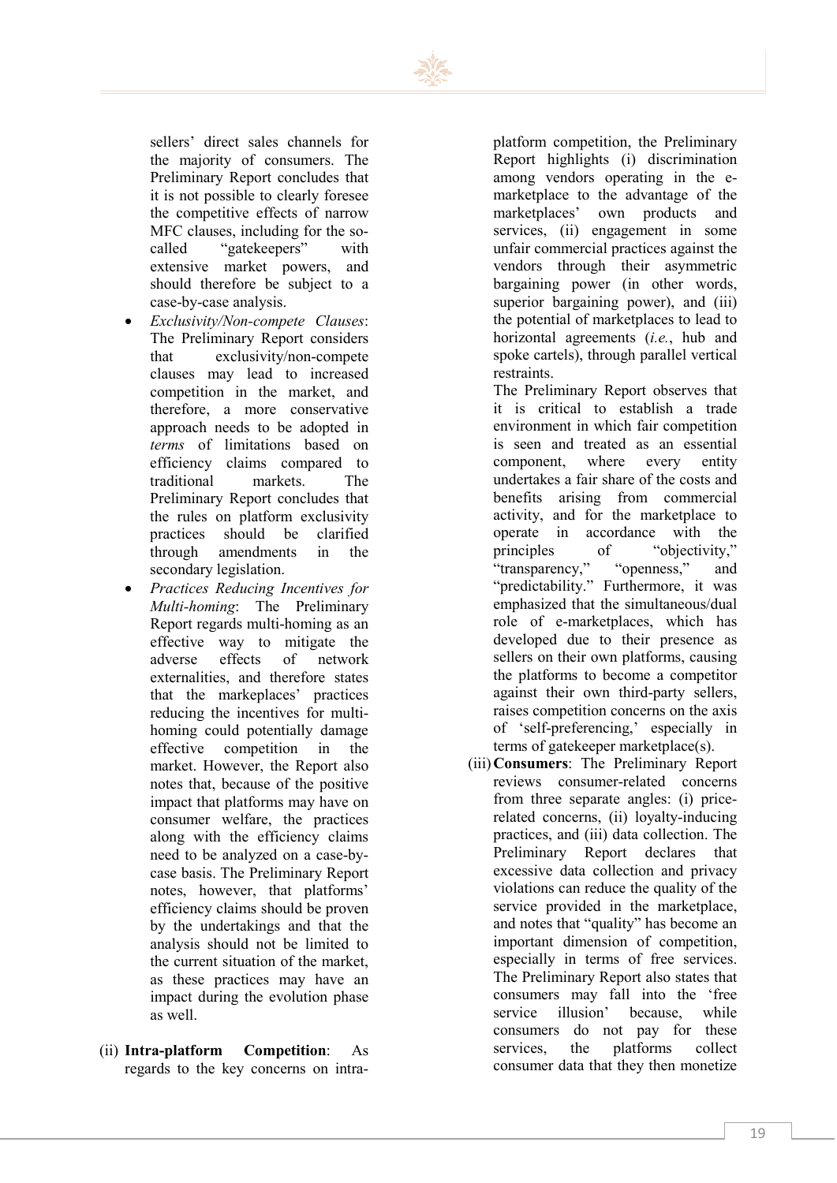sellers' direct sales channels for the majority of consumers. The Preliminary Report concludes that it is not possible to clearly foresee the competitive effects of narrow MFC clauses, including for the so-called "gatekeepers" with extensive market powers, and should therefore be subject to a case-by-case analysis.

- *Exclusivity/Non-compete Clauses*: The Preliminary Report considers that exclusivity/non-compete clauses may lead to increased competition in the market, and therefore, a more conservative approach needs to be adopted in *terms* of limitations based on efficiency claims compared to traditional markets. The Preliminary Report concludes that the rules on platform exclusivity practices should be clarified through amendments in the secondary legislation.
- *Practices Reducing Incentives for Multi-homing*: The Preliminary Report regards multi-homing as an effective way to mitigate the adverse effects of network externalities, and therefore states that the markeplaces' practices reducing the incentives for multi-homing could potentially damage effective competition in the market. However, the Report also notes that, because of the positive impact that platforms may have on consumer welfare, the practices along with the efficiency claims need to be analyzed on a case-by-case basis. The Preliminary Report notes, however, that platforms' efficiency claims should be proven by the undertakings and that the analysis should not be limited to the current situation of the market, as these practices may have an impact during the evolution phase as well.

(ii) **Intra-platform Competition**: As regards to the key concerns on intra-platform competition, the Preliminary Report highlights (i) discrimination among vendors operating in the e-marketplace to the advantage of the marketplaces' own products and services, (ii) engagement in some unfair commercial practices against the vendors through their asymmetric bargaining power (in other words, superior bargaining power), and (iii) the potential of marketplaces to lead to horizontal agreements (*i.e.*, hub and spoke cartels), through parallel vertical restraints.

The Preliminary Report observes that it is critical to establish a trade environment in which fair competition is seen and treated as an essential component, where every entity undertakes a fair share of the costs and benefits arising from commercial activity, and for the marketplace to operate in accordance with the principles of "objectivity," "transparency," "openness," and "predictability." Furthermore, it was emphasized that the simultaneous/dual role of e-marketplaces, which has developed due to their presence as sellers on their own platforms, causing the platforms to become a competitor against their own third-party sellers, raises competition concerns on the axis of 'self-preferencing,' especially in terms of gatekeeper marketplace(s).

(iii) **Consumers**: The Preliminary Report reviews consumer-related concerns from three separate angles: (i) price-related concerns, (ii) loyalty-inducing practices, and (iii) data collection. The Preliminary Report declares that excessive data collection and privacy violations can reduce the quality of the service provided in the marketplace, and notes that "quality" has become an important dimension of competition, especially in terms of free services. The Preliminary Report also states that consumers may fall into the 'free service illusion' because, while consumers do not pay for these services, the platforms collect consumer data that they then monetize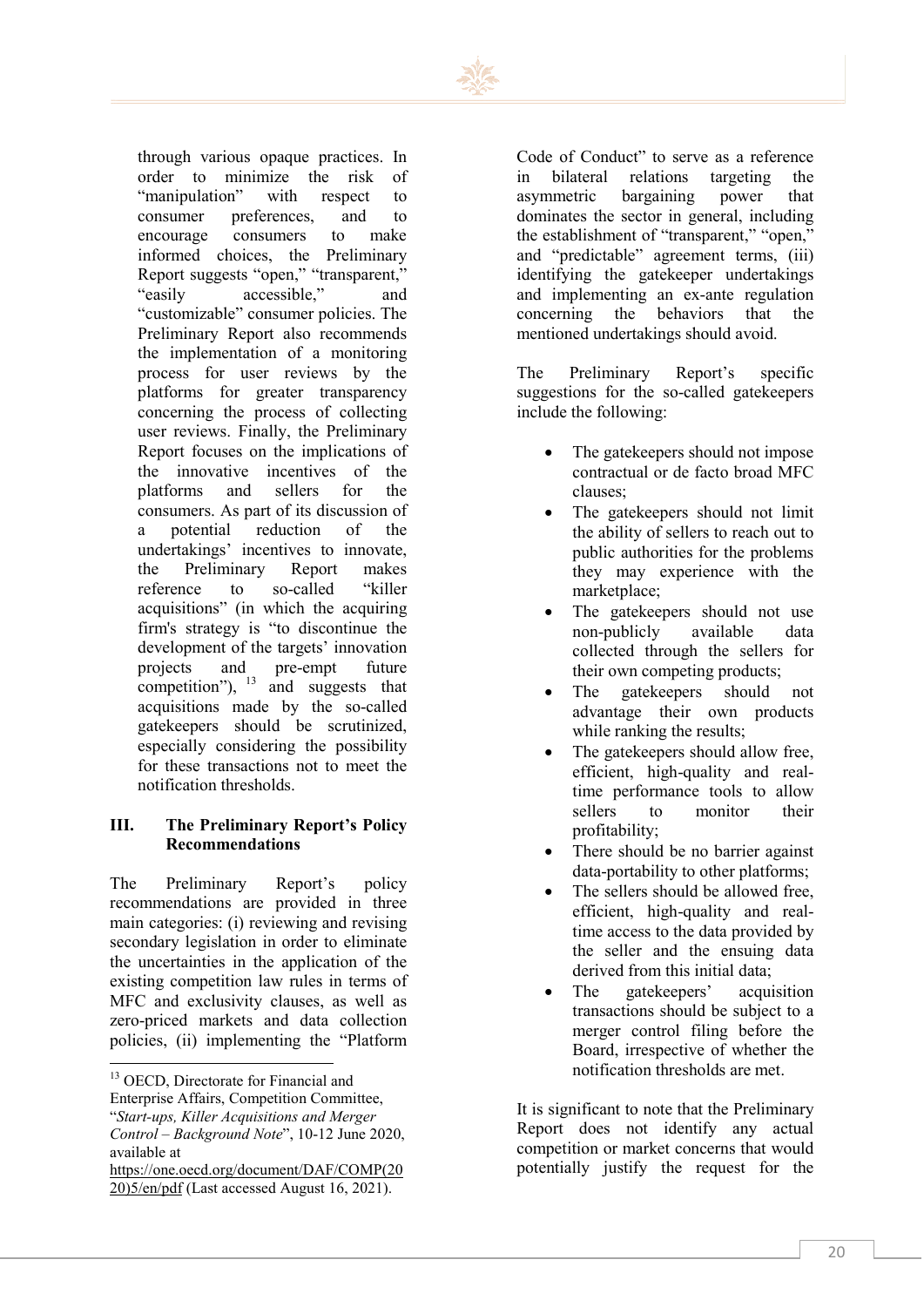through various opaque practices. In order to minimize the risk of "manipulation" with respect to consumer preferences, and to encourage consumers to make informed choices, the Preliminary Report suggests "open," "transparent," "easily accessible," and "customizable" consumer policies. The Preliminary Report also recommends the implementation of a monitoring process for user reviews by the platforms for greater transparency concerning the process of collecting user reviews. Finally, the Preliminary Report focuses on the implications of the innovative incentives of the platforms and sellers for the consumers. As part of its discussion of a potential reduction of the undertakings' incentives to innovate, the Preliminary Report makes reference to so-called "killer acquisitions" (in which the acquiring firm's strategy is "to discontinue the development of the targets' innovation projects and pre-empt future competition"), [13] and suggests that acquisitions made by the so-called gatekeepers should be scrutinized, especially considering the possibility for these transactions not to meet the notification thresholds.

## III. The Preliminary Report's Policy Recommendations

The Preliminary Report's policy recommendations are provided in three main categories: (i) reviewing and revising secondary legislation in order to eliminate the uncertainties in the application of the existing competition law rules in terms of MFC and exclusivity clauses, as well as zero-priced markets and data collection policies, (ii) implementing the "Platform Code of Conduct" to serve as a reference in bilateral relations targeting the asymmetric bargaining power that dominates the sector in general, including the establishment of "transparent," "open," and "predictable" agreement terms, (iii) identifying the gatekeeper undertakings and implementing an ex-ante regulation concerning the behaviors that the mentioned undertakings should avoid.

The Preliminary Report's specific suggestions for the so-called gatekeepers include the following:

- The gatekeepers should not impose contractual or de facto broad MFC clauses;
- The gatekeepers should not limit the ability of sellers to reach out to public authorities for the problems they may experience with the marketplace;
- The gatekeepers should not use non-publicly available data collected through the sellers for their own competing products;
- The gatekeepers should not advantage their own products while ranking the results;
- The gatekeepers should allow free, efficient, high-quality and real-time performance tools to allow sellers to monitor their profitability;
- There should be no barrier against data-portability to other platforms;
- The sellers should be allowed free, efficient, high-quality and real-time access to the data provided by the seller and the ensuing data derived from this initial data;
- The gatekeepers' acquisition transactions should be subject to a merger control filing before the Board, irrespective of whether the notification thresholds are met.

It is significant to note that the Preliminary Report does not identify any actual competition or market concerns that would potentially justify the request for the

[13] OECD, Directorate for Financial and Enterprise Affairs, Competition Committee, "*Start-ups, Killer Acquisitions and Merger Control – Background Note*", 10-12 June 2020, available at https://one.oecd.org/document/DAF/COMP(2020)5/en/pdf (Last accessed August 16, 2021).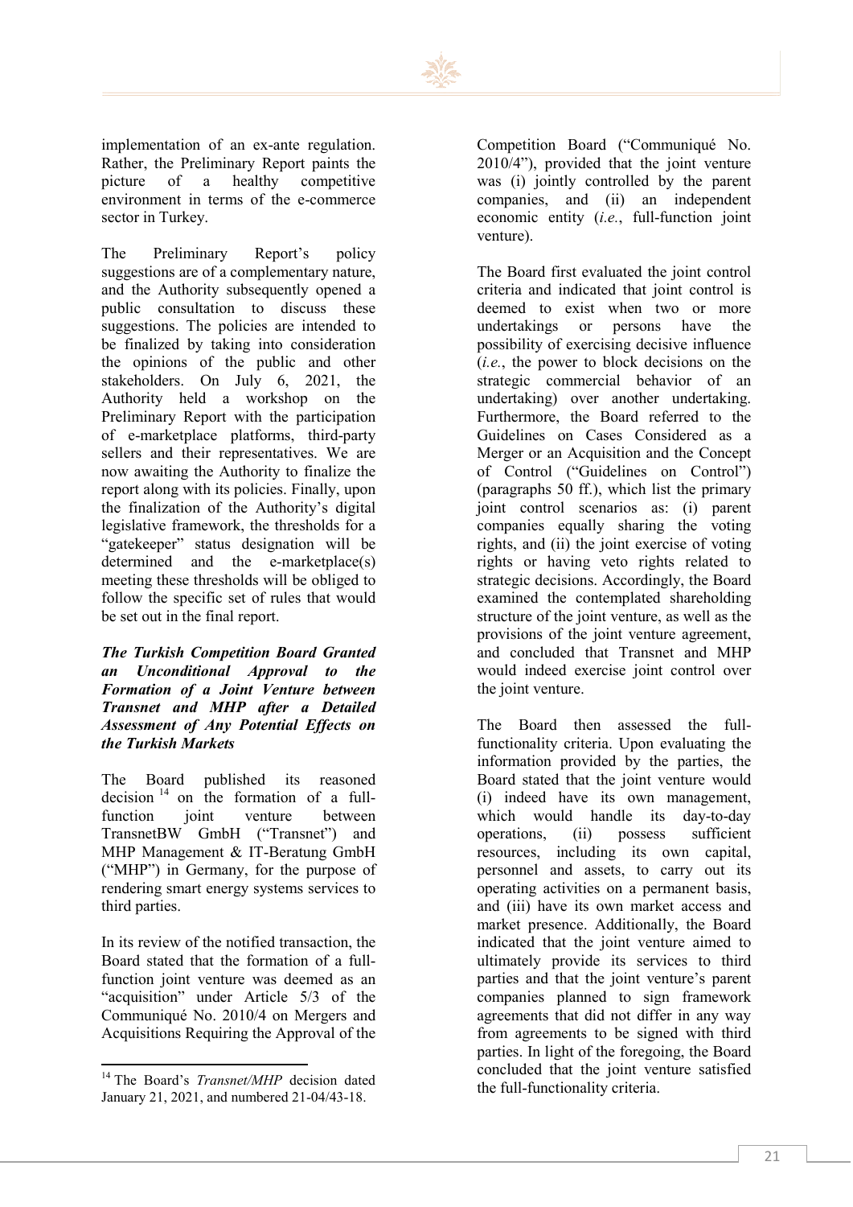implementation of an ex-ante regulation. Rather, the Preliminary Report paints the picture of a healthy competitive environment in terms of the e-commerce sector in Turkey.

The Preliminary Report's policy suggestions are of a complementary nature, and the Authority subsequently opened a public consultation to discuss these suggestions. The policies are intended to be finalized by taking into consideration the opinions of the public and other stakeholders. On July 6, 2021, the Authority held a workshop on the Preliminary Report with the participation of e-marketplace platforms, third-party sellers and their representatives. We are now awaiting the Authority to finalize the report along with its policies. Finally, upon the finalization of the Authority's digital legislative framework, the thresholds for a "gatekeeper" status designation will be determined and the e-marketplace(s) meeting these thresholds will be obliged to follow the specific set of rules that would be set out in the final report.

***The Turkish Competition Board Granted an Unconditional Approval to the Formation of a Joint Venture between Transnet and MHP after a Detailed Assessment of Any Potential Effects on the Turkish Markets***

The Board published its reasoned decision [14] on the formation of a full-function joint venture between TransnetBW GmbH ("Transnet") and MHP Management & IT-Beratung GmbH ("MHP") in Germany, for the purpose of rendering smart energy systems services to third parties.

In its review of the notified transaction, the Board stated that the formation of a full-function joint venture was deemed as an "acquisition" under Article 5/3 of the Communiqué No. 2010/4 on Mergers and Acquisitions Requiring the Approval of the Competition Board ("Communiqué No. 2010/4"), provided that the joint venture was (i) jointly controlled by the parent companies, and (ii) an independent economic entity (*i.e.*, full-function joint venture).

The Board first evaluated the joint control criteria and indicated that joint control is deemed to exist when two or more undertakings or persons have the possibility of exercising decisive influence (*i.e.*, the power to block decisions on the strategic commercial behavior of an undertaking) over another undertaking. Furthermore, the Board referred to the Guidelines on Cases Considered as a Merger or an Acquisition and the Concept of Control ("Guidelines on Control") (paragraphs 50 ff.), which list the primary joint control scenarios as: (i) parent companies equally sharing the voting rights, and (ii) the joint exercise of voting rights or having veto rights related to strategic decisions. Accordingly, the Board examined the contemplated shareholding structure of the joint venture, as well as the provisions of the joint venture agreement, and concluded that Transnet and MHP would indeed exercise joint control over the joint venture.

The Board then assessed the full-functionality criteria. Upon evaluating the information provided by the parties, the Board stated that the joint venture would (i) indeed have its own management, which would handle its day-to-day operations, (ii) possess sufficient resources, including its own capital, personnel and assets, to carry out its operating activities on a permanent basis, and (iii) have its own market access and market presence. Additionally, the Board indicated that the joint venture aimed to ultimately provide its services to third parties and that the joint venture's parent companies planned to sign framework agreements that did not differ in any way from agreements to be signed with third parties. In light of the foregoing, the Board concluded that the joint venture satisfied the full-functionality criteria.

[14] The Board's *Transnet/MHP* decision dated January 21, 2021, and numbered 21-04/43-18.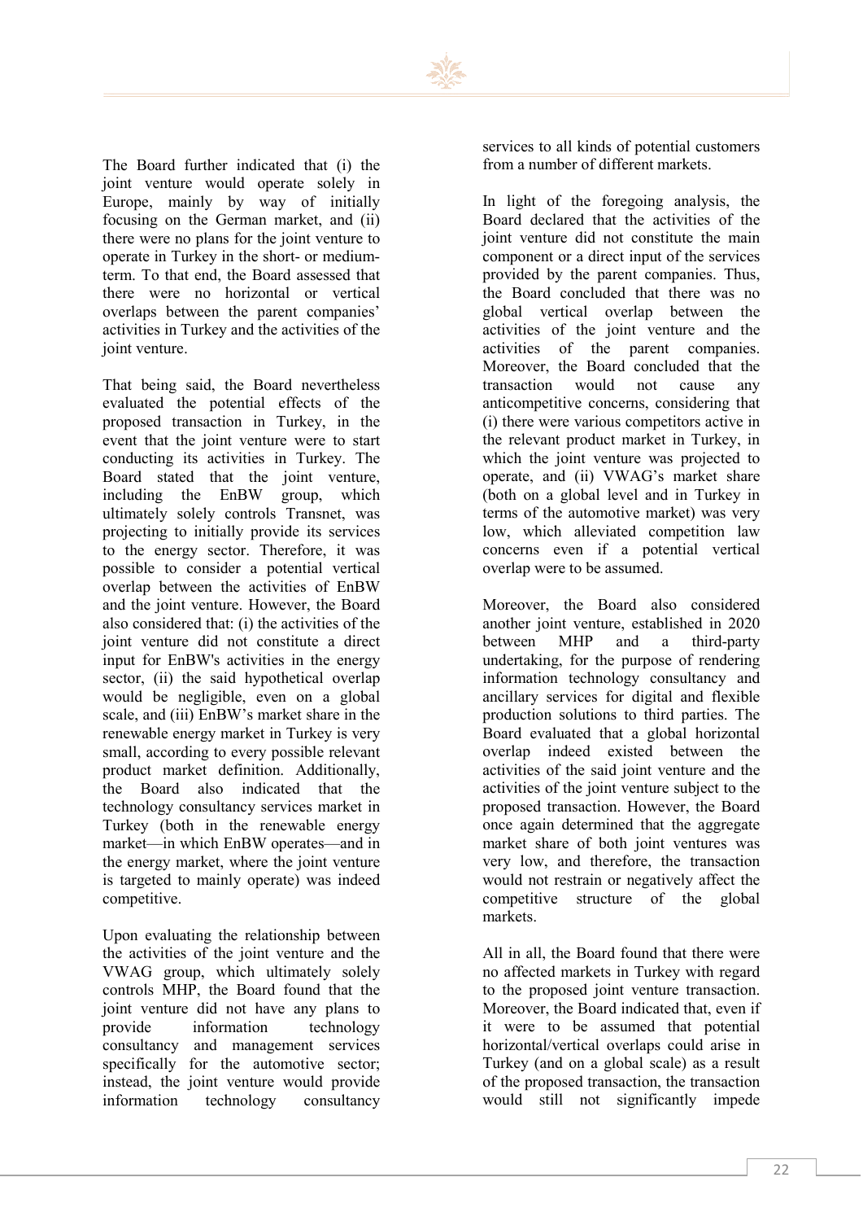The Board further indicated that (i) the joint venture would operate solely in Europe, mainly by way of initially focusing on the German market, and (ii) there were no plans for the joint venture to operate in Turkey in the short- or medium-term. To that end, the Board assessed that there were no horizontal or vertical overlaps between the parent companies' activities in Turkey and the activities of the joint venture.

That being said, the Board nevertheless evaluated the potential effects of the proposed transaction in Turkey, in the event that the joint venture were to start conducting its activities in Turkey. The Board stated that the joint venture, including the EnBW group, which ultimately solely controls Transnet, was projecting to initially provide its services to the energy sector. Therefore, it was possible to consider a potential vertical overlap between the activities of EnBW and the joint venture. However, the Board also considered that: (i) the activities of the joint venture did not constitute a direct input for EnBW's activities in the energy sector, (ii) the said hypothetical overlap would be negligible, even on a global scale, and (iii) EnBW's market share in the renewable energy market in Turkey is very small, according to every possible relevant product market definition. Additionally, the Board also indicated that the technology consultancy services market in Turkey (both in the renewable energy market—in which EnBW operates—and in the energy market, where the joint venture is targeted to mainly operate) was indeed competitive.

Upon evaluating the relationship between the activities of the joint venture and the VWAG group, which ultimately solely controls MHP, the Board found that the joint venture did not have any plans to provide information technology consultancy and management services specifically for the automotive sector; instead, the joint venture would provide information technology consultancy services to all kinds of potential customers from a number of different markets.

In light of the foregoing analysis, the Board declared that the activities of the joint venture did not constitute the main component or a direct input of the services provided by the parent companies. Thus, the Board concluded that there was no global vertical overlap between the activities of the joint venture and the activities of the parent companies. Moreover, the Board concluded that the transaction would not cause any anticompetitive concerns, considering that (i) there were various competitors active in the relevant product market in Turkey, in which the joint venture was projected to operate, and (ii) VWAG's market share (both on a global level and in Turkey in terms of the automotive market) was very low, which alleviated competition law concerns even if a potential vertical overlap were to be assumed.

Moreover, the Board also considered another joint venture, established in 2020 between MHP and a third-party undertaking, for the purpose of rendering information technology consultancy and ancillary services for digital and flexible production solutions to third parties. The Board evaluated that a global horizontal overlap indeed existed between the activities of the said joint venture and the activities of the joint venture subject to the proposed transaction. However, the Board once again determined that the aggregate market share of both joint ventures was very low, and therefore, the transaction would not restrain or negatively affect the competitive structure of the global markets.

All in all, the Board found that there were no affected markets in Turkey with regard to the proposed joint venture transaction. Moreover, the Board indicated that, even if it were to be assumed that potential horizontal/vertical overlaps could arise in Turkey (and on a global scale) as a result of the proposed transaction, the transaction would still not significantly impede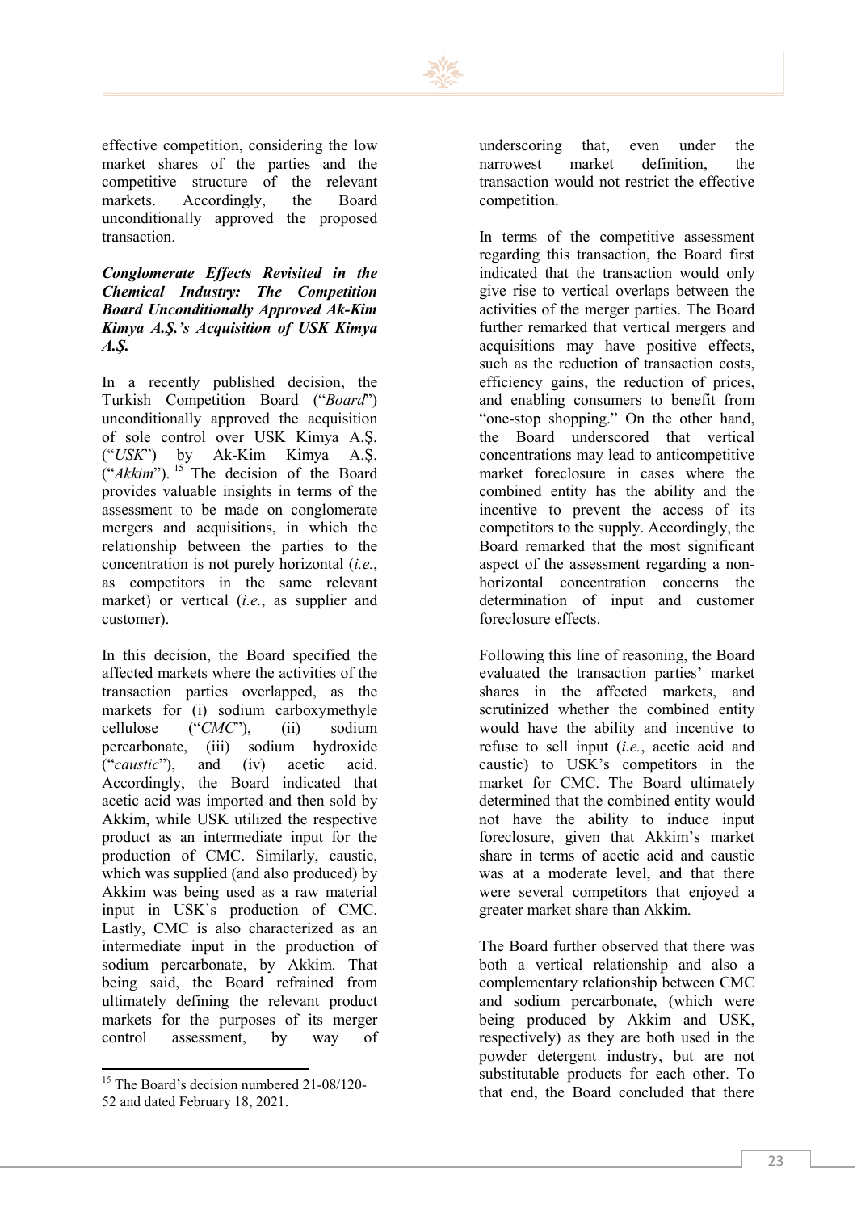effective competition, considering the low market shares of the parties and the competitive structure of the relevant markets. Accordingly, the Board unconditionally approved the proposed transaction.

***Conglomerate Effects Revisited in the Chemical Industry: The Competition Board Unconditionally Approved Ak-Kim Kimya A.Ş.'s Acquisition of USK Kimya A.Ş.***

In a recently published decision, the Turkish Competition Board ("*Board*") unconditionally approved the acquisition of sole control over USK Kimya A.Ş. ("*USK*") by Ak-Kim Kimya A.Ş. ("*Akkim*").[15] The decision of the Board provides valuable insights in terms of the assessment to be made on conglomerate mergers and acquisitions, in which the relationship between the parties to the concentration is not purely horizontal (*i.e.*, as competitors in the same relevant market) or vertical (*i.e.*, as supplier and customer).

In this decision, the Board specified the affected markets where the activities of the transaction parties overlapped, as the markets for (i) sodium carboxymethyle cellulose ("*CMC*"), (ii) sodium percarbonate, (iii) sodium hydroxide ("*caustic*"), and (iv) acetic acid. Accordingly, the Board indicated that acetic acid was imported and then sold by Akkim, while USK utilized the respective product as an intermediate input for the production of CMC. Similarly, caustic, which was supplied (and also produced) by Akkim was being used as a raw material input in USK`s production of CMC. Lastly, CMC is also characterized as an intermediate input in the production of sodium percarbonate, by Akkim. That being said, the Board refrained from ultimately defining the relevant product markets for the purposes of its merger control assessment, by way of underscoring that, even under the narrowest market definition, the transaction would not restrict the effective competition.

In terms of the competitive assessment regarding this transaction, the Board first indicated that the transaction would only give rise to vertical overlaps between the activities of the merger parties. The Board further remarked that vertical mergers and acquisitions may have positive effects, such as the reduction of transaction costs, efficiency gains, the reduction of prices, and enabling consumers to benefit from "one-stop shopping." On the other hand, the Board underscored that vertical concentrations may lead to anticompetitive market foreclosure in cases where the combined entity has the ability and the incentive to prevent the access of its competitors to the supply. Accordingly, the Board remarked that the most significant aspect of the assessment regarding a non-horizontal concentration concerns the determination of input and customer foreclosure effects.

Following this line of reasoning, the Board evaluated the transaction parties' market shares in the affected markets, and scrutinized whether the combined entity would have the ability and incentive to refuse to sell input (*i.e.*, acetic acid and caustic) to USK's competitors in the market for CMC. The Board ultimately determined that the combined entity would not have the ability to induce input foreclosure, given that Akkim's market share in terms of acetic acid and caustic was at a moderate level, and that there were several competitors that enjoyed a greater market share than Akkim.

The Board further observed that there was both a vertical relationship and also a complementary relationship between CMC and sodium percarbonate, (which were being produced by Akkim and USK, respectively) as they are both used in the powder detergent industry, but are not substitutable products for each other. To that end, the Board concluded that there

[15] The Board's decision numbered 21-08/120-52 and dated February 18, 2021.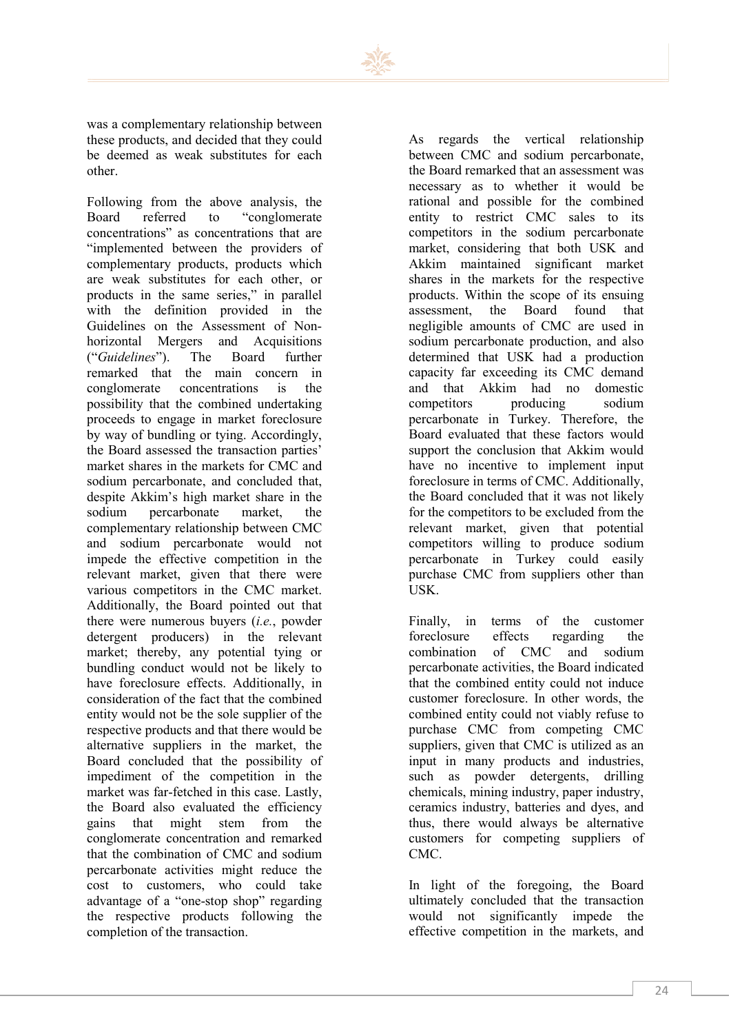was a complementary relationship between these products, and decided that they could be deemed as weak substitutes for each other.

Following from the above analysis, the Board referred to "conglomerate concentrations" as concentrations that are "implemented between the providers of complementary products, products which are weak substitutes for each other, or products in the same series," in parallel with the definition provided in the Guidelines on the Assessment of Non-horizontal Mergers and Acquisitions ("*Guidelines*"). The Board further remarked that the main concern in conglomerate concentrations is the possibility that the combined undertaking proceeds to engage in market foreclosure by way of bundling or tying. Accordingly, the Board assessed the transaction parties' market shares in the markets for CMC and sodium percarbonate, and concluded that, despite Akkim's high market share in the sodium percarbonate market, the complementary relationship between CMC and sodium percarbonate would not impede the effective competition in the relevant market, given that there were various competitors in the CMC market. Additionally, the Board pointed out that there were numerous buyers (*i.e.*, powder detergent producers) in the relevant market; thereby, any potential tying or bundling conduct would not be likely to have foreclosure effects. Additionally, in consideration of the fact that the combined entity would not be the sole supplier of the respective products and that there would be alternative suppliers in the market, the Board concluded that the possibility of impediment of the competition in the market was far-fetched in this case. Lastly, the Board also evaluated the efficiency gains that might stem from the conglomerate concentration and remarked that the combination of CMC and sodium percarbonate activities might reduce the cost to customers, who could take advantage of a "one-stop shop" regarding the respective products following the completion of the transaction.

As regards the vertical relationship between CMC and sodium percarbonate, the Board remarked that an assessment was necessary as to whether it would be rational and possible for the combined entity to restrict CMC sales to its competitors in the sodium percarbonate market, considering that both USK and Akkim maintained significant market shares in the markets for the respective products. Within the scope of its ensuing assessment, the Board found that negligible amounts of CMC are used in sodium percarbonate production, and also determined that USK had a production capacity far exceeding its CMC demand and that Akkim had no domestic competitors producing sodium percarbonate in Turkey. Therefore, the Board evaluated that these factors would support the conclusion that Akkim would have no incentive to implement input foreclosure in terms of CMC. Additionally, the Board concluded that it was not likely for the competitors to be excluded from the relevant market, given that potential competitors willing to produce sodium percarbonate in Turkey could easily purchase CMC from suppliers other than USK.

Finally, in terms of the customer foreclosure effects regarding the combination of CMC and sodium percarbonate activities, the Board indicated that the combined entity could not induce customer foreclosure. In other words, the combined entity could not viably refuse to purchase CMC from competing CMC suppliers, given that CMC is utilized as an input in many products and industries, such as powder detergents, drilling chemicals, mining industry, paper industry, ceramics industry, batteries and dyes, and thus, there would always be alternative customers for competing suppliers of CMC.

In light of the foregoing, the Board ultimately concluded that the transaction would not significantly impede the effective competition in the markets, and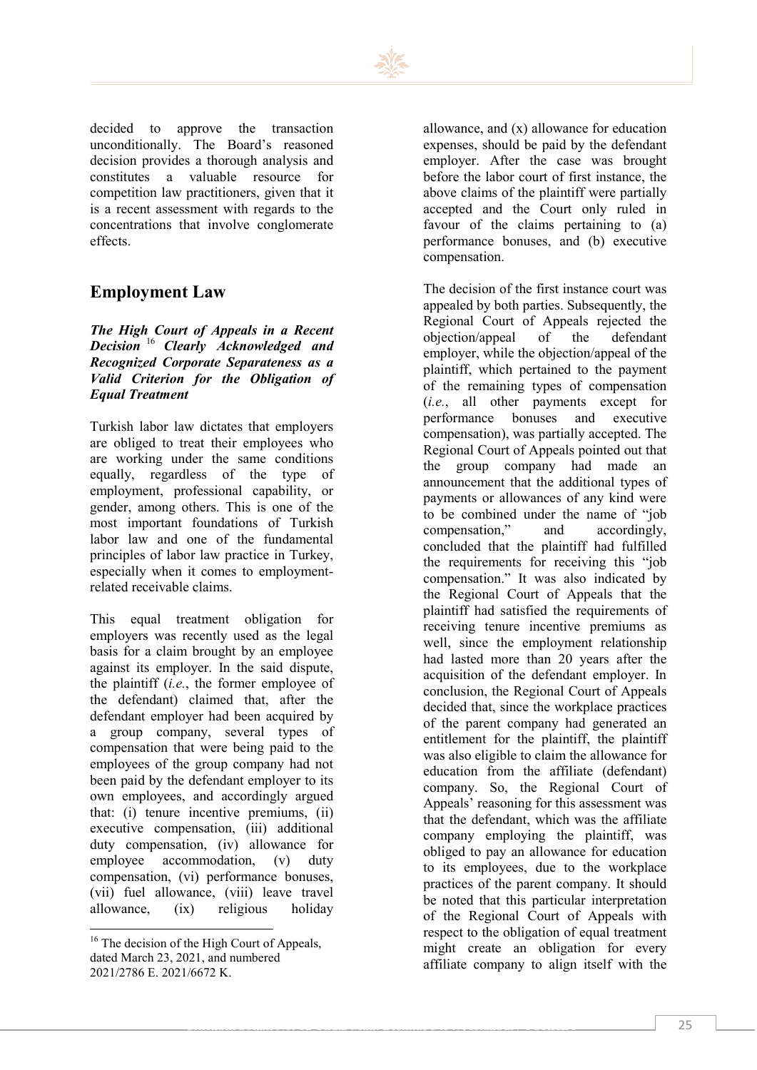decided to approve the transaction unconditionally. The Board's reasoned decision provides a thorough analysis and constitutes a valuable resource for competition law practitioners, given that it is a recent assessment with regards to the concentrations that involve conglomerate effects.

## Employment Law

***The High Court of Appeals in a Recent Decision*** [16] ***Clearly Acknowledged and Recognized Corporate Separateness as a Valid Criterion for the Obligation of Equal Treatment***

Turkish labor law dictates that employers are obliged to treat their employees who are working under the same conditions equally, regardless of the type of employment, professional capability, or gender, among others. This is one of the most important foundations of Turkish labor law and one of the fundamental principles of labor law practice in Turkey, especially when it comes to employment-related receivable claims.

This equal treatment obligation for employers was recently used as the legal basis for a claim brought by an employee against its employer. In the said dispute, the plaintiff (*i.e.*, the former employee of the defendant) claimed that, after the defendant employer had been acquired by a group company, several types of compensation that were being paid to the employees of the group company had not been paid by the defendant employer to its own employees, and accordingly argued that: (i) tenure incentive premiums, (ii) executive compensation, (iii) additional duty compensation, (iv) allowance for employee accommodation, (v) duty compensation, (vi) performance bonuses, (vii) fuel allowance, (viii) leave travel allowance, (ix) religious holiday allowance, and (x) allowance for education expenses, should be paid by the defendant employer. After the case was brought before the labor court of first instance, the above claims of the plaintiff were partially accepted and the Court only ruled in favour of the claims pertaining to (a) performance bonuses, and (b) executive compensation.

The decision of the first instance court was appealed by both parties. Subsequently, the Regional Court of Appeals rejected the objection/appeal of the defendant employer, while the objection/appeal of the plaintiff, which pertained to the payment of the remaining types of compensation (*i.e.*, all other payments except for performance bonuses and executive compensation), was partially accepted. The Regional Court of Appeals pointed out that the group company had made an announcement that the additional types of payments or allowances of any kind were to be combined under the name of "job compensation," and accordingly, concluded that the plaintiff had fulfilled the requirements for receiving this "job compensation." It was also indicated by the Regional Court of Appeals that the plaintiff had satisfied the requirements of receiving tenure incentive premiums as well, since the employment relationship had lasted more than 20 years after the acquisition of the defendant employer. In conclusion, the Regional Court of Appeals decided that, since the workplace practices of the parent company had generated an entitlement for the plaintiff, the plaintiff was also eligible to claim the allowance for education from the affiliate (defendant) company. So, the Regional Court of Appeals' reasoning for this assessment was that the defendant, which was the affiliate company employing the plaintiff, was obliged to pay an allowance for education to its employees, due to the workplace practices of the parent company. It should be noted that this particular interpretation of the Regional Court of Appeals with respect to the obligation of equal treatment might create an obligation for every affiliate company to align itself with the

[16] The decision of the High Court of Appeals, dated March 23, 2021, and numbered 2021/2786 E. 2021/6672 K.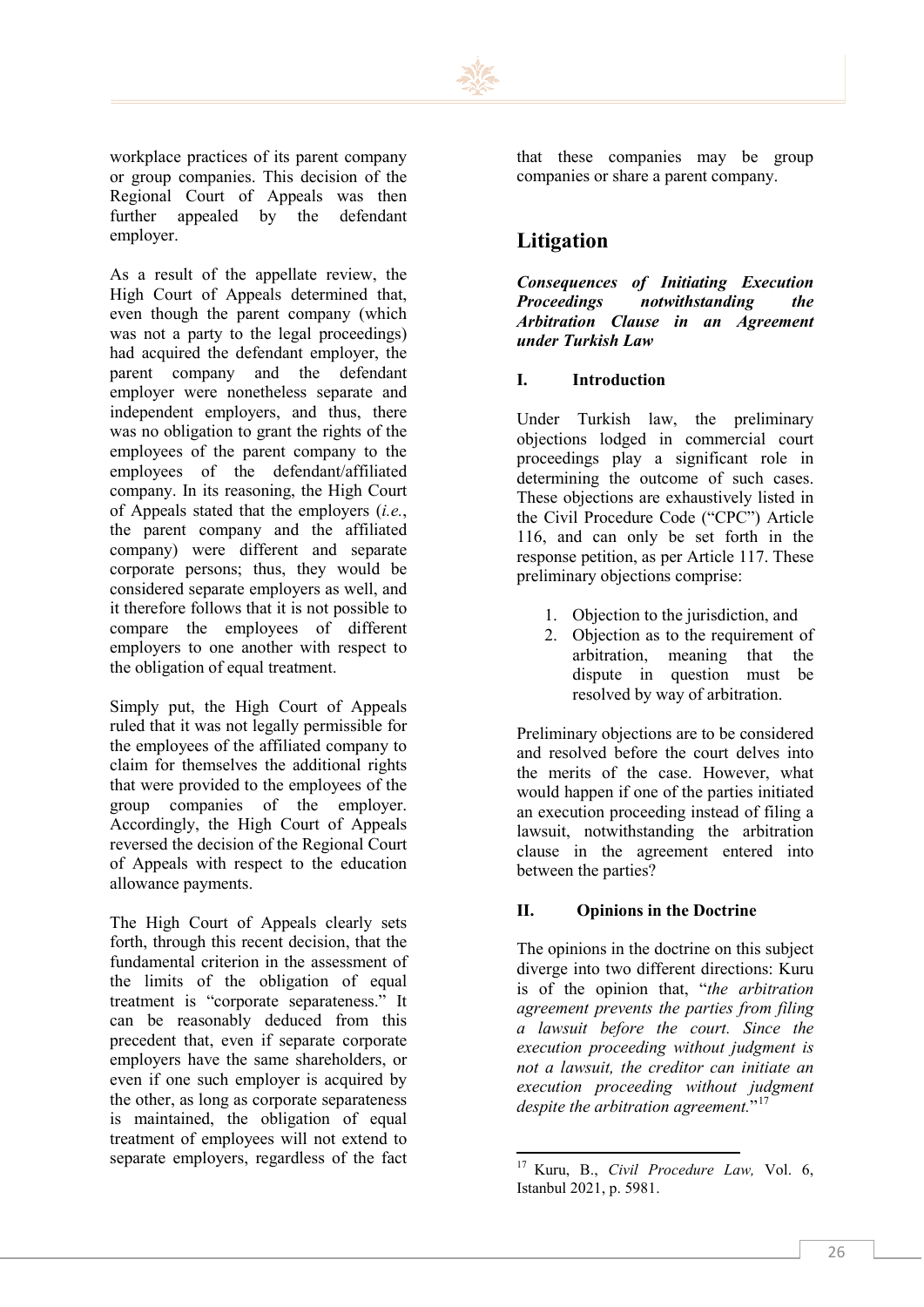workplace practices of its parent company or group companies. This decision of the Regional Court of Appeals was then further appealed by the defendant employer.

As a result of the appellate review, the High Court of Appeals determined that, even though the parent company (which was not a party to the legal proceedings) had acquired the defendant employer, the parent company and the defendant employer were nonetheless separate and independent employers, and thus, there was no obligation to grant the rights of the employees of the parent company to the employees of the defendant/affiliated company. In its reasoning, the High Court of Appeals stated that the employers (*i.e.*, the parent company and the affiliated company) were different and separate corporate persons; thus, they would be considered separate employers as well, and it therefore follows that it is not possible to compare the employees of different employers to one another with respect to the obligation of equal treatment.

Simply put, the High Court of Appeals ruled that it was not legally permissible for the employees of the affiliated company to claim for themselves the additional rights that were provided to the employees of the group companies of the employer. Accordingly, the High Court of Appeals reversed the decision of the Regional Court of Appeals with respect to the education allowance payments.

The High Court of Appeals clearly sets forth, through this recent decision, that the fundamental criterion in the assessment of the limits of the obligation of equal treatment is "corporate separateness." It can be reasonably deduced from this precedent that, even if separate corporate employers have the same shareholders, or even if one such employer is acquired by the other, as long as corporate separateness is maintained, the obligation of equal treatment of employees will not extend to separate employers, regardless of the fact that these companies may be group companies or share a parent company.

## Litigation

***Consequences of Initiating Execution Proceedings notwithstanding the Arbitration Clause in an Agreement under Turkish Law***

### I. Introduction

Under Turkish law, the preliminary objections lodged in commercial court proceedings play a significant role in determining the outcome of such cases. These objections are exhaustively listed in the Civil Procedure Code ("CPC") Article 116, and can only be set forth in the response petition, as per Article 117. These preliminary objections comprise:

1. Objection to the jurisdiction, and
2. Objection as to the requirement of arbitration, meaning that the dispute in question must be resolved by way of arbitration.

Preliminary objections are to be considered and resolved before the court delves into the merits of the case. However, what would happen if one of the parties initiated an execution proceeding instead of filing a lawsuit, notwithstanding the arbitration clause in the agreement entered into between the parties?

### II. Opinions in the Doctrine

The opinions in the doctrine on this subject diverge into two different directions: Kuru is of the opinion that, "*the arbitration agreement prevents the parties from filing a lawsuit before the court. Since the execution proceeding without judgment is not a lawsuit, the creditor can initiate an execution proceeding without judgment despite the arbitration agreement.*"[17]

---

[17] Kuru, B., *Civil Procedure Law,* Vol. 6, Istanbul 2021, p. 5981.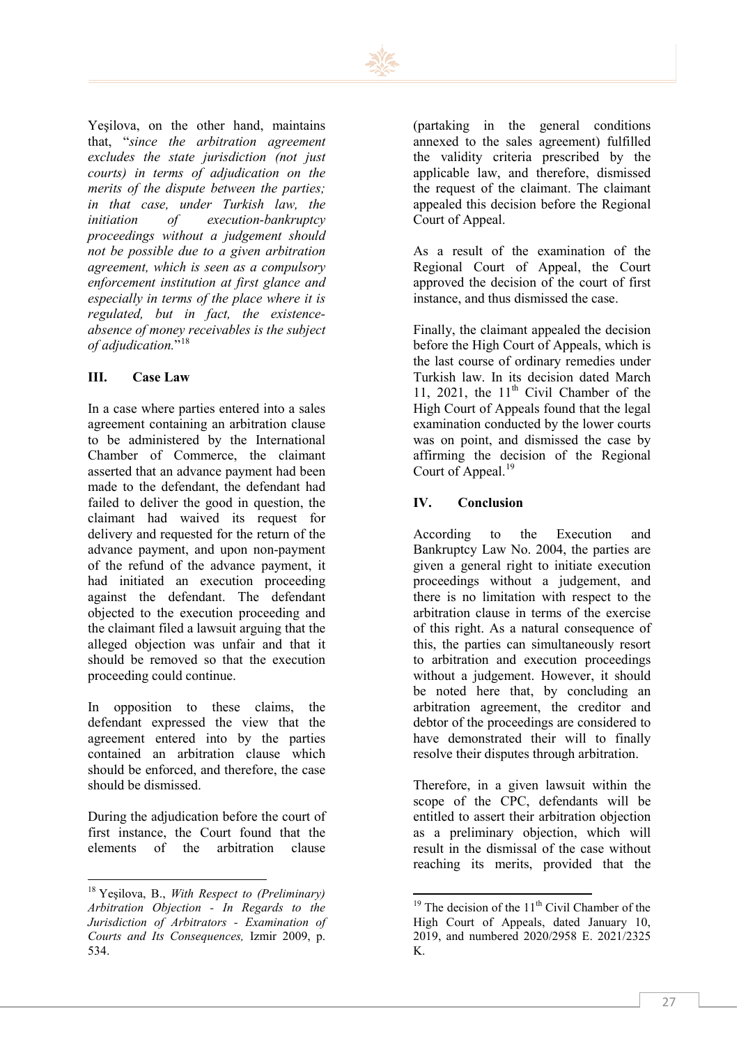Yeşilova, on the other hand, maintains that, "*since the arbitration agreement excludes the state jurisdiction (not just courts) in terms of adjudication on the merits of the dispute between the parties; in that case, under Turkish law, the initiation of execution-bankruptcy proceedings without a judgement should not be possible due to a given arbitration agreement, which is seen as a compulsory enforcement institution at first glance and especially in terms of the place where it is regulated, but in fact, the existence-absence of money receivables is the subject of adjudication.*"[18]

## III. Case Law

In a case where parties entered into a sales agreement containing an arbitration clause to be administered by the International Chamber of Commerce, the claimant asserted that an advance payment had been made to the defendant, the defendant had failed to deliver the good in question, the claimant had waived its request for delivery and requested for the return of the advance payment, and upon non-payment of the refund of the advance payment, it had initiated an execution proceeding against the defendant. The defendant objected to the execution proceeding and the claimant filed a lawsuit arguing that the alleged objection was unfair and that it should be removed so that the execution proceeding could continue.

In opposition to these claims, the defendant expressed the view that the agreement entered into by the parties contained an arbitration clause which should be enforced, and therefore, the case should be dismissed.

During the adjudication before the court of first instance, the Court found that the elements of the arbitration clause (partaking in the general conditions annexed to the sales agreement) fulfilled the validity criteria prescribed by the applicable law, and therefore, dismissed the request of the claimant. The claimant appealed this decision before the Regional Court of Appeal.

As a result of the examination of the Regional Court of Appeal, the Court approved the decision of the court of first instance, and thus dismissed the case.

Finally, the claimant appealed the decision before the High Court of Appeals, which is the last course of ordinary remedies under Turkish law. In its decision dated March 11, 2021, the 11th Civil Chamber of the High Court of Appeals found that the legal examination conducted by the lower courts was on point, and dismissed the case by affirming the decision of the Regional Court of Appeal.[19]

## IV. Conclusion

According to the Execution and Bankruptcy Law No. 2004, the parties are given a general right to initiate execution proceedings without a judgement, and there is no limitation with respect to the arbitration clause in terms of the exercise of this right. As a natural consequence of this, the parties can simultaneously resort to arbitration and execution proceedings without a judgement. However, it should be noted here that, by concluding an arbitration agreement, the creditor and debtor of the proceedings are considered to have demonstrated their will to finally resolve their disputes through arbitration.

Therefore, in a given lawsuit within the scope of the CPC, defendants will be entitled to assert their arbitration objection as a preliminary objection, which will result in the dismissal of the case without reaching its merits, provided that the

---

[18] Yeşilova, B., *With Respect to (Preliminary) Arbitration Objection - In Regards to the Jurisdiction of Arbitrators - Examination of Courts and Its Consequences,* Izmir 2009, p. 534.

[19] The decision of the 11th Civil Chamber of the High Court of Appeals, dated January 10, 2019, and numbered 2020/2958 E. 2021/2325 K.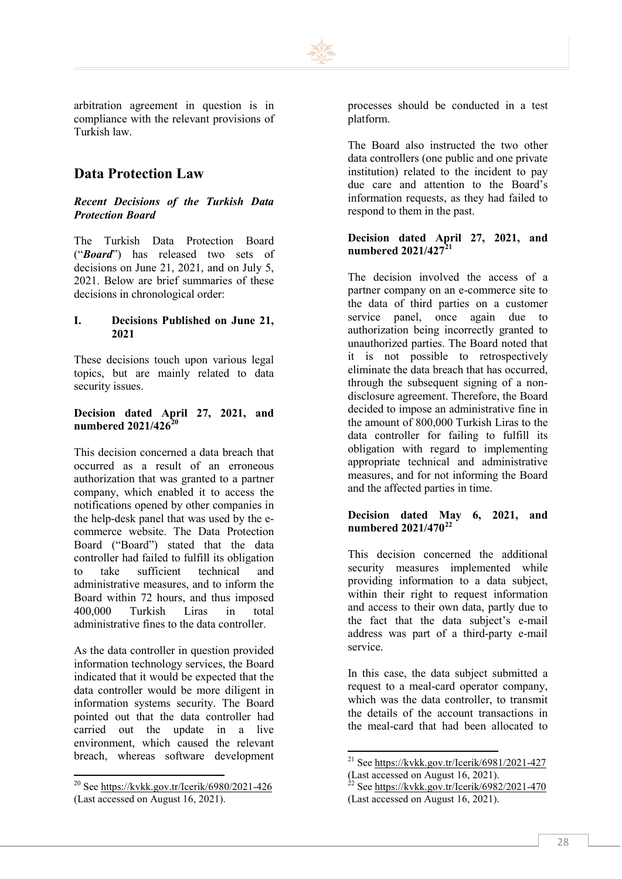arbitration agreement in question is in compliance with the relevant provisions of Turkish law.

## Data Protection Law

### *Recent Decisions of the Turkish Data Protection Board*

The Turkish Data Protection Board ("***Board***") has released two sets of decisions on June 21, 2021, and on July 5, 2021. Below are brief summaries of these decisions in chronological order:

#### I. Decisions Published on June 21, 2021

These decisions touch upon various legal topics, but are mainly related to data security issues.

**Decision dated April 27, 2021, and numbered 2021/426**[20]

This decision concerned a data breach that occurred as a result of an erroneous authorization that was granted to a partner company, which enabled it to access the notifications opened by other companies in the help-desk panel that was used by the e-commerce website. The Data Protection Board ("Board") stated that the data controller had failed to fulfill its obligation to take sufficient technical and administrative measures, and to inform the Board within 72 hours, and thus imposed 400,000 Turkish Liras in total administrative fines to the data controller.

As the data controller in question provided information technology services, the Board indicated that it would be expected that the data controller would be more diligent in information systems security. The Board pointed out that the data controller had carried out the update in a live environment, which caused the relevant breach, whereas software development processes should be conducted in a test platform.

The Board also instructed the two other data controllers (one public and one private institution) related to the incident to pay due care and attention to the Board's information requests, as they had failed to respond to them in the past.

**Decision dated April 27, 2021, and numbered 2021/427**[21]

The decision involved the access of a partner company on an e-commerce site to the data of third parties on a customer service panel, once again due to authorization being incorrectly granted to unauthorized parties. The Board noted that it is not possible to retrospectively eliminate the data breach that has occurred, through the subsequent signing of a non-disclosure agreement. Therefore, the Board decided to impose an administrative fine in the amount of 800,000 Turkish Liras to the data controller for failing to fulfill its obligation with regard to implementing appropriate technical and administrative measures, and for not informing the Board and the affected parties in time.

**Decision dated May 6, 2021, and numbered 2021/470**[22]

This decision concerned the additional security measures implemented while providing information to a data subject, within their right to request information and access to their own data, partly due to the fact that the data subject's e-mail address was part of a third-party e-mail service.

In this case, the data subject submitted a request to a meal-card operator company, which was the data controller, to transmit the details of the account transactions in the meal-card that had been allocated to

---

[20] See https://kvkk.gov.tr/Icerik/6980/2021-426 (Last accessed on August 16, 2021).

[21] See https://kvkk.gov.tr/Icerik/6981/2021-427 (Last accessed on August 16, 2021).

[22] See https://kvkk.gov.tr/Icerik/6982/2021-470 (Last accessed on August 16, 2021).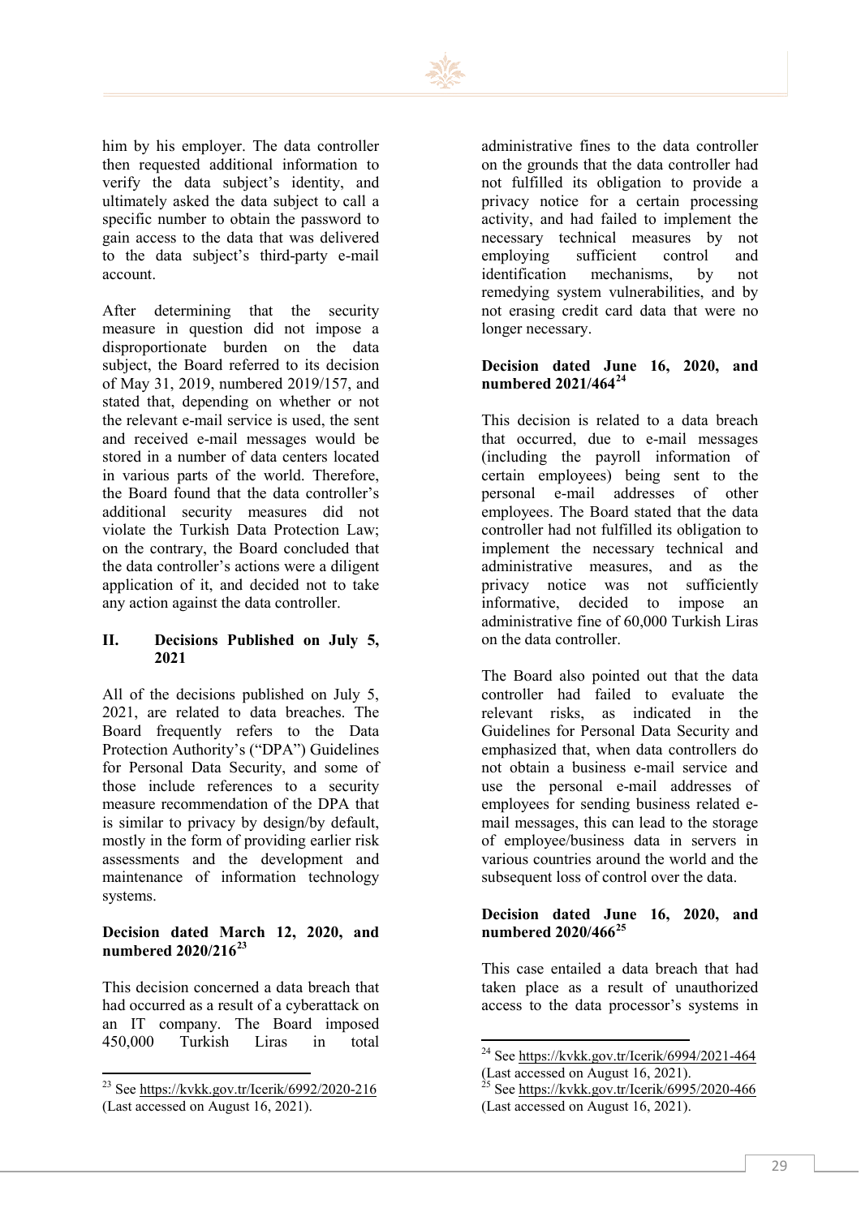him by his employer. The data controller then requested additional information to verify the data subject's identity, and ultimately asked the data subject to call a specific number to obtain the password to gain access to the data that was delivered to the data subject's third-party e-mail account.

After determining that the security measure in question did not impose a disproportionate burden on the data subject, the Board referred to its decision of May 31, 2019, numbered 2019/157, and stated that, depending on whether or not the relevant e-mail service is used, the sent and received e-mail messages would be stored in a number of data centers located in various parts of the world. Therefore, the Board found that the data controller's additional security measures did not violate the Turkish Data Protection Law; on the contrary, the Board concluded that the data controller's actions were a diligent application of it, and decided not to take any action against the data controller.

## II. Decisions Published on July 5, 2021

All of the decisions published on July 5, 2021, are related to data breaches. The Board frequently refers to the Data Protection Authority's ("DPA") Guidelines for Personal Data Security, and some of those include references to a security measure recommendation of the DPA that is similar to privacy by design/by default, mostly in the form of providing earlier risk assessments and the development and maintenance of information technology systems.

**Decision dated March 12, 2020, and numbered 2020/216[23]**

This decision concerned a data breach that had occurred as a result of a cyberattack on an IT company. The Board imposed 450,000 Turkish Liras in total administrative fines to the data controller on the grounds that the data controller had not fulfilled its obligation to provide a privacy notice for a certain processing activity, and had failed to implement the necessary technical measures by not employing sufficient control and identification mechanisms, by not remedying system vulnerabilities, and by not erasing credit card data that were no longer necessary.

**Decision dated June 16, 2020, and numbered 2021/464[24]**

This decision is related to a data breach that occurred, due to e-mail messages (including the payroll information of certain employees) being sent to the personal e-mail addresses of other employees. The Board stated that the data controller had not fulfilled its obligation to implement the necessary technical and administrative measures, and as the privacy notice was not sufficiently informative, decided to impose an administrative fine of 60,000 Turkish Liras on the data controller.

The Board also pointed out that the data controller had failed to evaluate the relevant risks, as indicated in the Guidelines for Personal Data Security and emphasized that, when data controllers do not obtain a business e-mail service and use the personal e-mail addresses of employees for sending business related e-mail messages, this can lead to the storage of employee/business data in servers in various countries around the world and the subsequent loss of control over the data.

**Decision dated June 16, 2020, and numbered 2020/466[25]**

This case entailed a data breach that had taken place as a result of unauthorized access to the data processor's systems in

[23] See https://kvkk.gov.tr/Icerik/6992/2020-216 (Last accessed on August 16, 2021).

[24] See https://kvkk.gov.tr/Icerik/6994/2021-464 (Last accessed on August 16, 2021).

[25] See https://kvkk.gov.tr/Icerik/6995/2020-466 (Last accessed on August 16, 2021).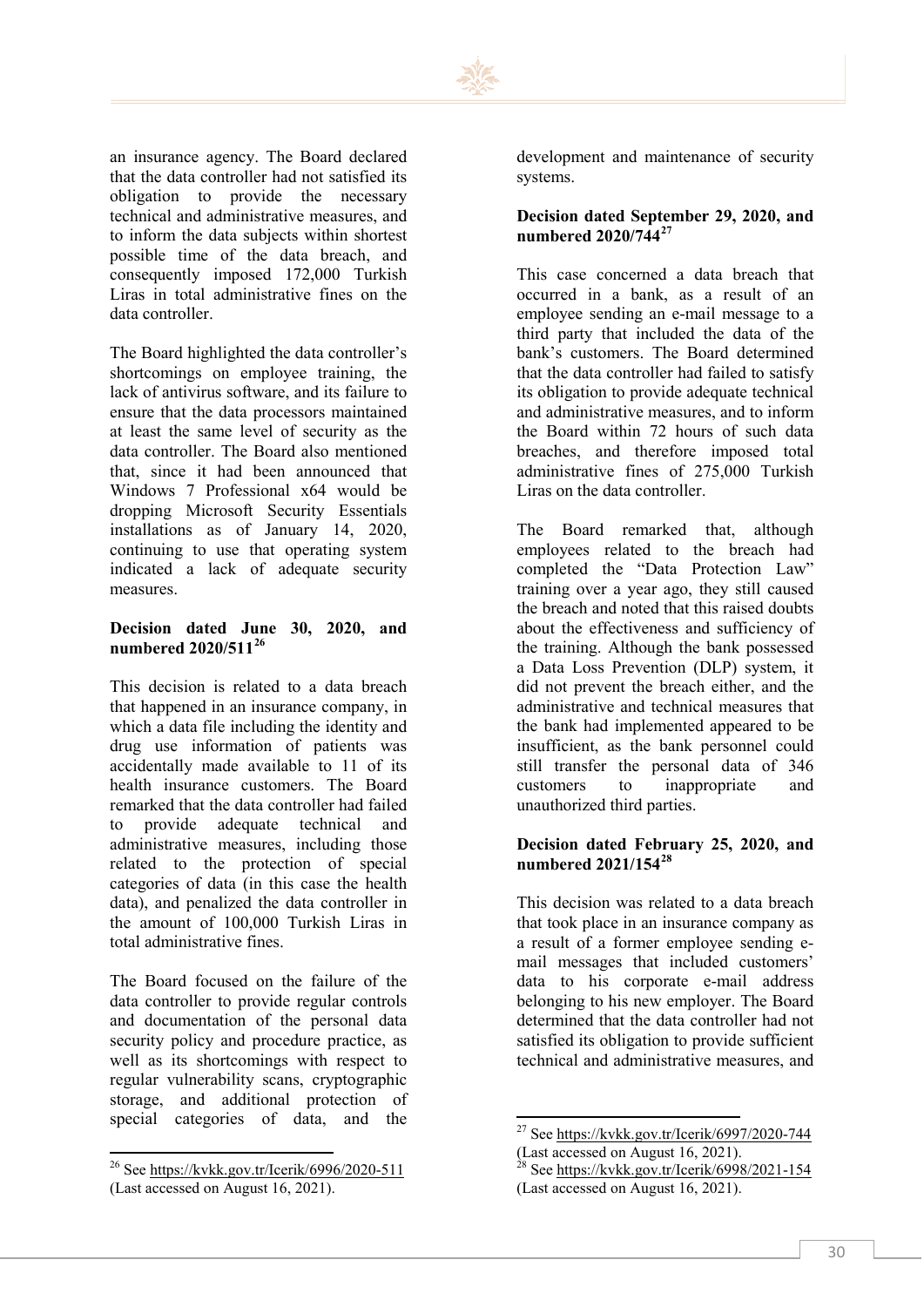an insurance agency. The Board declared that the data controller had not satisfied its obligation to provide the necessary technical and administrative measures, and to inform the data subjects within shortest possible time of the data breach, and consequently imposed 172,000 Turkish Liras in total administrative fines on the data controller.

The Board highlighted the data controller's shortcomings on employee training, the lack of antivirus software, and its failure to ensure that the data processors maintained at least the same level of security as the data controller. The Board also mentioned that, since it had been announced that Windows 7 Professional x64 would be dropping Microsoft Security Essentials installations as of January 14, 2020, continuing to use that operating system indicated a lack of adequate security measures.

**Decision dated June 30, 2020, and numbered 2020/511**[26]

This decision is related to a data breach that happened in an insurance company, in which a data file including the identity and drug use information of patients was accidentally made available to 11 of its health insurance customers. The Board remarked that the data controller had failed to provide adequate technical and administrative measures, including those related to the protection of special categories of data (in this case the health data), and penalized the data controller in the amount of 100,000 Turkish Liras in total administrative fines.

The Board focused on the failure of the data controller to provide regular controls and documentation of the personal data security policy and procedure practice, as well as its shortcomings with respect to regular vulnerability scans, cryptographic storage, and additional protection of special categories of data, and the development and maintenance of security systems.

**Decision dated September 29, 2020, and numbered 2020/744**[27]

This case concerned a data breach that occurred in a bank, as a result of an employee sending an e-mail message to a third party that included the data of the bank's customers. The Board determined that the data controller had failed to satisfy its obligation to provide adequate technical and administrative measures, and to inform the Board within 72 hours of such data breaches, and therefore imposed total administrative fines of 275,000 Turkish Liras on the data controller.

The Board remarked that, although employees related to the breach had completed the "Data Protection Law" training over a year ago, they still caused the breach and noted that this raised doubts about the effectiveness and sufficiency of the training. Although the bank possessed a Data Loss Prevention (DLP) system, it did not prevent the breach either, and the administrative and technical measures that the bank had implemented appeared to be insufficient, as the bank personnel could still transfer the personal data of 346 customers to inappropriate and unauthorized third parties.

**Decision dated February 25, 2020, and numbered 2021/154**[28]

This decision was related to a data breach that took place in an insurance company as a result of a former employee sending e-mail messages that included customers' data to his corporate e-mail address belonging to his new employer. The Board determined that the data controller had not satisfied its obligation to provide sufficient technical and administrative measures, and

---

[26] See https://kvkk.gov.tr/Icerik/6996/2020-511 (Last accessed on August 16, 2021).

[27] See https://kvkk.gov.tr/Icerik/6997/2020-744 (Last accessed on August 16, 2021).

[28] See https://kvkk.gov.tr/Icerik/6998/2021-154 (Last accessed on August 16, 2021).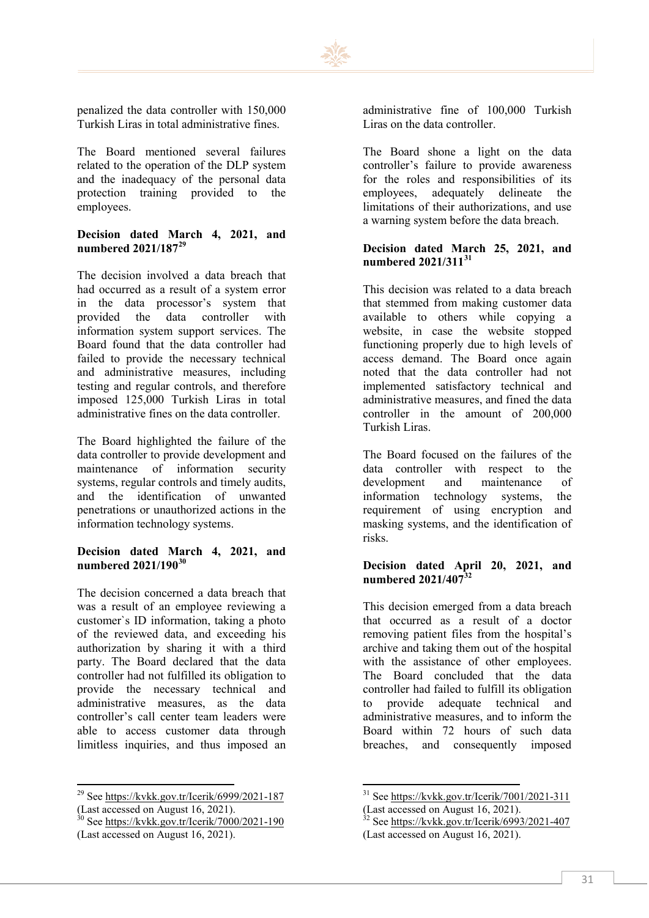penalized the data controller with 150,000 Turkish Liras in total administrative fines.

The Board mentioned several failures related to the operation of the DLP system and the inadequacy of the personal data protection training provided to the employees.

**Decision dated March 4, 2021, and numbered 2021/187[29]**

The decision involved a data breach that had occurred as a result of a system error in the data processor's system that provided the data controller with information system support services. The Board found that the data controller had failed to provide the necessary technical and administrative measures, including testing and regular controls, and therefore imposed 125,000 Turkish Liras in total administrative fines on the data controller.

The Board highlighted the failure of the data controller to provide development and maintenance of information security systems, regular controls and timely audits, and the identification of unwanted penetrations or unauthorized actions in the information technology systems.

**Decision dated March 4, 2021, and numbered 2021/190[30]**

The decision concerned a data breach that was a result of an employee reviewing a customer`s ID information, taking a photo of the reviewed data, and exceeding his authorization by sharing it with a third party. The Board declared that the data controller had not fulfilled its obligation to provide the necessary technical and administrative measures, as the data controller's call center team leaders were able to access customer data through limitless inquiries, and thus imposed an administrative fine of 100,000 Turkish Liras on the data controller.

The Board shone a light on the data controller's failure to provide awareness for the roles and responsibilities of its employees, adequately delineate the limitations of their authorizations, and use a warning system before the data breach.

**Decision dated March 25, 2021, and numbered 2021/311[31]**

This decision was related to a data breach that stemmed from making customer data available to others while copying a website, in case the website stopped functioning properly due to high levels of access demand. The Board once again noted that the data controller had not implemented satisfactory technical and administrative measures, and fined the data controller in the amount of 200,000 Turkish Liras.

The Board focused on the failures of the data controller with respect to the development and maintenance of information technology systems, the requirement of using encryption and masking systems, and the identification of risks.

**Decision dated April 20, 2021, and numbered 2021/407[32]**

This decision emerged from a data breach that occurred as a result of a doctor removing patient files from the hospital's archive and taking them out of the hospital with the assistance of other employees. The Board concluded that the data controller had failed to fulfill its obligation to provide adequate technical and administrative measures, and to inform the Board within 72 hours of such data breaches, and consequently imposed

---

[29] See https://kvkk.gov.tr/Icerik/6999/2021-187 (Last accessed on August 16, 2021).

[30] See https://kvkk.gov.tr/Icerik/7000/2021-190 (Last accessed on August 16, 2021).

[31] See https://kvkk.gov.tr/Icerik/7001/2021-311 (Last accessed on August 16, 2021).

[32] See https://kvkk.gov.tr/Icerik/6993/2021-407 (Last accessed on August 16, 2021).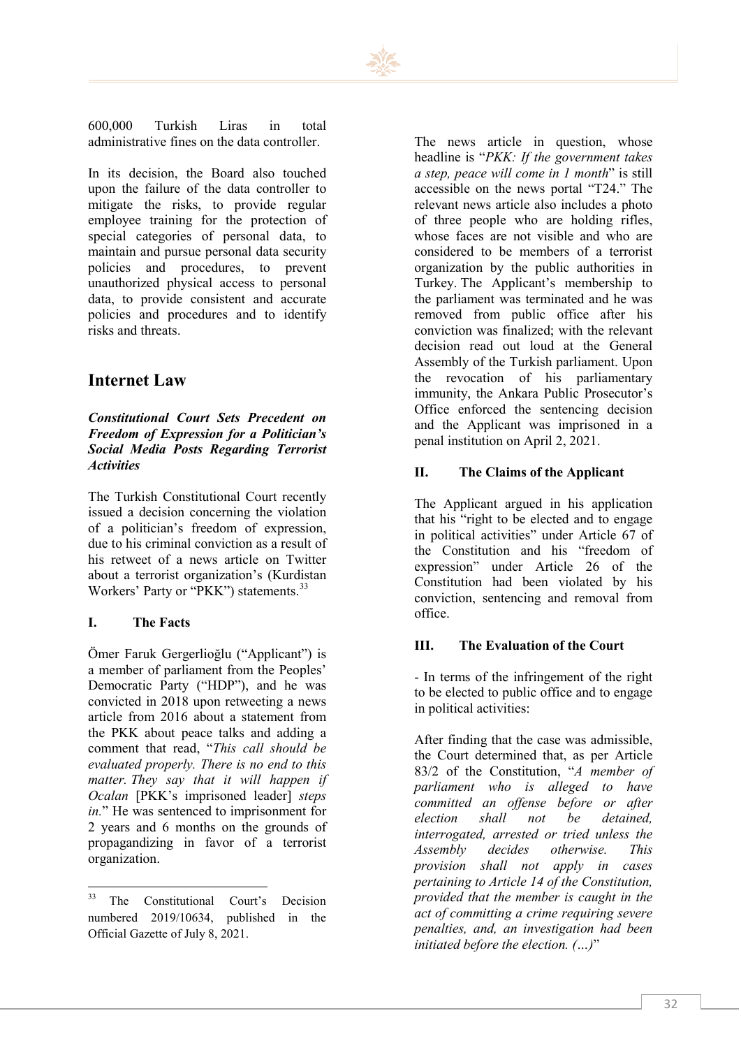600,000 Turkish Liras in total administrative fines on the data controller.

In its decision, the Board also touched upon the failure of the data controller to mitigate the risks, to provide regular employee training for the protection of special categories of personal data, to maintain and pursue personal data security policies and procedures, to prevent unauthorized physical access to personal data, to provide consistent and accurate policies and procedures and to identify risks and threats.

## Internet Law

### ***Constitutional Court Sets Precedent on Freedom of Expression for a Politician's Social Media Posts Regarding Terrorist Activities***

The Turkish Constitutional Court recently issued a decision concerning the violation of a politician's freedom of expression, due to his criminal conviction as a result of his retweet of a news article on Twitter about a terrorist organization's (Kurdistan Workers' Party or "PKK") statements.[33]

#### I. The Facts

Ömer Faruk Gergerlioğlu ("Applicant") is a member of parliament from the Peoples' Democratic Party ("HDP"), and he was convicted in 2018 upon retweeting a news article from 2016 about a statement from the PKK about peace talks and adding a comment that read, "*This call should be evaluated properly. There is no end to this matter. They say that it will happen if Ocalan* [PKK's imprisoned leader] *steps in.*" He was sentenced to imprisonment for 2 years and 6 months on the grounds of propagandizing in favor of a terrorist organization.

The news article in question, whose headline is "*PKK: If the government takes a step, peace will come in 1 month*" is still accessible on the news portal "T24." The relevant news article also includes a photo of three people who are holding rifles, whose faces are not visible and who are considered to be members of a terrorist organization by the public authorities in Turkey. The Applicant's membership to the parliament was terminated and he was removed from public office after his conviction was finalized; with the relevant decision read out loud at the General Assembly of the Turkish parliament. Upon the revocation of his parliamentary immunity, the Ankara Public Prosecutor's Office enforced the sentencing decision and the Applicant was imprisoned in a penal institution on April 2, 2021.

#### II. The Claims of the Applicant

The Applicant argued in his application that his "right to be elected and to engage in political activities" under Article 67 of the Constitution and his "freedom of expression" under Article 26 of the Constitution had been violated by his conviction, sentencing and removal from office.

#### III. The Evaluation of the Court

- In terms of the infringement of the right to be elected to public office and to engage in political activities:

After finding that the case was admissible, the Court determined that, as per Article 83/2 of the Constitution, "*A member of parliament who is alleged to have committed an offense before or after election shall not be detained, interrogated, arrested or tried unless the Assembly decides otherwise. This provision shall not apply in cases pertaining to Article 14 of the Constitution, provided that the member is caught in the act of committing a crime requiring severe penalties, and, an investigation had been initiated before the election. (…)*"

[33] The Constitutional Court's Decision numbered 2019/10634, published in the Official Gazette of July 8, 2021.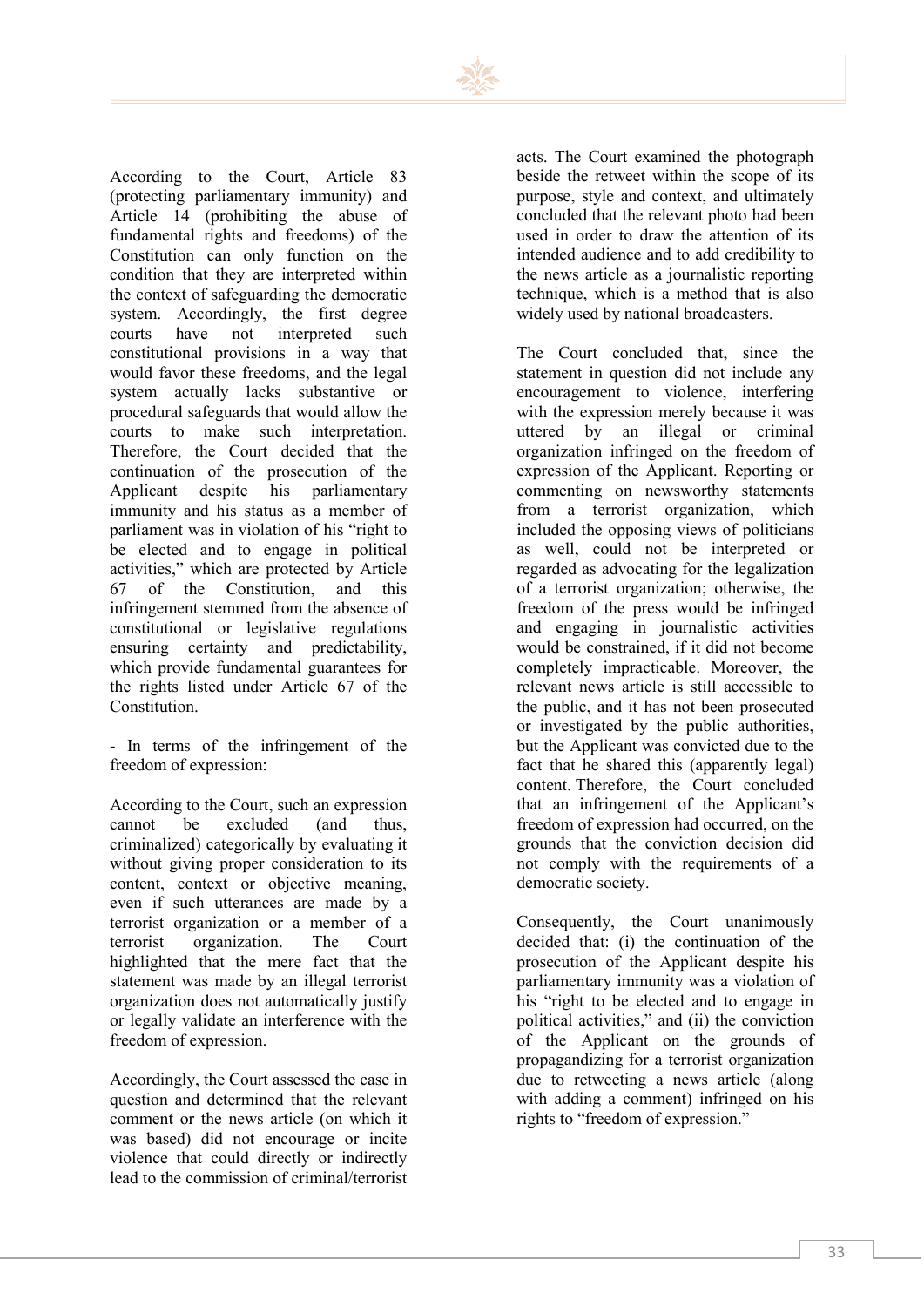According to the Court, Article 83 (protecting parliamentary immunity) and Article 14 (prohibiting the abuse of fundamental rights and freedoms) of the Constitution can only function on the condition that they are interpreted within the context of safeguarding the democratic system. Accordingly, the first degree courts have not interpreted such constitutional provisions in a way that would favor these freedoms, and the legal system actually lacks substantive or procedural safeguards that would allow the courts to make such interpretation. Therefore, the Court decided that the continuation of the prosecution of the Applicant despite his parliamentary immunity and his status as a member of parliament was in violation of his "right to be elected and to engage in political activities," which are protected by Article 67 of the Constitution, and this infringement stemmed from the absence of constitutional or legislative regulations ensuring certainty and predictability, which provide fundamental guarantees for the rights listed under Article 67 of the Constitution.

- In terms of the infringement of the freedom of expression:

According to the Court, such an expression cannot be excluded (and thus, criminalized) categorically by evaluating it without giving proper consideration to its content, context or objective meaning, even if such utterances are made by a terrorist organization or a member of a terrorist organization. The Court highlighted that the mere fact that the statement was made by an illegal terrorist organization does not automatically justify or legally validate an interference with the freedom of expression.

Accordingly, the Court assessed the case in question and determined that the relevant comment or the news article (on which it was based) did not encourage or incite violence that could directly or indirectly lead to the commission of criminal/terrorist acts. The Court examined the photograph beside the retweet within the scope of its purpose, style and context, and ultimately concluded that the relevant photo had been used in order to draw the attention of its intended audience and to add credibility to the news article as a journalistic reporting technique, which is a method that is also widely used by national broadcasters.

The Court concluded that, since the statement in question did not include any encouragement to violence, interfering with the expression merely because it was uttered by an illegal or criminal organization infringed on the freedom of expression of the Applicant. Reporting or commenting on newsworthy statements from a terrorist organization, which included the opposing views of politicians as well, could not be interpreted or regarded as advocating for the legalization of a terrorist organization; otherwise, the freedom of the press would be infringed and engaging in journalistic activities would be constrained, if it did not become completely impracticable. Moreover, the relevant news article is still accessible to the public, and it has not been prosecuted or investigated by the public authorities, but the Applicant was convicted due to the fact that he shared this (apparently legal) content. Therefore, the Court concluded that an infringement of the Applicant's freedom of expression had occurred, on the grounds that the conviction decision did not comply with the requirements of a democratic society.

Consequently, the Court unanimously decided that: (i) the continuation of the prosecution of the Applicant despite his parliamentary immunity was a violation of his "right to be elected and to engage in political activities," and (ii) the conviction of the Applicant on the grounds of propagandizing for a terrorist organization due to retweeting a news article (along with adding a comment) infringed on his rights to "freedom of expression."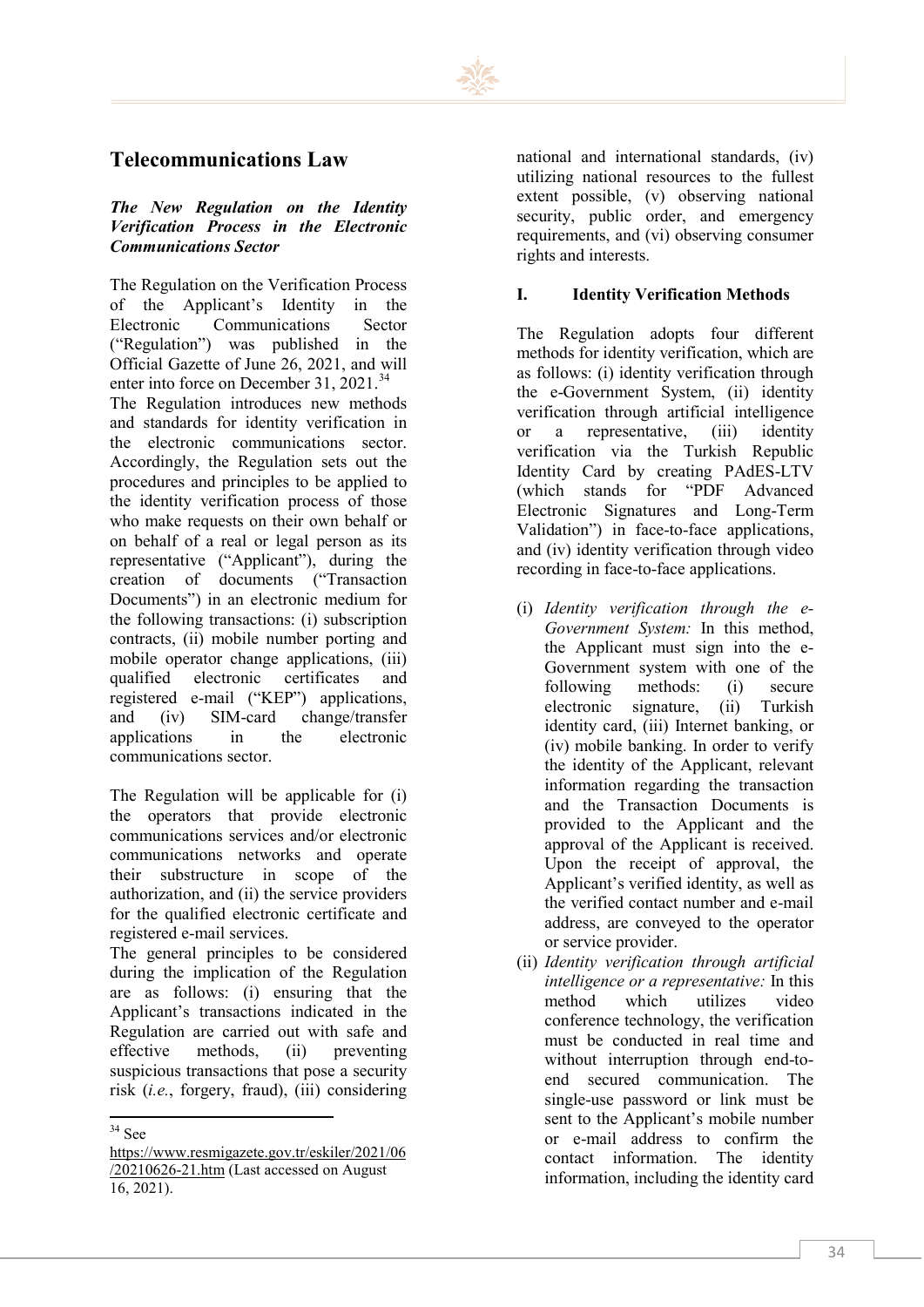## Telecommunications Law

### *The New Regulation on the Identity Verification Process in the Electronic Communications Sector*

The Regulation on the Verification Process of the Applicant's Identity in the Electronic Communications Sector ("Regulation") was published in the Official Gazette of June 26, 2021, and will enter into force on December 31, 2021.[34]

The Regulation introduces new methods and standards for identity verification in the electronic communications sector. Accordingly, the Regulation sets out the procedures and principles to be applied to the identity verification process of those who make requests on their own behalf or on behalf of a real or legal person as its representative ("Applicant"), during the creation of documents ("Transaction Documents") in an electronic medium for the following transactions: (i) subscription contracts, (ii) mobile number porting and mobile operator change applications, (iii) qualified electronic certificates and registered e-mail ("KEP") applications, and (iv) SIM-card change/transfer applications in the electronic communications sector.

The Regulation will be applicable for (i) the operators that provide electronic communications services and/or electronic communications networks and operate their substructure in scope of the authorization, and (ii) the service providers for the qualified electronic certificate and registered e-mail services.

The general principles to be considered during the implication of the Regulation are as follows: (i) ensuring that the Applicant's transactions indicated in the Regulation are carried out with safe and effective methods, (ii) preventing suspicious transactions that pose a security risk (*i.e.*, forgery, fraud), (iii) considering national and international standards, (iv) utilizing national resources to the fullest extent possible, (v) observing national security, public order, and emergency requirements, and (vi) observing consumer rights and interests.

#### I. Identity Verification Methods

The Regulation adopts four different methods for identity verification, which are as follows: (i) identity verification through the e-Government System, (ii) identity verification through artificial intelligence or a representative, (iii) identity verification via the Turkish Republic Identity Card by creating PAdES-LTV (which stands for "PDF Advanced Electronic Signatures and Long-Term Validation") in face-to-face applications, and (iv) identity verification through video recording in face-to-face applications.

(i) *Identity verification through the e-Government System:* In this method, the Applicant must sign into the e-Government system with one of the following methods: (i) secure electronic signature, (ii) Turkish identity card, (iii) Internet banking, or (iv) mobile banking. In order to verify the identity of the Applicant, relevant information regarding the transaction and the Transaction Documents is provided to the Applicant and the approval of the Applicant is received. Upon the receipt of approval, the Applicant's verified identity, as well as the verified contact number and e-mail address, are conveyed to the operator or service provider.

(ii) *Identity verification through artificial intelligence or a representative:* In this method which utilizes video conference technology, the verification must be conducted in real time and without interruption through end-to-end secured communication. The single-use password or link must be sent to the Applicant's mobile number or e-mail address to confirm the contact information. The identity information, including the identity card

---

[34] See https://www.resmigazete.gov.tr/eskiler/2021/06/20210626-21.htm (Last accessed on August 16, 2021).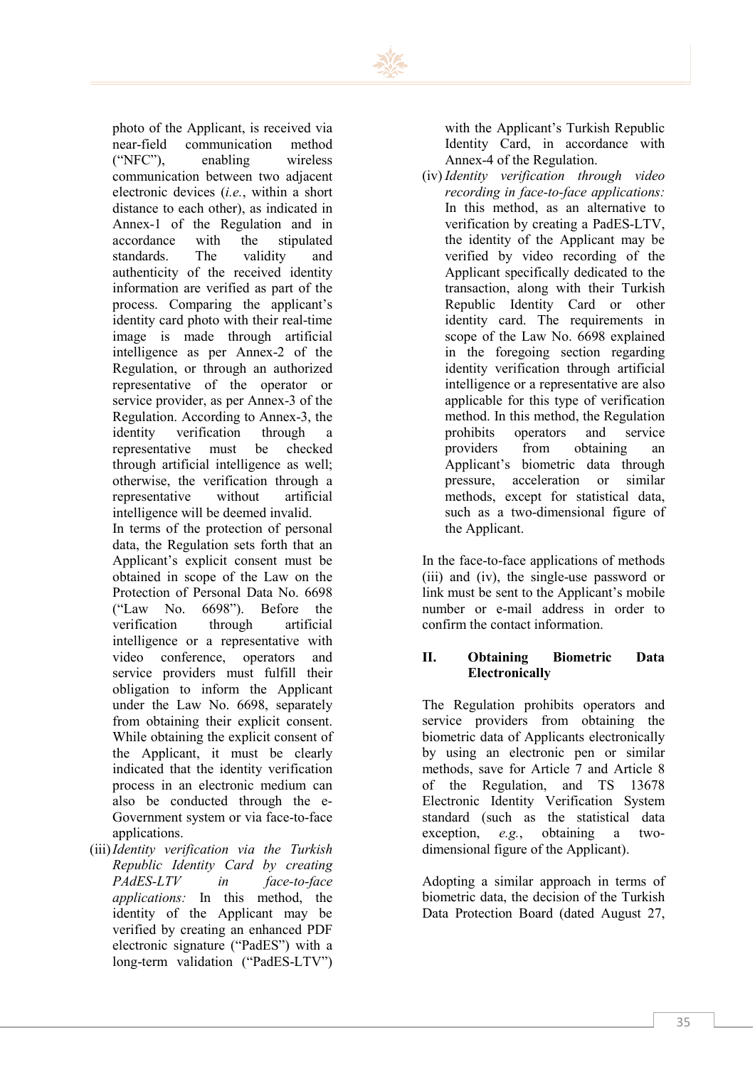photo of the Applicant, is received via near-field communication method ("NFC"), enabling wireless communication between two adjacent electronic devices (*i.e.*, within a short distance to each other), as indicated in Annex-1 of the Regulation and in accordance with the stipulated standards. The validity and authenticity of the received identity information are verified as part of the process. Comparing the applicant's identity card photo with their real-time image is made through artificial intelligence as per Annex-2 of the Regulation, or through an authorized representative of the operator or service provider, as per Annex-3 of the Regulation. According to Annex-3, the identity verification through a representative must be checked through artificial intelligence as well; otherwise, the verification through a representative without artificial intelligence will be deemed invalid.

In terms of the protection of personal data, the Regulation sets forth that an Applicant's explicit consent must be obtained in scope of the Law on the Protection of Personal Data No. 6698 ("Law No. 6698"). Before the verification through artificial intelligence or a representative with video conference, operators and service providers must fulfill their obligation to inform the Applicant under the Law No. 6698, separately from obtaining their explicit consent. While obtaining the explicit consent of the Applicant, it must be clearly indicated that the identity verification process in an electronic medium can also be conducted through the e-Government system or via face-to-face applications.

(iii) *Identity verification via the Turkish Republic Identity Card by creating PAdES-LTV in face-to-face applications:* In this method, the identity of the Applicant may be verified by creating an enhanced PDF electronic signature ("PadES") with a long-term validation ("PadES-LTV") with the Applicant's Turkish Republic Identity Card, in accordance with Annex-4 of the Regulation.

(iv) *Identity verification through video recording in face-to-face applications:* In this method, as an alternative to verification by creating a PadES-LTV, the identity of the Applicant may be verified by video recording of the Applicant specifically dedicated to the transaction, along with their Turkish Republic Identity Card or other identity card. The requirements in scope of the Law No. 6698 explained in the foregoing section regarding identity verification through artificial intelligence or a representative are also applicable for this type of verification method. In this method, the Regulation prohibits operators and service providers from obtaining an Applicant's biometric data through pressure, acceleration or similar methods, except for statistical data, such as a two-dimensional figure of the Applicant.

In the face-to-face applications of methods (iii) and (iv), the single-use password or link must be sent to the Applicant's mobile number or e-mail address in order to confirm the contact information.

## II. Obtaining Biometric Data Electronically

The Regulation prohibits operators and service providers from obtaining the biometric data of Applicants electronically by using an electronic pen or similar methods, save for Article 7 and Article 8 of the Regulation, and TS 13678 Electronic Identity Verification System standard (such as the statistical data exception, *e.g.*, obtaining a two-dimensional figure of the Applicant).

Adopting a similar approach in terms of biometric data, the decision of the Turkish Data Protection Board (dated August 27,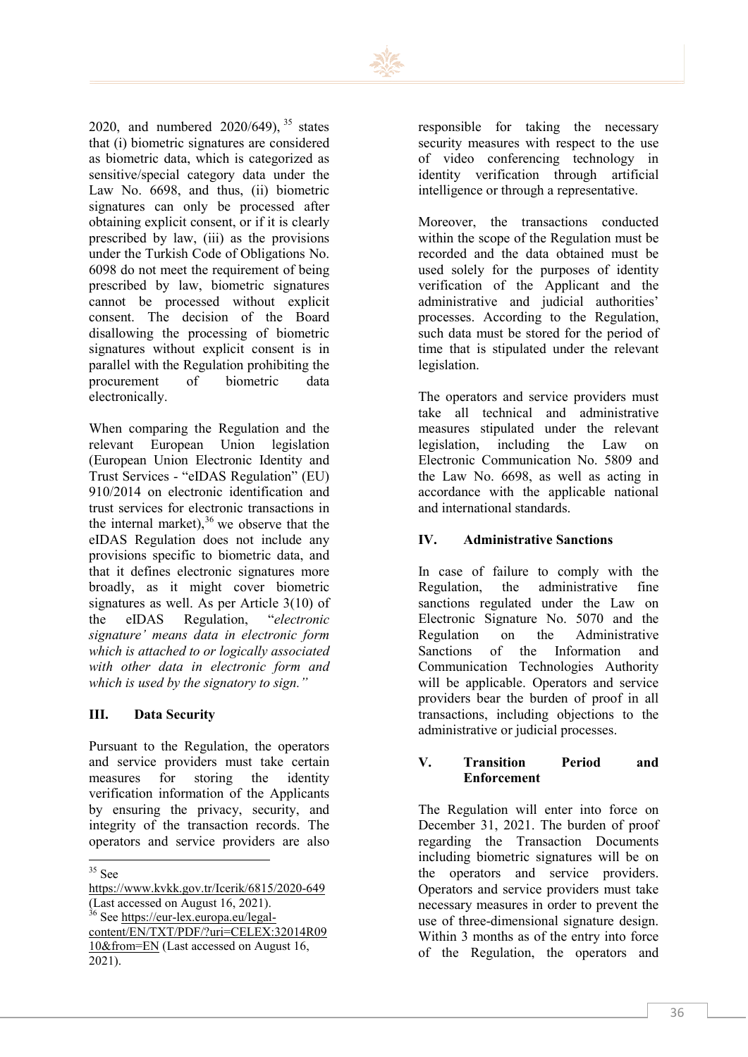2020, and numbered 2020/649),[35] states that (i) biometric signatures are considered as biometric data, which is categorized as sensitive/special category data under the Law No. 6698, and thus, (ii) biometric signatures can only be processed after obtaining explicit consent, or if it is clearly prescribed by law, (iii) as the provisions under the Turkish Code of Obligations No. 6098 do not meet the requirement of being prescribed by law, biometric signatures cannot be processed without explicit consent. The decision of the Board disallowing the processing of biometric signatures without explicit consent is in parallel with the Regulation prohibiting the procurement of biometric data electronically.

When comparing the Regulation and the relevant European Union legislation (European Union Electronic Identity and Trust Services - "eIDAS Regulation" (EU) 910/2014 on electronic identification and trust services for electronic transactions in the internal market),[36] we observe that the eIDAS Regulation does not include any provisions specific to biometric data, and that it defines electronic signatures more broadly, as it might cover biometric signatures as well. As per Article 3(10) of the eIDAS Regulation, "*electronic signature' means data in electronic form which is attached to or logically associated with other data in electronic form and which is used by the signatory to sign.*"

## III. Data Security

Pursuant to the Regulation, the operators and service providers must take certain measures for storing the identity verification information of the Applicants by ensuring the privacy, security, and integrity of the transaction records. The operators and service providers are also responsible for taking the necessary security measures with respect to the use of video conferencing technology in identity verification through artificial intelligence or through a representative.

Moreover, the transactions conducted within the scope of the Regulation must be recorded and the data obtained must be used solely for the purposes of identity verification of the Applicant and the administrative and judicial authorities' processes. According to the Regulation, such data must be stored for the period of time that is stipulated under the relevant legislation.

The operators and service providers must take all technical and administrative measures stipulated under the relevant legislation, including the Law on Electronic Communication No. 5809 and the Law No. 6698, as well as acting in accordance with the applicable national and international standards.

## IV. Administrative Sanctions

In case of failure to comply with the Regulation, the administrative fine sanctions regulated under the Law on Electronic Signature No. 5070 and the Regulation on the Administrative Sanctions of the Information and Communication Technologies Authority will be applicable. Operators and service providers bear the burden of proof in all transactions, including objections to the administrative or judicial processes.

## V. Transition Period and Enforcement

The Regulation will enter into force on December 31, 2021. The burden of proof regarding the Transaction Documents including biometric signatures will be on the operators and service providers. Operators and service providers must take necessary measures in order to prevent the use of three-dimensional signature design. Within 3 months as of the entry into force of the Regulation, the operators and

---

[35] See https://www.kvkk.gov.tr/Icerik/6815/2020-649 (Last accessed on August 16, 2021).

[36] See https://eur-lex.europa.eu/legal-content/EN/TXT/PDF/?uri=CELEX:32014R0910&from=EN (Last accessed on August 16, 2021).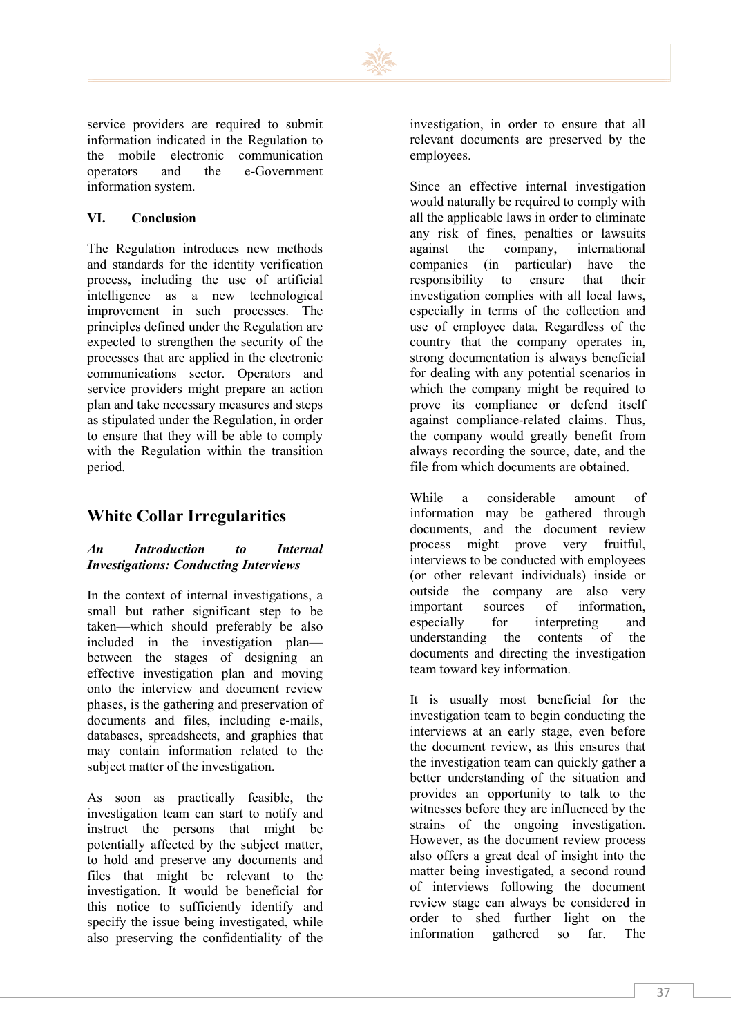service providers are required to submit information indicated in the Regulation to the mobile electronic communication operators and the e-Government information system.

### VI. Conclusion

The Regulation introduces new methods and standards for the identity verification process, including the use of artificial intelligence as a new technological improvement in such processes. The principles defined under the Regulation are expected to strengthen the security of the processes that are applied in the electronic communications sector. Operators and service providers might prepare an action plan and take necessary measures and steps as stipulated under the Regulation, in order to ensure that they will be able to comply with the Regulation within the transition period.

## White Collar Irregularities

***An Introduction to Internal Investigations: Conducting Interviews***

In the context of internal investigations, a small but rather significant step to be taken—which should preferably be also included in the investigation plan—between the stages of designing an effective investigation plan and moving onto the interview and document review phases, is the gathering and preservation of documents and files, including e-mails, databases, spreadsheets, and graphics that may contain information related to the subject matter of the investigation.

As soon as practically feasible, the investigation team can start to notify and instruct the persons that might be potentially affected by the subject matter, to hold and preserve any documents and files that might be relevant to the investigation. It would be beneficial for this notice to sufficiently identify and specify the issue being investigated, while also preserving the confidentiality of the investigation, in order to ensure that all relevant documents are preserved by the employees.

Since an effective internal investigation would naturally be required to comply with all the applicable laws in order to eliminate any risk of fines, penalties or lawsuits against the company, international companies (in particular) have the responsibility to ensure that their investigation complies with all local laws, especially in terms of the collection and use of employee data. Regardless of the country that the company operates in, strong documentation is always beneficial for dealing with any potential scenarios in which the company might be required to prove its compliance or defend itself against compliance-related claims. Thus, the company would greatly benefit from always recording the source, date, and the file from which documents are obtained.

While a considerable amount of information may be gathered through documents, and the document review process might prove very fruitful, interviews to be conducted with employees (or other relevant individuals) inside or outside the company are also very important sources of information, especially for interpreting and understanding the contents of the documents and directing the investigation team toward key information.

It is usually most beneficial for the investigation team to begin conducting the interviews at an early stage, even before the document review, as this ensures that the investigation team can quickly gather a better understanding of the situation and provides an opportunity to talk to the witnesses before they are influenced by the strains of the ongoing investigation. However, as the document review process also offers a great deal of insight into the matter being investigated, a second round of interviews following the document review stage can always be considered in order to shed further light on the information gathered so far. The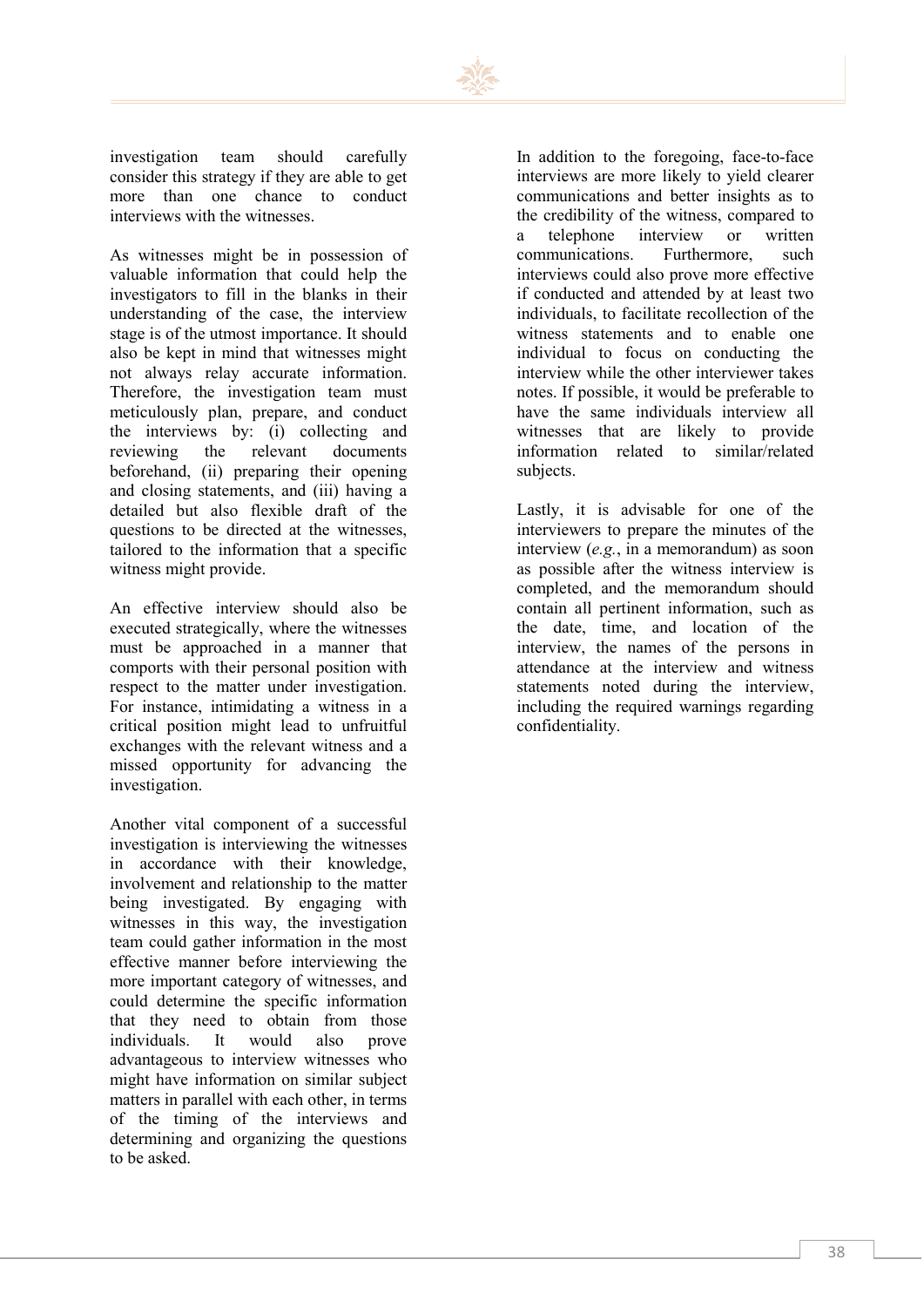investigation team should carefully consider this strategy if they are able to get more than one chance to conduct interviews with the witnesses.

As witnesses might be in possession of valuable information that could help the investigators to fill in the blanks in their understanding of the case, the interview stage is of the utmost importance. It should also be kept in mind that witnesses might not always relay accurate information. Therefore, the investigation team must meticulously plan, prepare, and conduct the interviews by: (i) collecting and reviewing the relevant documents beforehand, (ii) preparing their opening and closing statements, and (iii) having a detailed but also flexible draft of the questions to be directed at the witnesses, tailored to the information that a specific witness might provide.

An effective interview should also be executed strategically, where the witnesses must be approached in a manner that comports with their personal position with respect to the matter under investigation. For instance, intimidating a witness in a critical position might lead to unfruitful exchanges with the relevant witness and a missed opportunity for advancing the investigation.

Another vital component of a successful investigation is interviewing the witnesses in accordance with their knowledge, involvement and relationship to the matter being investigated. By engaging with witnesses in this way, the investigation team could gather information in the most effective manner before interviewing the more important category of witnesses, and could determine the specific information that they need to obtain from those individuals. It would also prove advantageous to interview witnesses who might have information on similar subject matters in parallel with each other, in terms of the timing of the interviews and determining and organizing the questions to be asked.

In addition to the foregoing, face-to-face interviews are more likely to yield clearer communications and better insights as to the credibility of the witness, compared to a telephone interview or written communications. Furthermore, such interviews could also prove more effective if conducted and attended by at least two individuals, to facilitate recollection of the witness statements and to enable one individual to focus on conducting the interview while the other interviewer takes notes. If possible, it would be preferable to have the same individuals interview all witnesses that are likely to provide information related to similar/related subjects.

Lastly, it is advisable for one of the interviewers to prepare the minutes of the interview (*e.g.*, in a memorandum) as soon as possible after the witness interview is completed, and the memorandum should contain all pertinent information, such as the date, time, and location of the interview, the names of the persons in attendance at the interview and witness statements noted during the interview, including the required warnings regarding confidentiality.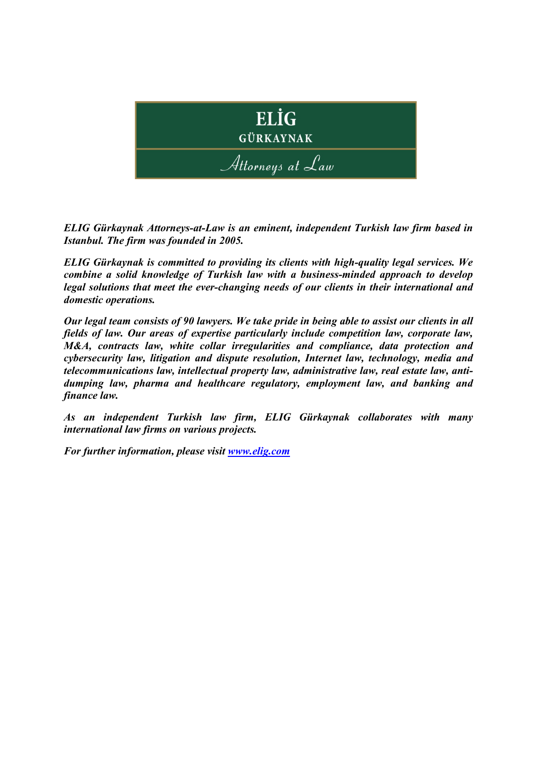**ELİG**
**GÜRKAYNAK**
*Attorneys at Law*

***ELIG Gürkaynak Attorneys-at-Law is an eminent, independent Turkish law firm based in Istanbul. The firm was founded in 2005.***

***ELIG Gürkaynak is committed to providing its clients with high-quality legal services. We combine a solid knowledge of Turkish law with a business-minded approach to develop legal solutions that meet the ever-changing needs of our clients in their international and domestic operations.***

***Our legal team consists of 90 lawyers. We take pride in being able to assist our clients in all fields of law. Our areas of expertise particularly include competition law, corporate law, M&A, contracts law, white collar irregularities and compliance, data protection and cybersecurity law, litigation and dispute resolution, Internet law, technology, media and telecommunications law, intellectual property law, administrative law, real estate law, anti-dumping law, pharma and healthcare regulatory, employment law, and banking and finance law.***

***As an independent Turkish law firm, ELIG Gürkaynak collaborates with many international law firms on various projects.***

***For further information, please visit [www.elig.com](http://www.elig.com)***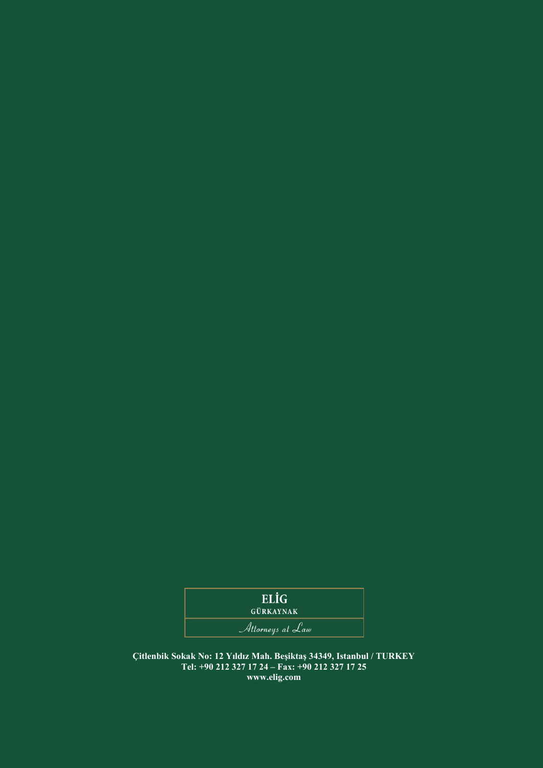ELİG

GÜRKAYNAK

*Attorneys at Law*

**Çitlenbik Sokak No: 12 Yıldız Mah. Beşiktaş 34349, Istanbul / TURKEY**
**Tel: +90 212 327 17 24 – Fax: +90 212 327 17 25**
**www.elig.com**